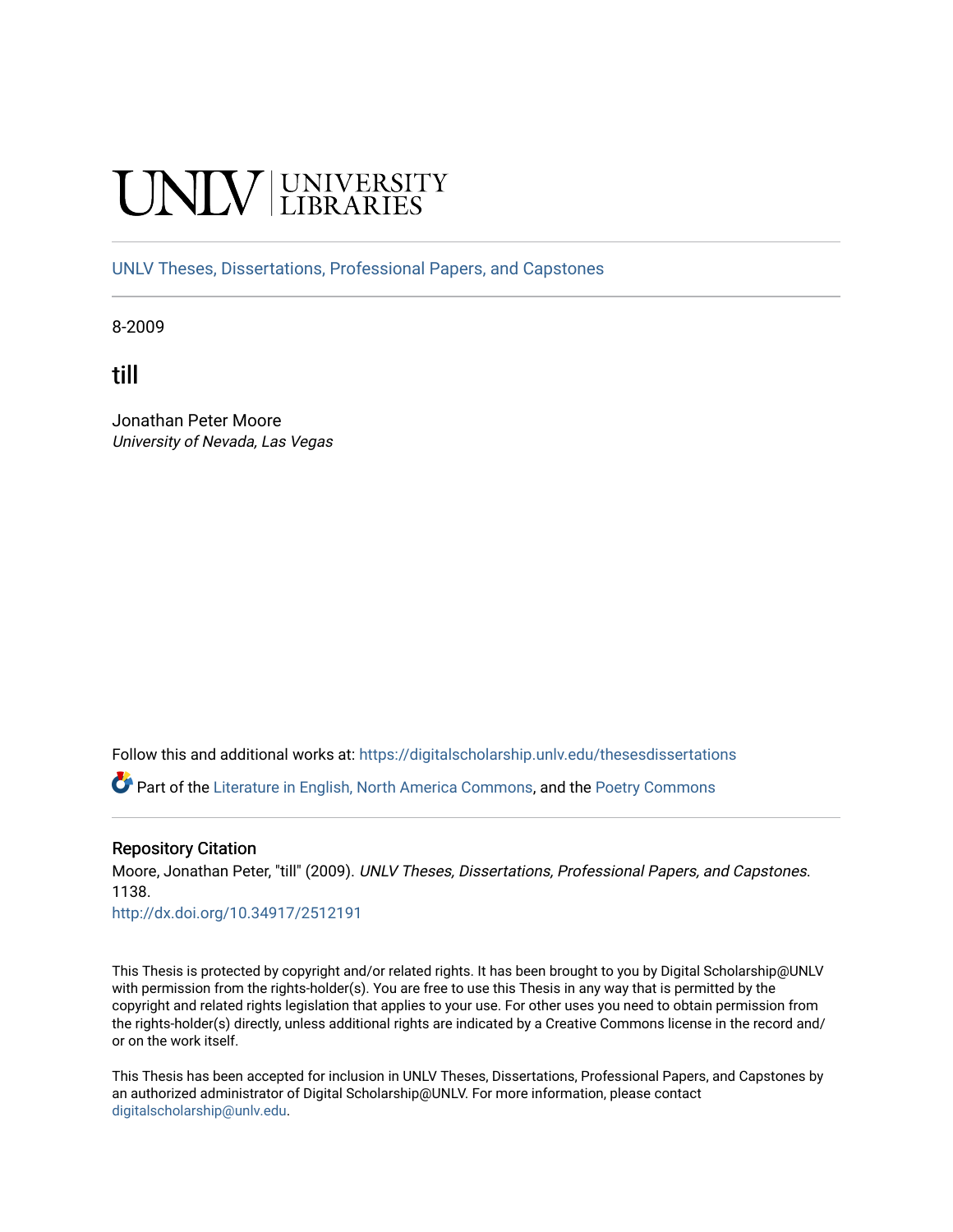UNLV | UNIVERSITY LIBRARIES

UNLV Theses, Dissertations, Professional Papers, and Capstones

8-2009

# till

Jonathan Peter Moore
*University of Nevada, Las Vegas*

Follow this and additional works at: https://digitalscholarship.unlv.edu/thesesdissertations

Part of the Literature in English, North America Commons, and the Poetry Commons

## Repository Citation

Moore, Jonathan Peter, "till" (2009). *UNLV Theses, Dissertations, Professional Papers, and Capstones*. 1138.
http://dx.doi.org/10.34917/2512191

This Thesis is protected by copyright and/or related rights. It has been brought to you by Digital Scholarship@UNLV with permission from the rights-holder(s). You are free to use this Thesis in any way that is permitted by the copyright and related rights legislation that applies to your use. For other uses you need to obtain permission from the rights-holder(s) directly, unless additional rights are indicated by a Creative Commons license in the record and/or on the work itself.

This Thesis has been accepted for inclusion in UNLV Theses, Dissertations, Professional Papers, and Capstones by an authorized administrator of Digital Scholarship@UNLV. For more information, please contact digitalscholarship@unlv.edu.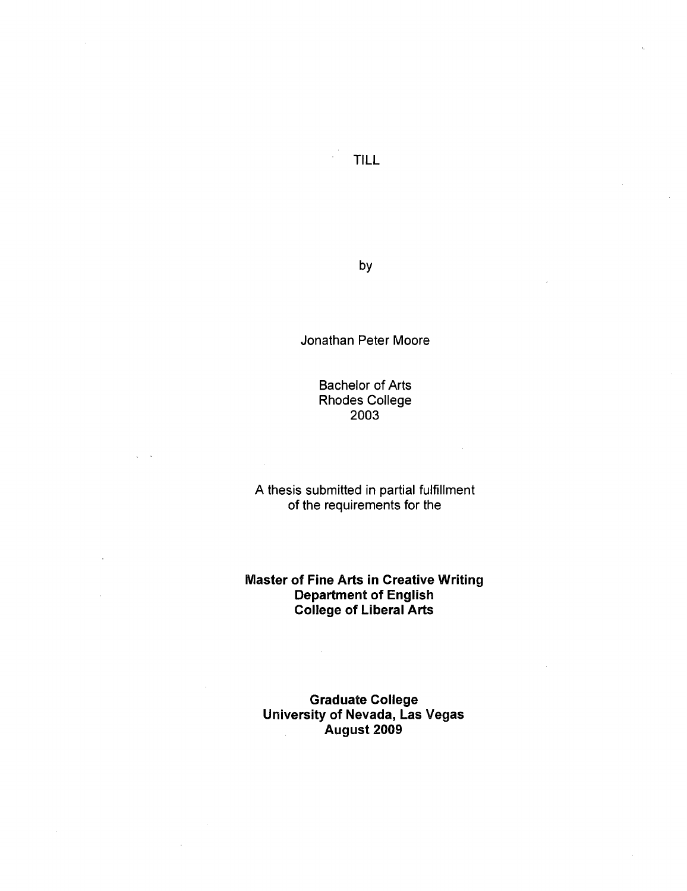# TILL

by

Jonathan Peter Moore

Bachelor of Arts
Rhodes College
2003

A thesis submitted in partial fulfillment
of the requirements for the

**Master of Fine Arts in Creative Writing**
**Department of English**
**College of Liberal Arts**

**Graduate College**
**University of Nevada, Las Vegas**
**August 2009**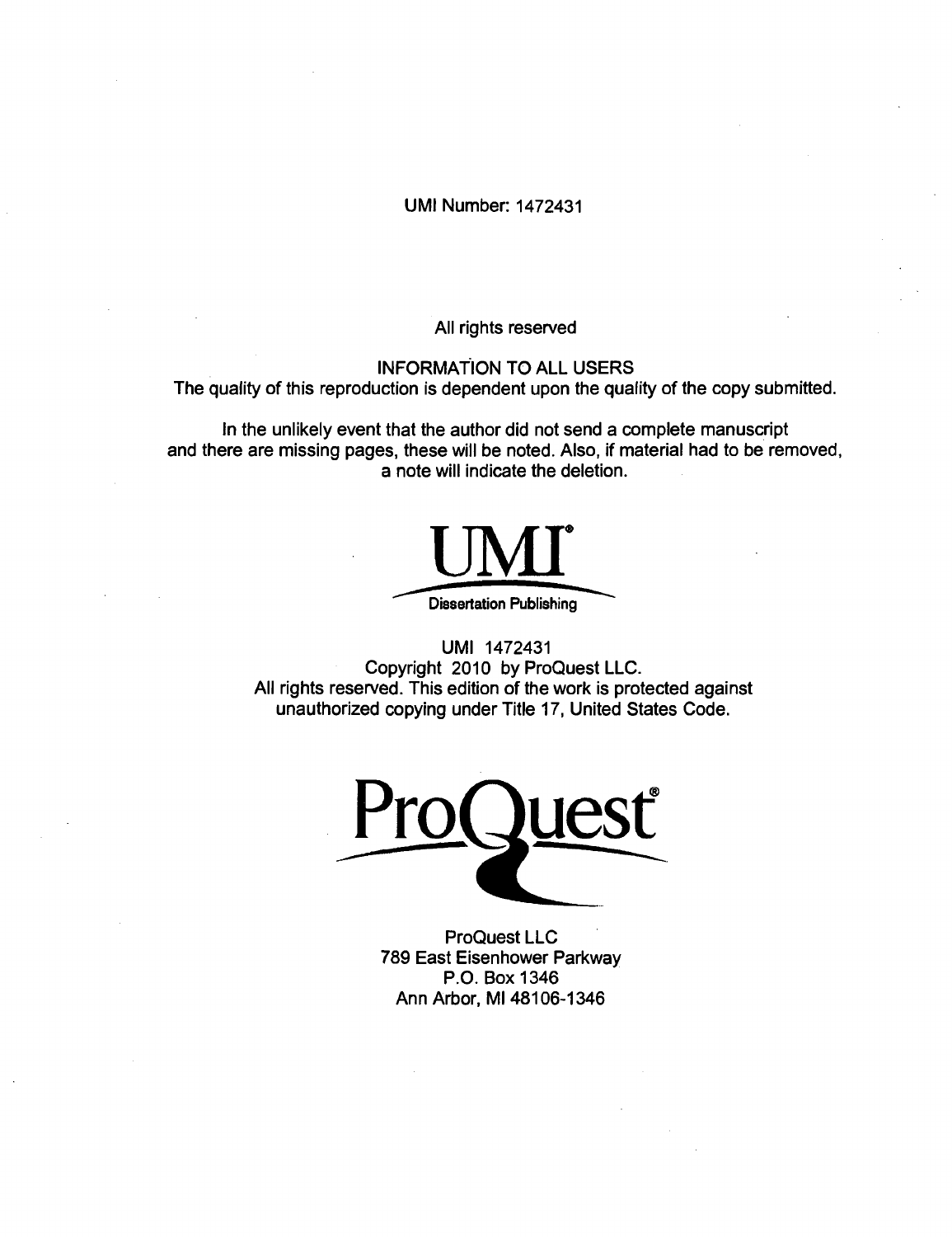UMI Number: 1472431

All rights reserved

INFORMATION TO ALL USERS
The quality of this reproduction is dependent upon the quality of the copy submitted.

In the unlikely event that the author did not send a complete manuscript and there are missing pages, these will be noted. Also, if material had to be removed, a note will indicate the deletion.

UMI®

Dissertation Publishing

UMI 1472431
Copyright 2010 by ProQuest LLC.
All rights reserved. This edition of the work is protected against unauthorized copying under Title 17, United States Code.

ProQuest®

ProQuest LLC
789 East Eisenhower Parkway
P.O. Box 1346
Ann Arbor, MI 48106-1346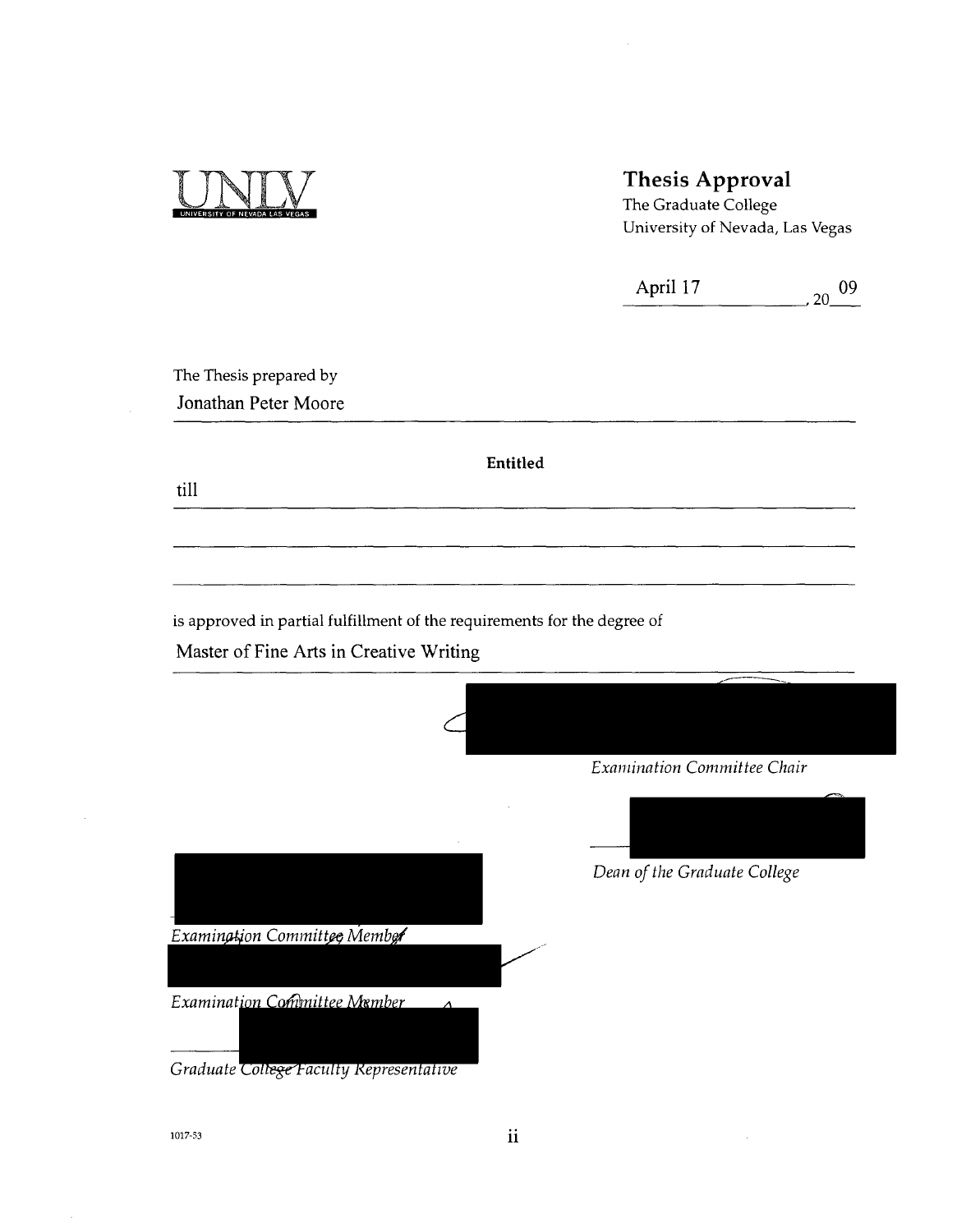UNLV
UNIVERSITY OF NEVADA LAS VEGAS

## Thesis Approval

The Graduate College
University of Nevada, Las Vegas

April 17, 2009

The Thesis prepared by

Jonathan Peter Moore

**Entitled**

till

is approved in partial fulfillment of the requirements for the degree of

Master of Fine Arts in Creative Writing

*Examination Committee Chair*

*Dean of the Graduate College*

*Examination Committee Member*

*Examination Committee Member*

*Graduate College Faculty Representative*

1017-53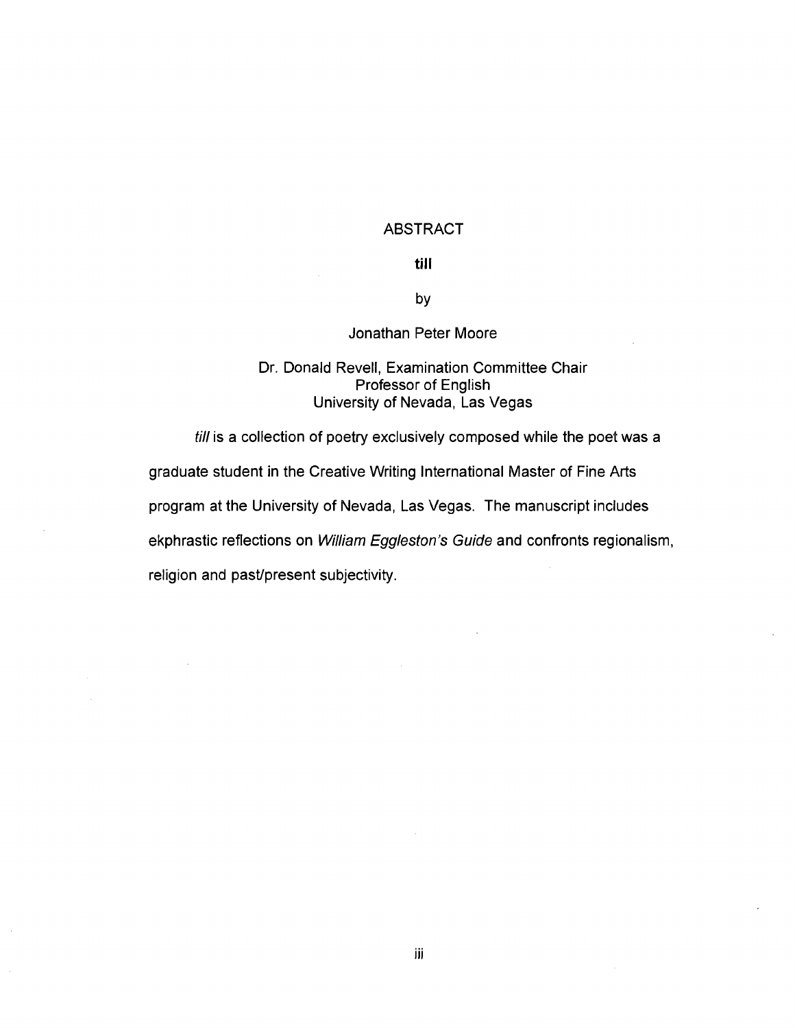# ABSTRACT

**till**

by

Jonathan Peter Moore

Dr. Donald Revell, Examination Committee Chair
Professor of English
University of Nevada, Las Vegas

*till* is a collection of poetry exclusively composed while the poet was a graduate student in the Creative Writing International Master of Fine Arts program at the University of Nevada, Las Vegas. The manuscript includes ekphrastic reflections on *William Eggleston's Guide* and confronts regionalism, religion and past/present subjectivity.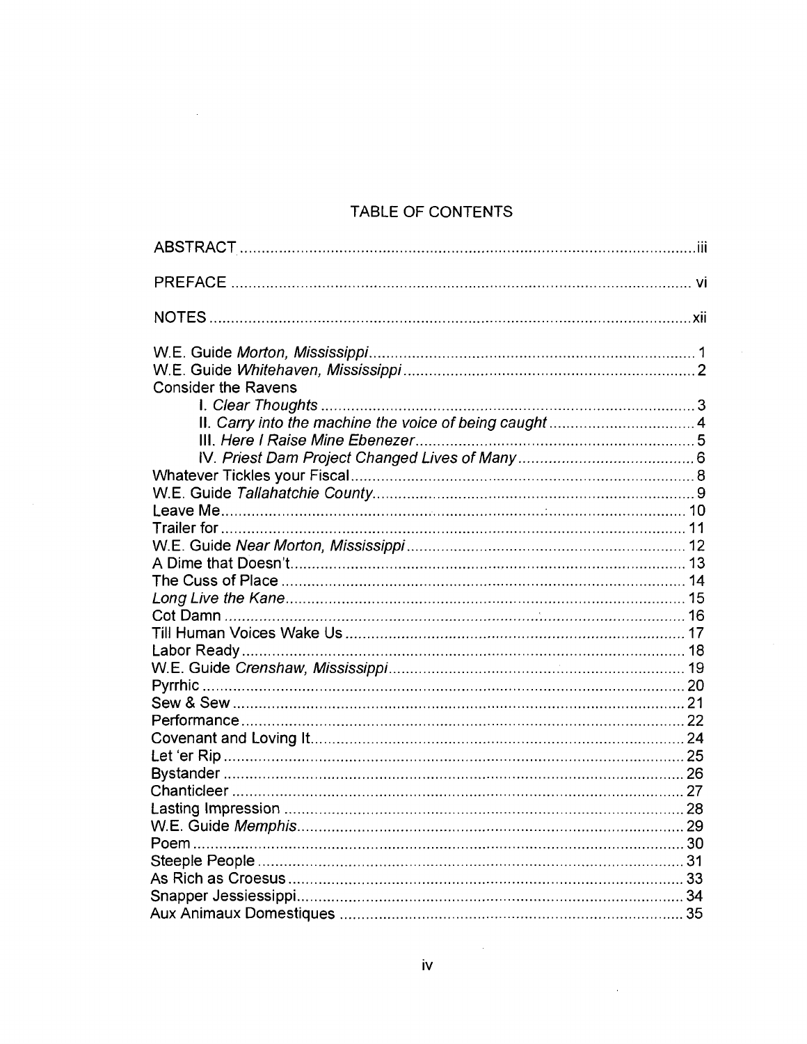# TABLE OF CONTENTS

| | |
|---|---|
| ABSTRACT | iii |
| PREFACE | vi |
| NOTES | xii |
| W.E. Guide *Morton, Mississippi* | 1 |
| W.E. Guide *Whitehaven, Mississippi* | 2 |
| Consider the Ravens | |
| I. *Clear Thoughts* | 3 |
| II. *Carry into the machine the voice of being caught* | 4 |
| III. *Here I Raise Mine Ebenezer* | 5 |
| IV. *Priest Dam Project Changed Lives of Many* | 6 |
| Whatever Tickles your Fiscal | 8 |
| W.E. Guide *Tallahatchie County* | 9 |
| Leave Me | 10 |
| Trailer for | 11 |
| W.E. Guide *Near Morton, Mississippi* | 12 |
| A Dime that Doesn't | 13 |
| The Cuss of Place | 14 |
| *Long Live the Kane* | 15 |
| Cot Damn | 16 |
| Till Human Voices Wake Us | 17 |
| Labor Ready | 18 |
| W.E. Guide *Crenshaw, Mississippi* | 19 |
| Pyrrhic | 20 |
| Sew & Sew | 21 |
| Performance | 22 |
| Covenant and Loving It | 24 |
| Let 'er Rip | 25 |
| Bystander | 26 |
| Chanticleer | 27 |
| Lasting Impression | 28 |
| W.E. Guide *Memphis* | 29 |
| Poem | 30 |
| Steeple People | 31 |
| As Rich as Croesus | 33 |
| Snapper Jessiessippi | 34 |
| Aux Animaux Domestiques | 35 |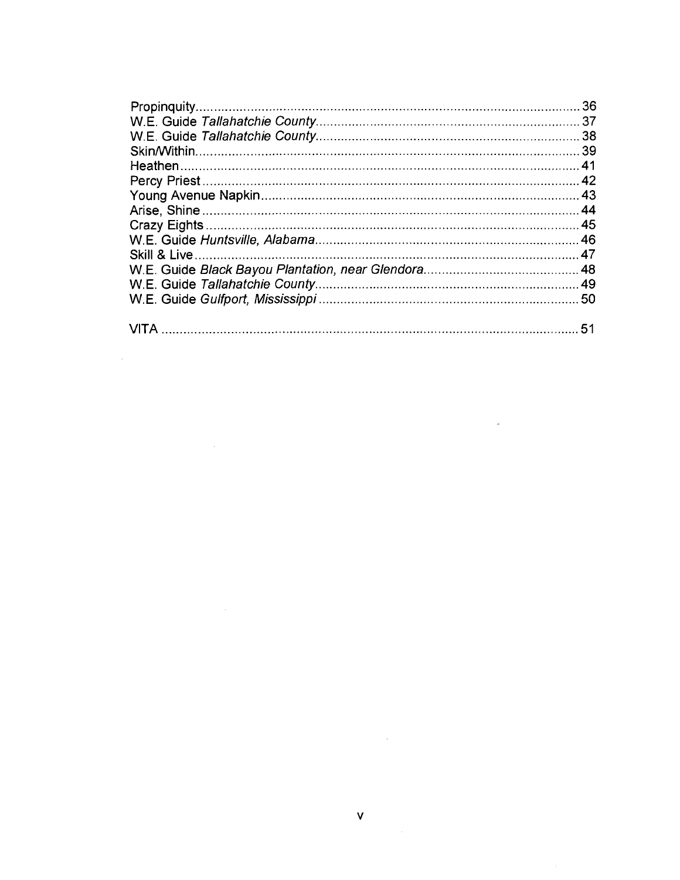Propinquity........................................................................................................36
W.E. Guide *Tallahatchie County*........................................................................37
W.E. Guide *Tallahatchie County*........................................................................38
Skin/Within........................................................................................................39
Heathen.............................................................................................................41
Percy Priest.......................................................................................................42
Young Avenue Napkin.......................................................................................43
Arise, Shine.......................................................................................................44
Crazy Eights......................................................................................................45
W.E. Guide *Huntsville, Alabama*........................................................................46
Skill & Live.........................................................................................................47
W.E. Guide *Black Bayou Plantation, near Glendora*..........................................48
W.E. Guide *Tallahatchie County*........................................................................49
W.E. Guide *Gulfport, Mississippi*.......................................................................50

VITA..................................................................................................................51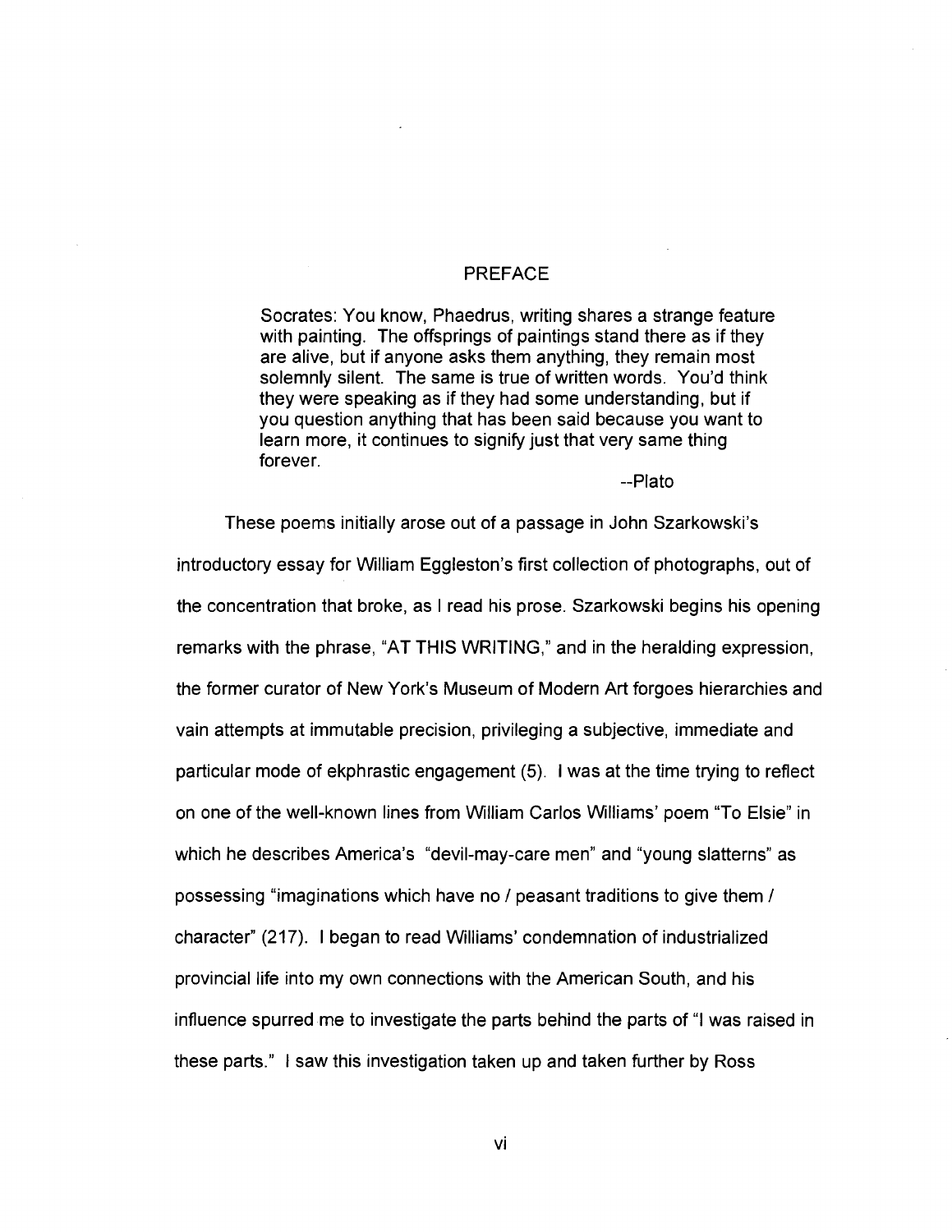# PREFACE

> Socrates: You know, Phaedrus, writing shares a strange feature with painting. The offsprings of paintings stand there as if they are alive, but if anyone asks them anything, they remain most solemnly silent. The same is true of written words. You'd think they were speaking as if they had some understanding, but if you question anything that has been said because you want to learn more, it continues to signify just that very same thing forever.
>
> --Plato

These poems initially arose out of a passage in John Szarkowski's introductory essay for William Eggleston's first collection of photographs, out of the concentration that broke, as I read his prose. Szarkowski begins his opening remarks with the phrase, "AT THIS WRITING," and in the heralding expression, the former curator of New York's Museum of Modern Art forgoes hierarchies and vain attempts at immutable precision, privileging a subjective, immediate and particular mode of ekphrastic engagement (5). I was at the time trying to reflect on one of the well-known lines from William Carlos Williams' poem "To Elsie" in which he describes America's "devil-may-care men" and "young slatterns" as possessing "imaginations which have no / peasant traditions to give them / character" (217). I began to read Williams' condemnation of industrialized provincial life into my own connections with the American South, and his influence spurred me to investigate the parts behind the parts of "I was raised in these parts." I saw this investigation taken up and taken further by Ross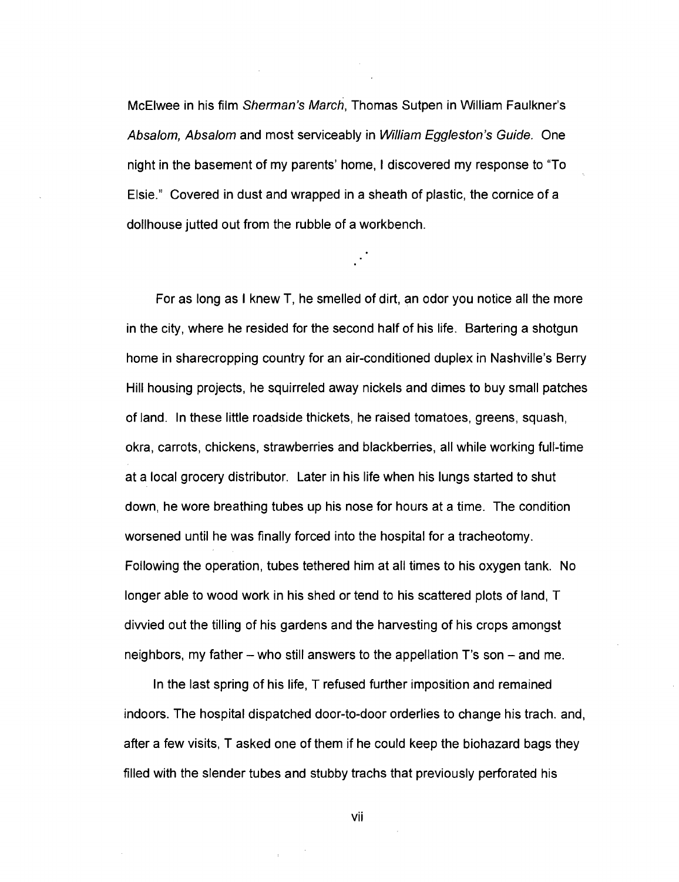McElwee in his film *Sherman's March*, Thomas Sutpen in William Faulkner's *Absalom, Absalom* and most serviceably in *William Eggleston's Guide.* One night in the basement of my parents' home, I discovered my response to "To Elsie." Covered in dust and wrapped in a sheath of plastic, the cornice of a dollhouse jutted out from the rubble of a workbench.

. · ˙

For as long as I knew T, he smelled of dirt, an odor you notice all the more in the city, where he resided for the second half of his life. Bartering a shotgun home in sharecropping country for an air-conditioned duplex in Nashville's Berry Hill housing projects, he squirreled away nickels and dimes to buy small patches of land. In these little roadside thickets, he raised tomatoes, greens, squash, okra, carrots, chickens, strawberries and blackberries, all while working full-time at a local grocery distributor. Later in his life when his lungs started to shut down, he wore breathing tubes up his nose for hours at a time. The condition worsened until he was finally forced into the hospital for a tracheotomy. Following the operation, tubes tethered him at all times to his oxygen tank. No longer able to wood work in his shed or tend to his scattered plots of land, T divvied out the tilling of his gardens and the harvesting of his crops amongst neighbors, my father – who still answers to the appellation T's son – and me.

In the last spring of his life, T refused further imposition and remained indoors. The hospital dispatched door-to-door orderlies to change his trach. and, after a few visits, T asked one of them if he could keep the biohazard bags they filled with the slender tubes and stubby trachs that previously perforated his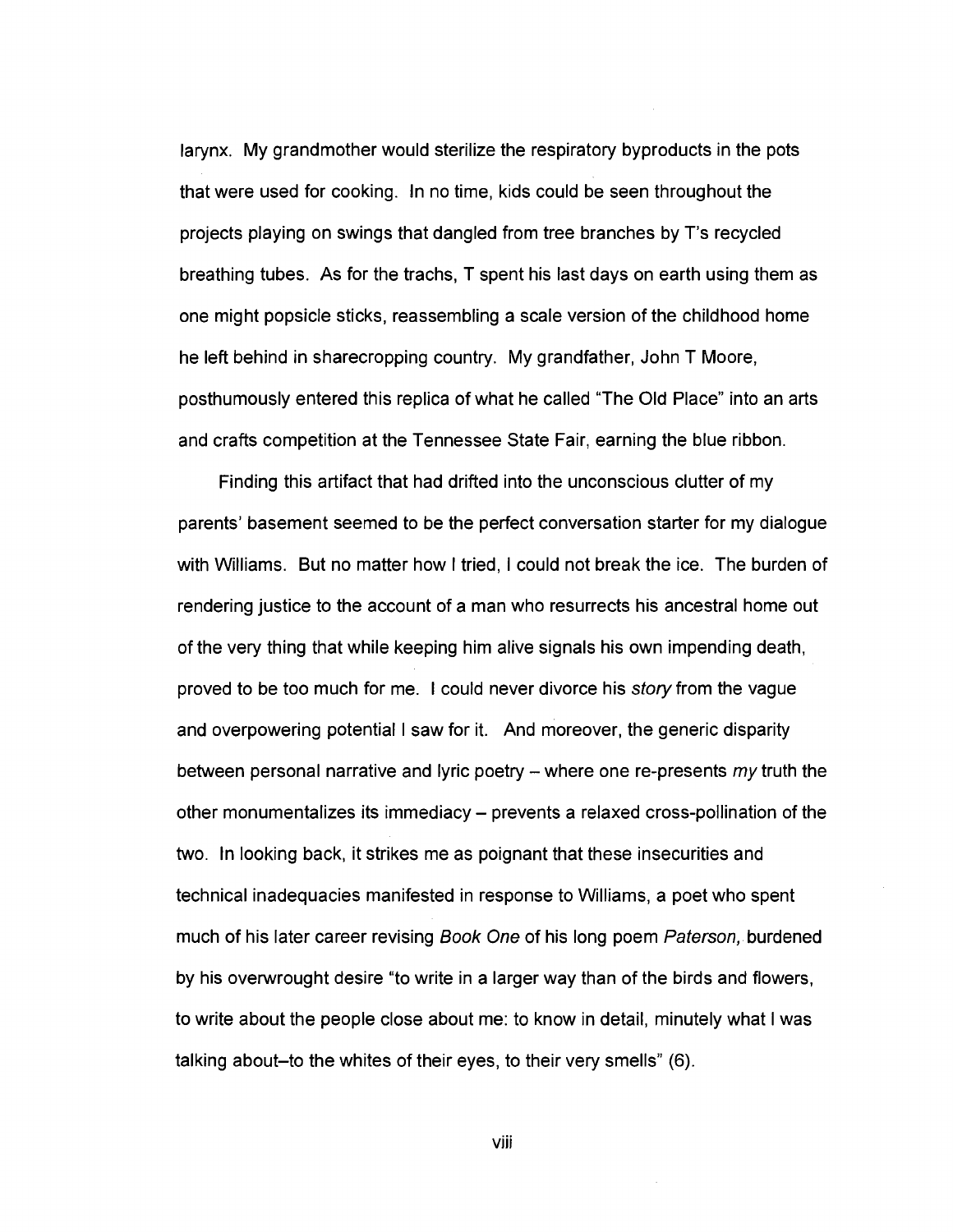larynx. My grandmother would sterilize the respiratory byproducts in the pots that were used for cooking. In no time, kids could be seen throughout the projects playing on swings that dangled from tree branches by T's recycled breathing tubes. As for the trachs, T spent his last days on earth using them as one might popsicle sticks, reassembling a scale version of the childhood home he left behind in sharecropping country. My grandfather, John T Moore, posthumously entered this replica of what he called "The Old Place" into an arts and crafts competition at the Tennessee State Fair, earning the blue ribbon.

Finding this artifact that had drifted into the unconscious clutter of my parents' basement seemed to be the perfect conversation starter for my dialogue with Williams. But no matter how I tried, I could not break the ice. The burden of rendering justice to the account of a man who resurrects his ancestral home out of the very thing that while keeping him alive signals his own impending death, proved to be too much for me. I could never divorce his *story* from the vague and overpowering potential I saw for it. And moreover, the generic disparity between personal narrative and lyric poetry – where one re-presents *my* truth the other monumentalizes its immediacy – prevents a relaxed cross-pollination of the two. In looking back, it strikes me as poignant that these insecurities and technical inadequacies manifested in response to Williams, a poet who spent much of his later career revising *Book One* of his long poem *Paterson*, burdened by his overwrought desire "to write in a larger way than of the birds and flowers, to write about the people close about me: to know in detail, minutely what I was talking about–to the whites of their eyes, to their very smells" (6).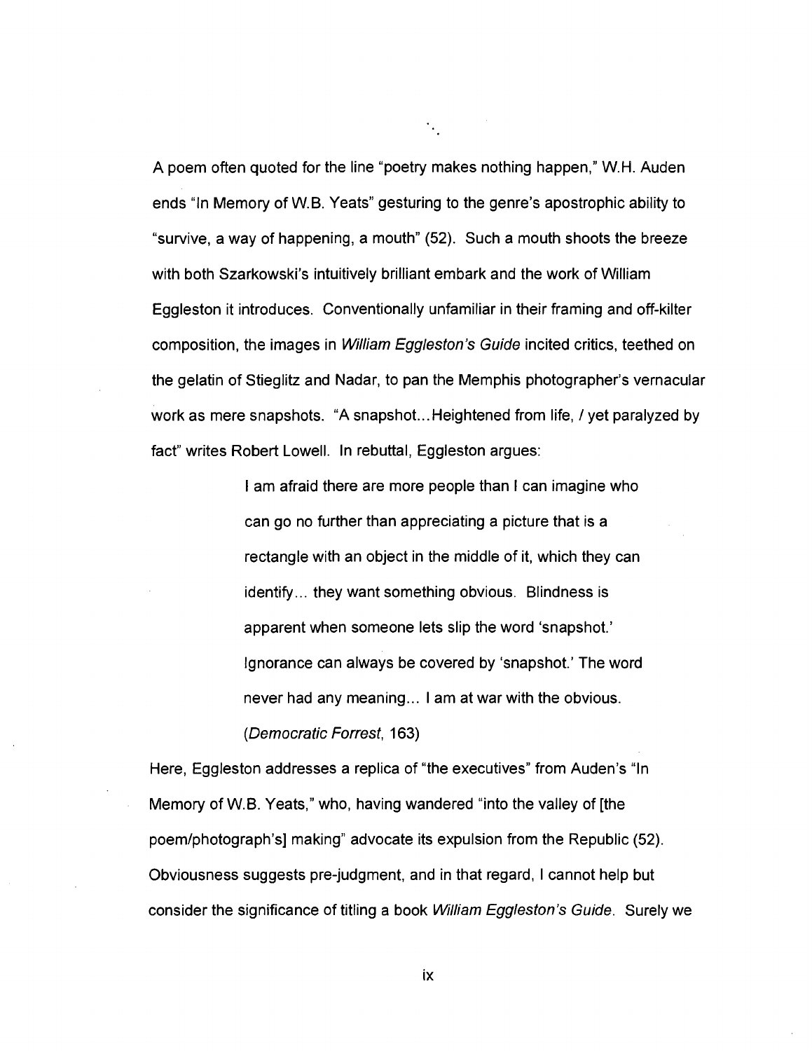A poem often quoted for the line "poetry makes nothing happen," W.H. Auden ends "In Memory of W.B. Yeats" gesturing to the genre's apostrophic ability to "survive, a way of happening, a mouth" (52). Such a mouth shoots the breeze with both Szarkowski's intuitively brilliant embark and the work of William Eggleston it introduces. Conventionally unfamiliar in their framing and off-kilter composition, the images in *William Eggleston's Guide* incited critics, teethed on the gelatin of Stieglitz and Nadar, to pan the Memphis photographer's vernacular work as mere snapshots. "A snapshot...Heightened from life, / yet paralyzed by fact" writes Robert Lowell. In rebuttal, Eggleston argues:

> I am afraid there are more people than I can imagine who can go no further than appreciating a picture that is a rectangle with an object in the middle of it, which they can identify... they want something obvious. Blindness is apparent when someone lets slip the word 'snapshot.' Ignorance can always be covered by 'snapshot.' The word never had any meaning... I am at war with the obvious. (*Democratic Forrest*, 163)

Here, Eggleston addresses a replica of "the executives" from Auden's "In Memory of W.B. Yeats," who, having wandered "into the valley of [the poem/photograph's] making" advocate its expulsion from the Republic (52). Obviousness suggests pre-judgment, and in that regard, I cannot help but consider the significance of titling a book *William Eggleston's Guide*. Surely we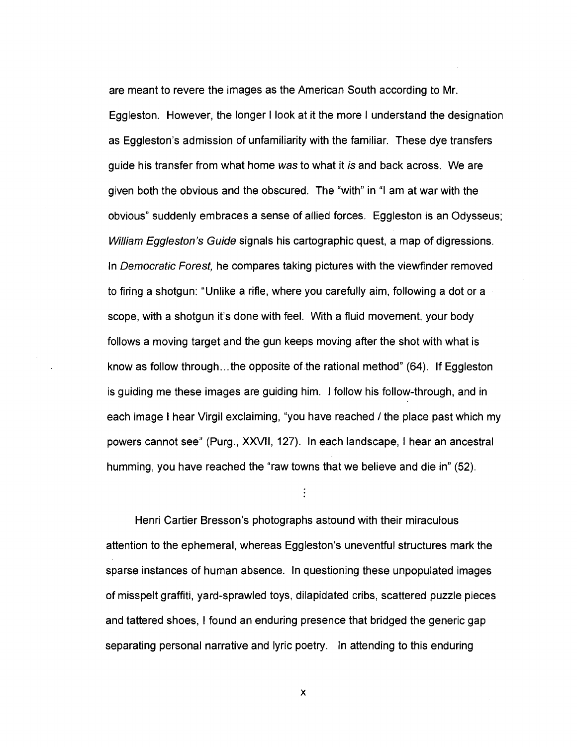are meant to revere the images as the American South according to Mr. Eggleston. However, the longer I look at it the more I understand the designation as Eggleston's admission of unfamiliarity with the familiar. These dye transfers guide his transfer from what home *was* to what it *is* and back across. We are given both the obvious and the obscured. The "with" in "I am at war with the obvious" suddenly embraces a sense of allied forces. Eggleston is an Odysseus; *William Eggleston's Guide* signals his cartographic quest, a map of digressions. In *Democratic Forest,* he compares taking pictures with the viewfinder removed to firing a shotgun: "Unlike a rifle, where you carefully aim, following a dot or a scope, with a shotgun it's done with feel. With a fluid movement, your body follows a moving target and the gun keeps moving after the shot with what is know as follow through…the opposite of the rational method" (64). If Eggleston is guiding me these images are guiding him. I follow his follow-through, and in each image I hear Virgil exclaiming, "you have reached / the place past which my powers cannot see" (Purg., XXVII, 127). In each landscape, I hear an ancestral humming, you have reached the "raw towns that we believe and die in" (52).

⋮

Henri Cartier Bresson's photographs astound with their miraculous attention to the ephemeral, whereas Eggleston's uneventful structures mark the sparse instances of human absence. In questioning these unpopulated images of misspelt graffiti, yard-sprawled toys, dilapidated cribs, scattered puzzle pieces and tattered shoes, I found an enduring presence that bridged the generic gap separating personal narrative and lyric poetry. In attending to this enduring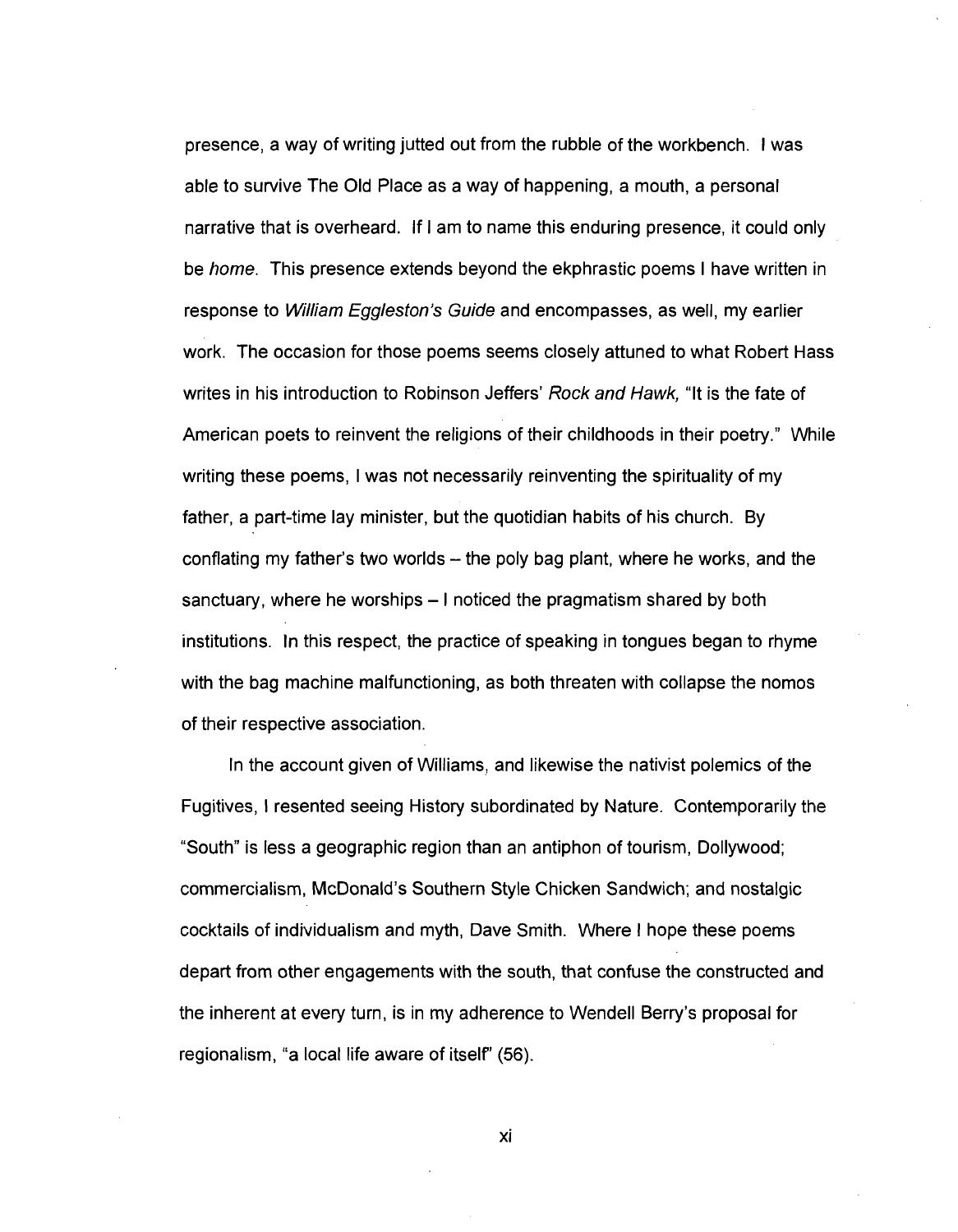presence, a way of writing jutted out from the rubble of the workbench. I was able to survive The Old Place as a way of happening, a mouth, a personal narrative that is overheard. If I am to name this enduring presence, it could only be *home*. This presence extends beyond the ekphrastic poems I have written in response to *William Eggleston's Guide* and encompasses, as well, my earlier work. The occasion for those poems seems closely attuned to what Robert Hass writes in his introduction to Robinson Jeffers' *Rock and Hawk,* "It is the fate of American poets to reinvent the religions of their childhoods in their poetry." While writing these poems, I was not necessarily reinventing the spirituality of my father, a part-time lay minister, but the quotidian habits of his church. By conflating my father's two worlds – the poly bag plant, where he works, and the sanctuary, where he worships – I noticed the pragmatism shared by both institutions. In this respect, the practice of speaking in tongues began to rhyme with the bag machine malfunctioning, as both threaten with collapse the nomos of their respective association.

In the account given of Williams, and likewise the nativist polemics of the Fugitives, I resented seeing History subordinated by Nature. Contemporarily the "South" is less a geographic region than an antiphon of tourism, Dollywood; commercialism, McDonald's Southern Style Chicken Sandwich; and nostalgic cocktails of individualism and myth, Dave Smith. Where I hope these poems depart from other engagements with the south, that confuse the constructed and the inherent at every turn, is in my adherence to Wendell Berry's proposal for regionalism, "a local life aware of itself" (56).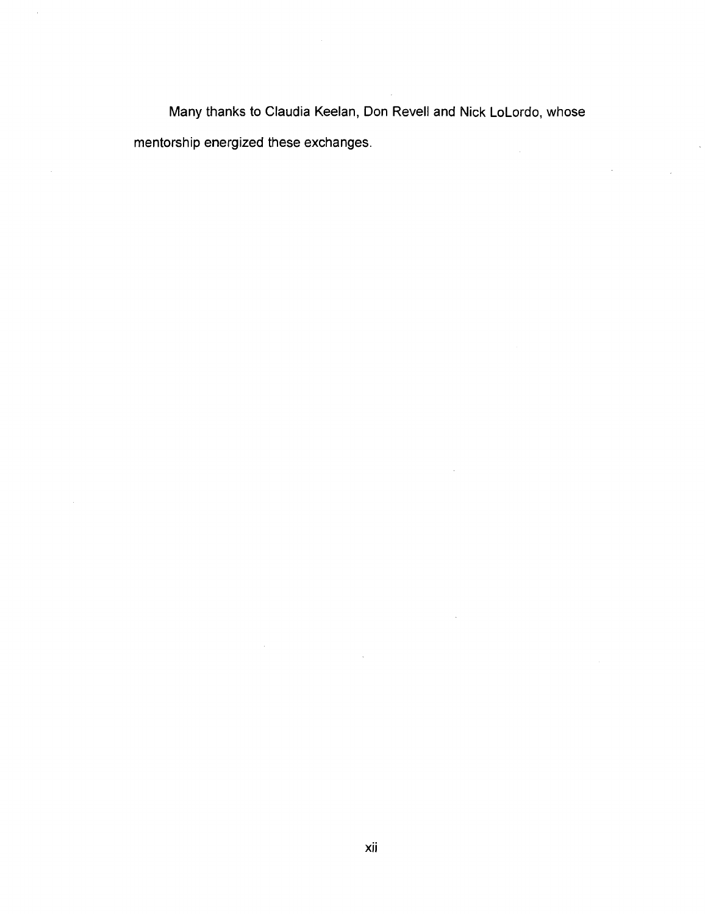Many thanks to Claudia Keelan, Don Revell and Nick LoLordo, whose mentorship energized these exchanges.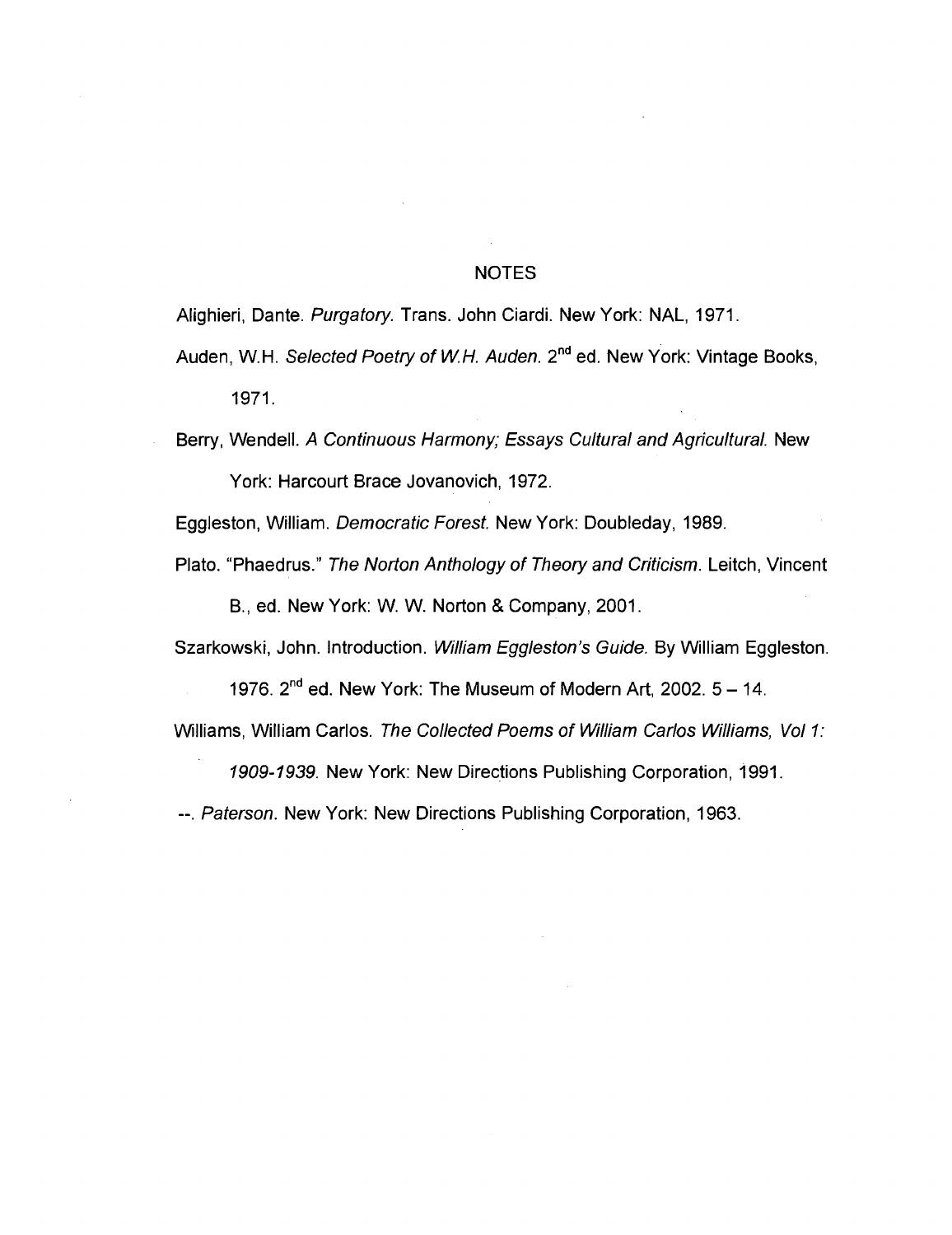# NOTES

Alighieri, Dante. *Purgatory.* Trans. John Ciardi. New York: NAL, 1971.

Auden, W.H. *Selected Poetry of W.H. Auden.* 2nd ed. New York: Vintage Books, 1971.

Berry, Wendell. *A Continuous Harmony; Essays Cultural and Agricultural.* New York: Harcourt Brace Jovanovich, 1972.

Eggleston, William. *Democratic Forest.* New York: Doubleday, 1989.

Plato. "Phaedrus." *The Norton Anthology of Theory and Criticism.* Leitch, Vincent B., ed. New York: W. W. Norton & Company, 2001.

Szarkowski, John. Introduction. *William Eggleston's Guide.* By William Eggleston. 1976. 2nd ed. New York: The Museum of Modern Art, 2002. 5 – 14.

Williams, William Carlos. *The Collected Poems of William Carlos Williams, Vol 1: 1909-1939.* New York: New Directions Publishing Corporation, 1991.

--. *Paterson.* New York: New Directions Publishing Corporation, 1963.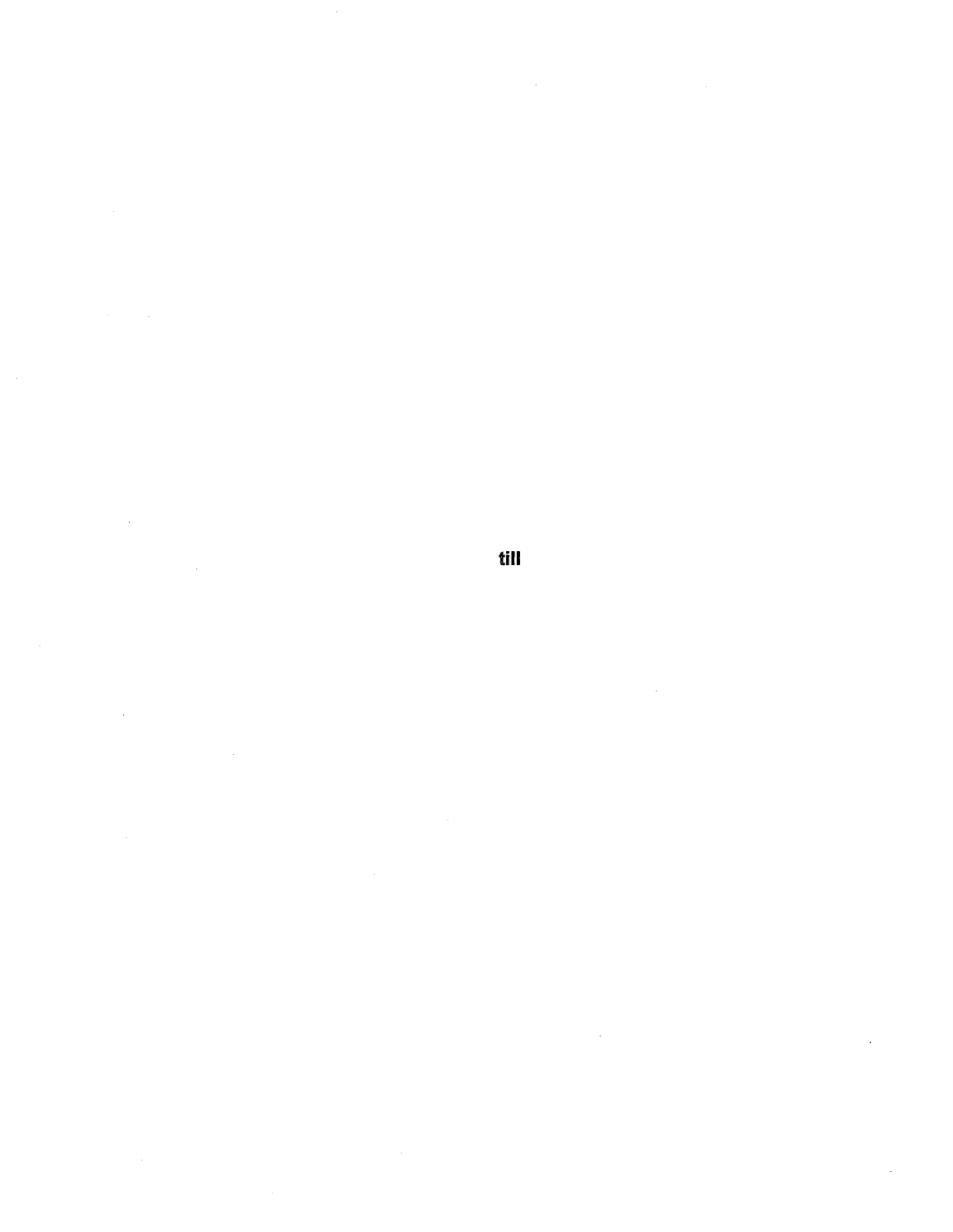till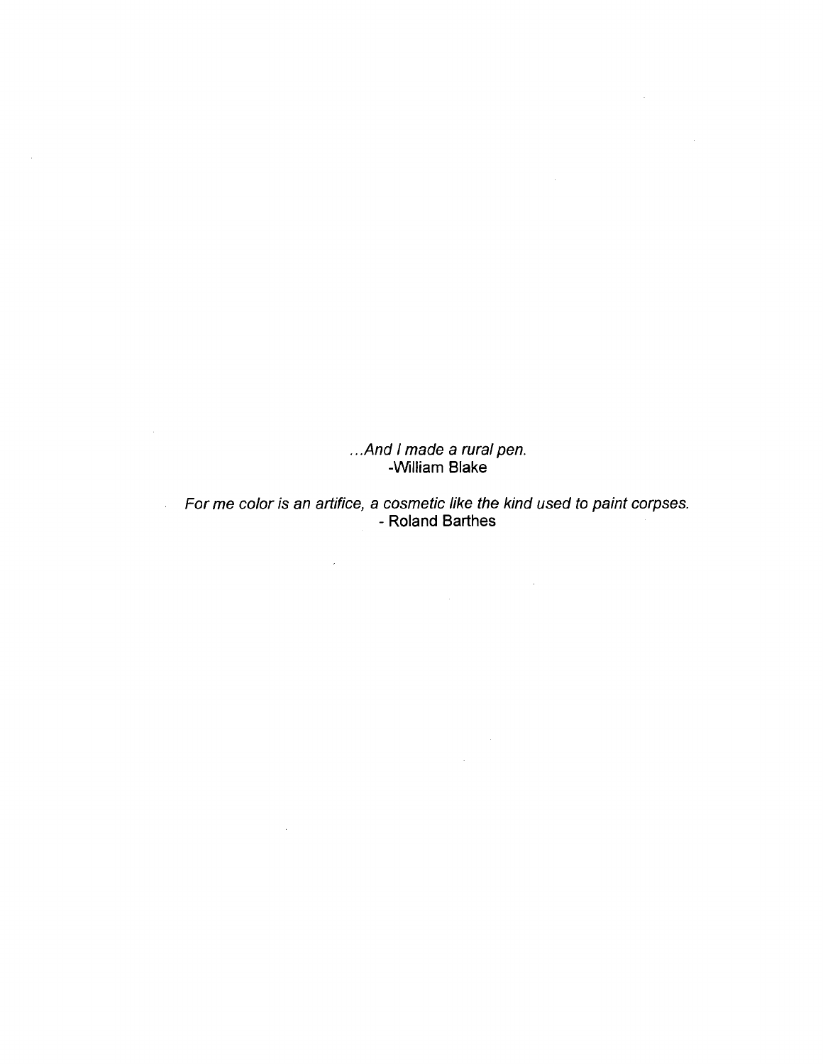*...And I made a rural pen.*
-William Blake

*For me color is an artifice, a cosmetic like the kind used to paint corpses.*
- Roland Barthes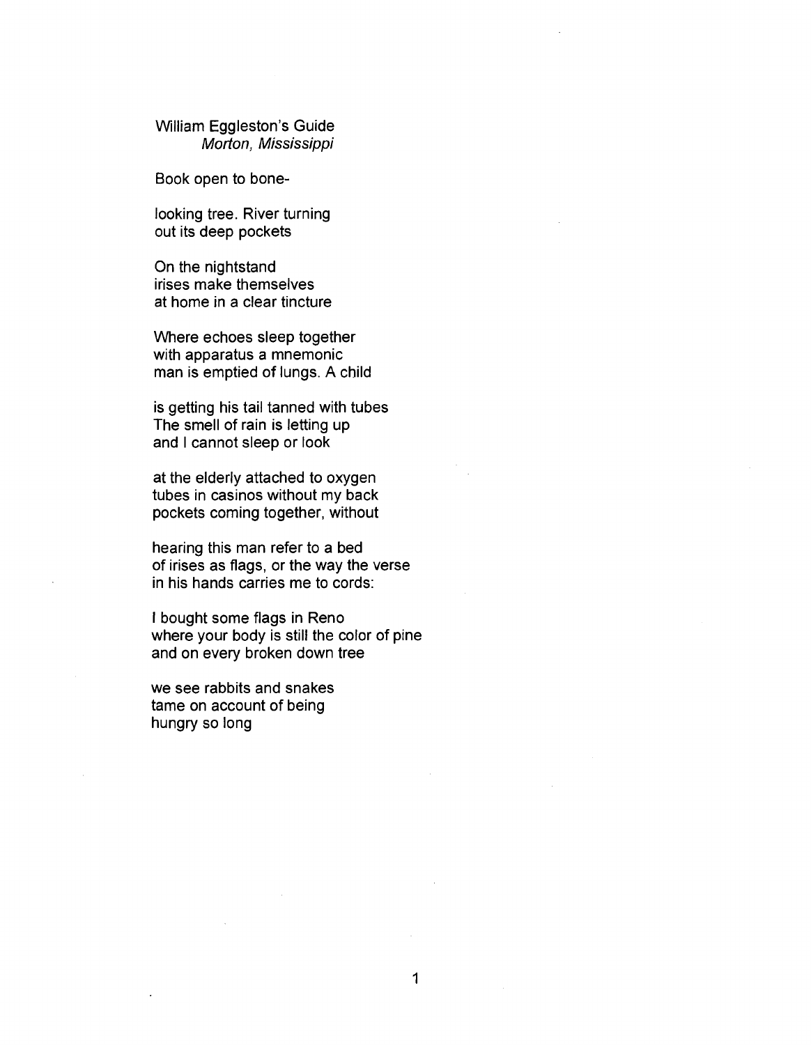William Eggleston's Guide
*Morton, Mississippi*

Book open to bone-

looking tree. River turning
out its deep pockets

On the nightstand
irises make themselves
at home in a clear tincture

Where echoes sleep together
with apparatus a mnemonic
man is emptied of lungs. A child

is getting his tail tanned with tubes
The smell of rain is letting up
and I cannot sleep or look

at the elderly attached to oxygen
tubes in casinos without my back
pockets coming together, without

hearing this man refer to a bed
of irises as flags, or the way the verse
in his hands carries me to cords:

I bought some flags in Reno
where your body is still the color of pine
and on every broken down tree

we see rabbits and snakes
tame on account of being
hungry so long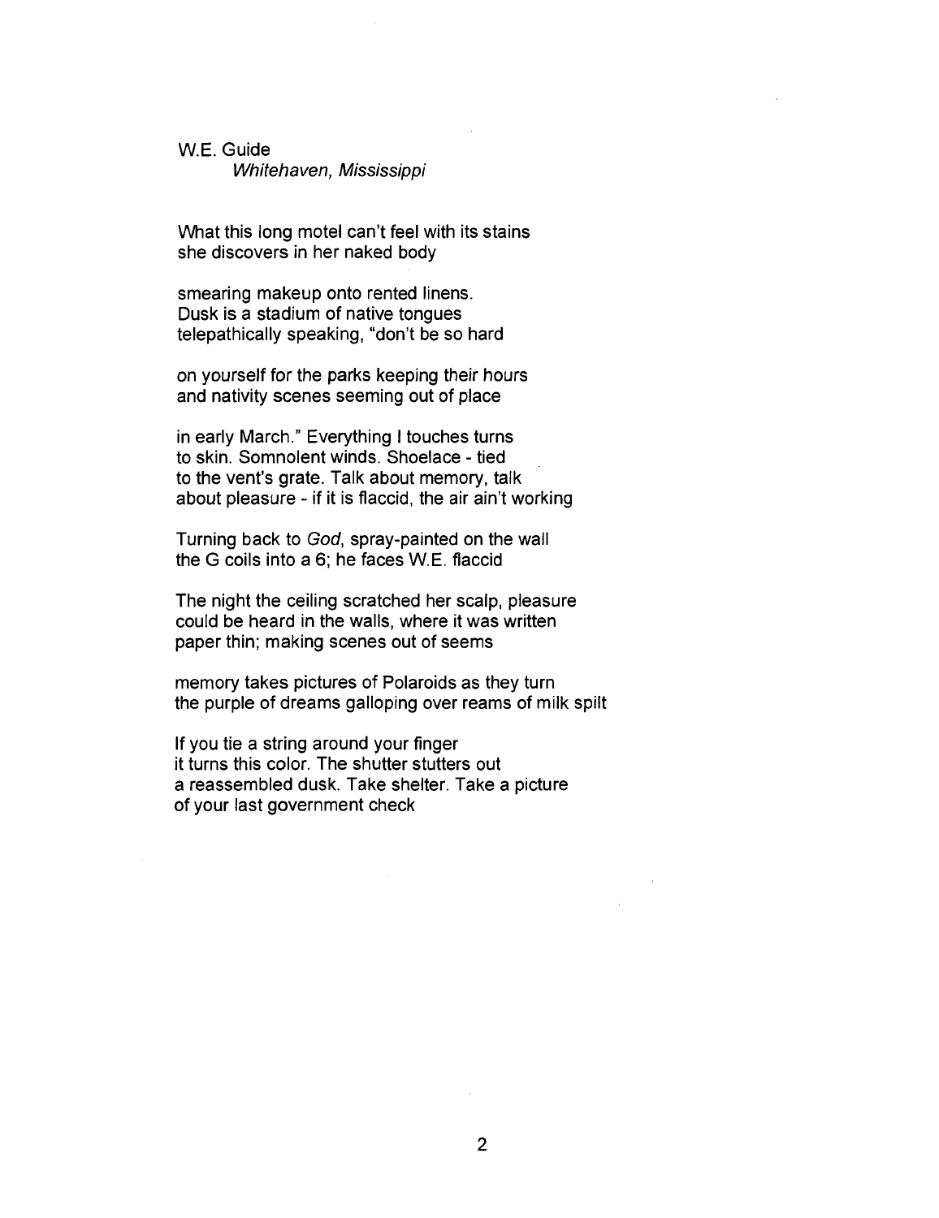W.E. Guide

*Whitehaven, Mississippi*

What this long motel can't feel with its stains
she discovers in her naked body

smearing makeup onto rented linens.
Dusk is a stadium of native tongues
telepathically speaking, "don't be so hard

on yourself for the parks keeping their hours
and nativity scenes seeming out of place

in early March." Everything I touches turns
to skin. Somnolent winds. Shoelace - tied
to the vent's grate. Talk about memory, talk
about pleasure - if it is flaccid, the air ain't working

Turning back to *God*, spray-painted on the wall
the G coils into a 6; he faces W.E. flaccid

The night the ceiling scratched her scalp, pleasure
could be heard in the walls, where it was written
paper thin; making scenes out of seems

memory takes pictures of Polaroids as they turn
the purple of dreams galloping over reams of milk spilt

If you tie a string around your finger
it turns this color. The shutter stutters out
a reassembled dusk. Take shelter. Take a picture
of your last government check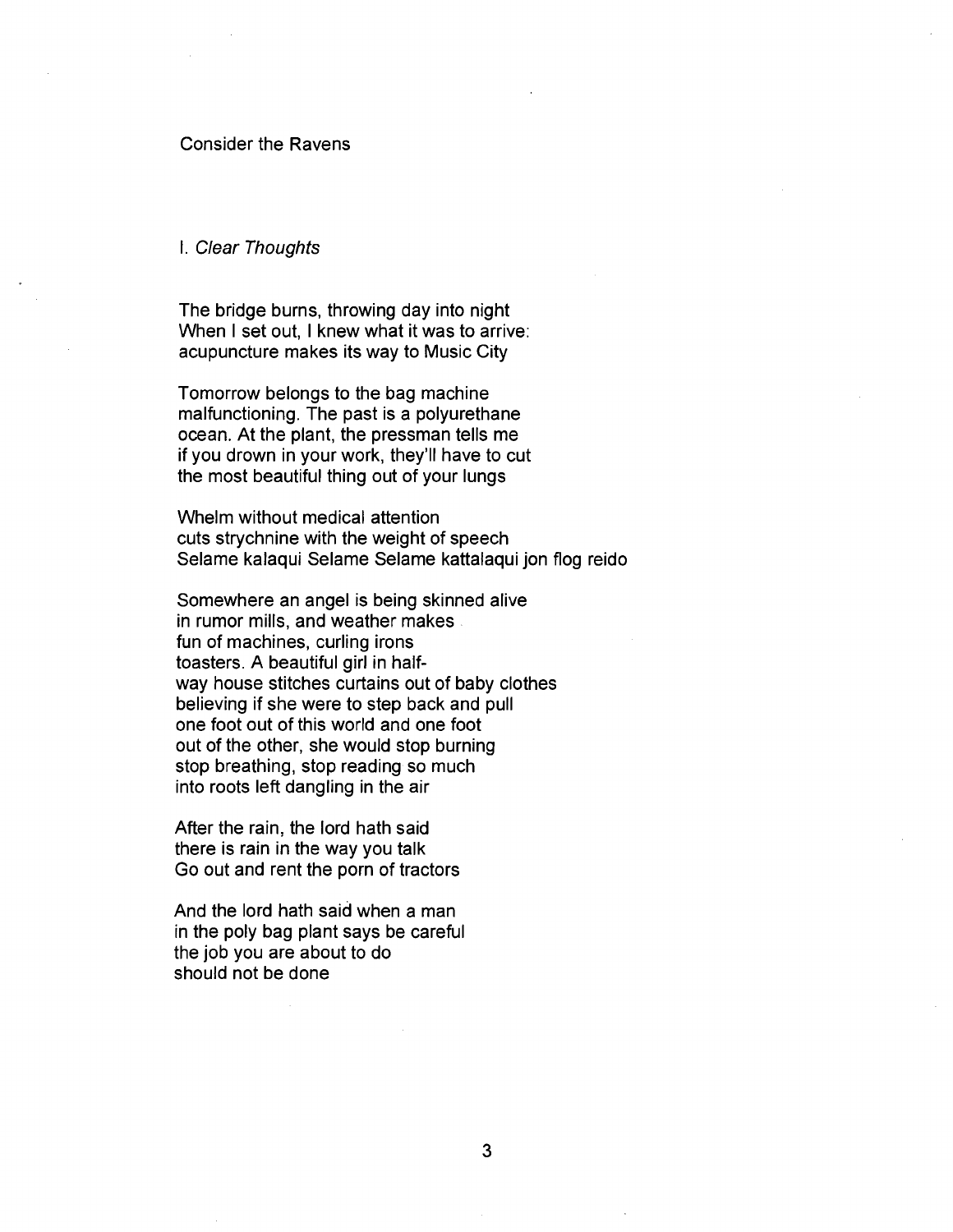# Consider the Ravens

## I. *Clear Thoughts*

The bridge burns, throwing day into night  
When I set out, I knew what it was to arrive:  
acupuncture makes its way to Music City

Tomorrow belongs to the bag machine  
malfunctioning. The past is a polyurethane  
ocean. At the plant, the pressman tells me  
if you drown in your work, they'll have to cut  
the most beautiful thing out of your lungs

Whelm without medical attention  
cuts strychnine with the weight of speech  
Selame kalaqui Selame Selame kattalaqui jon flog reido

Somewhere an angel is being skinned alive  
in rumor mills, and weather makes  
fun of machines, curling irons  
toasters. A beautiful girl in half-  
way house stitches curtains out of baby clothes  
believing if she were to step back and pull  
one foot out of this world and one foot  
out of the other, she would stop burning  
stop breathing, stop reading so much  
into roots left dangling in the air

After the rain, the lord hath said  
there is rain in the way you talk  
Go out and rent the porn of tractors

And the lord hath said when a man  
in the poly bag plant says be careful  
the job you are about to do  
should not be done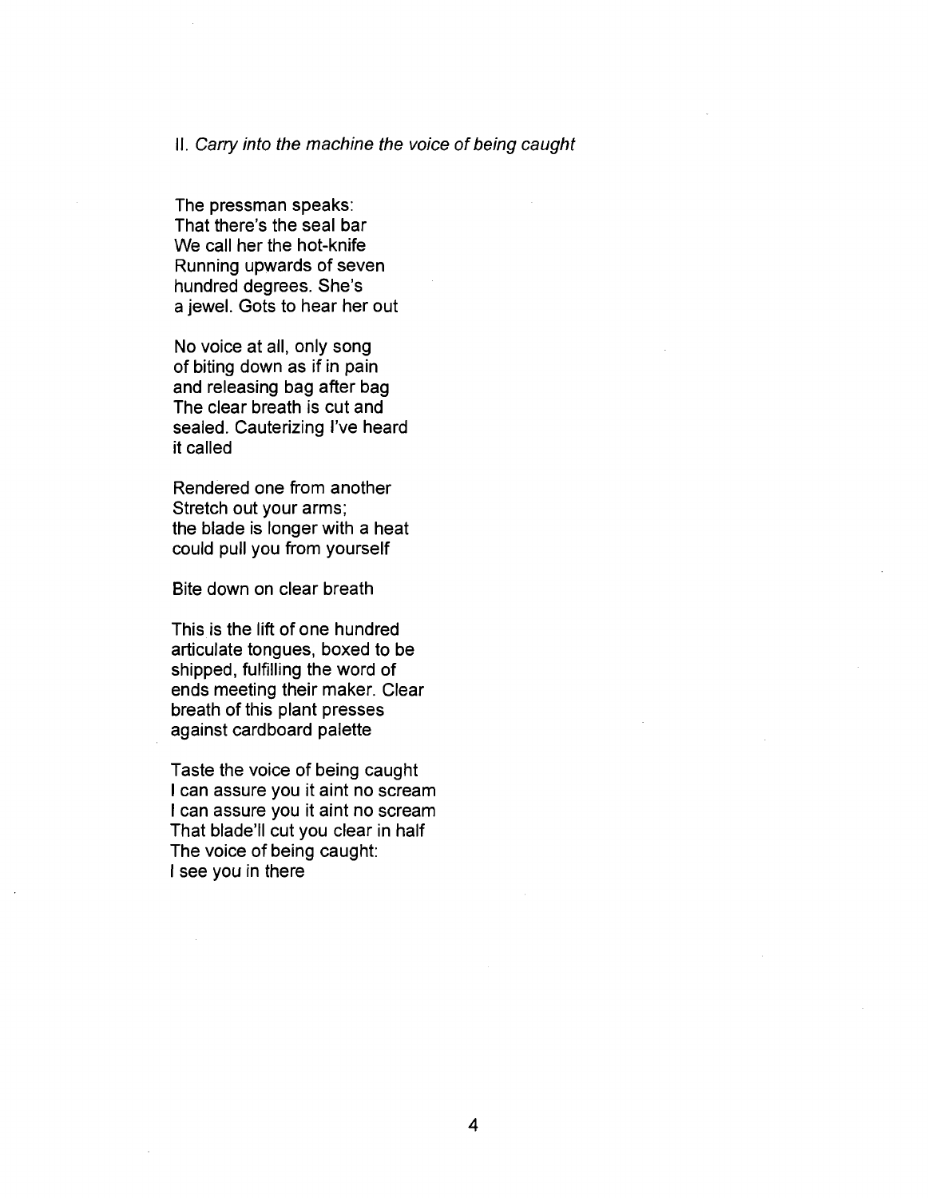II. *Carry into the machine the voice of being caught*

The pressman speaks:
That there's the seal bar
We call her the hot-knife
Running upwards of seven
hundred degrees. She's
a jewel. Gots to hear her out

No voice at all, only song
of biting down as if in pain
and releasing bag after bag
The clear breath is cut and
sealed. Cauterizing I've heard
it called

Rendered one from another
Stretch out your arms;
the blade is longer with a heat
could pull you from yourself

Bite down on clear breath

This is the lift of one hundred
articulate tongues, boxed to be
shipped, fulfilling the word of
ends meeting their maker. Clear
breath of this plant presses
against cardboard palette

Taste the voice of being caught
I can assure you it aint no scream
I can assure you it aint no scream
That blade'll cut you clear in half
The voice of being caught:
I see you in there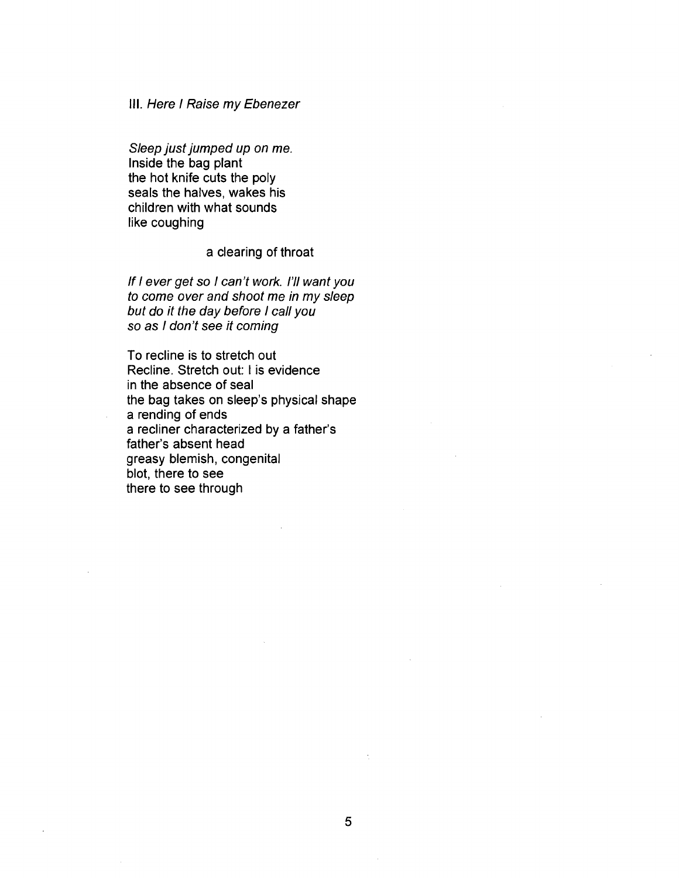III. *Here I Raise my Ebenezer*

*Sleep just jumped up on me.*  
Inside the bag plant  
the hot knife cuts the poly  
seals the halves, wakes his  
children with what sounds  
like coughing

                    a clearing of throat

*If I ever get so I can't work. I'll want you*  
*to come over and shoot me in my sleep*  
*but do it the day before I call you*  
*so as I don't see it coming*

To recline is to stretch out  
Recline. Stretch out: I is evidence  
in the absence of seal  
the bag takes on sleep's physical shape  
a rending of ends  
a recliner characterized by a father's  
father's absent head  
greasy blemish, congenital  
blot, there to see  
there to see through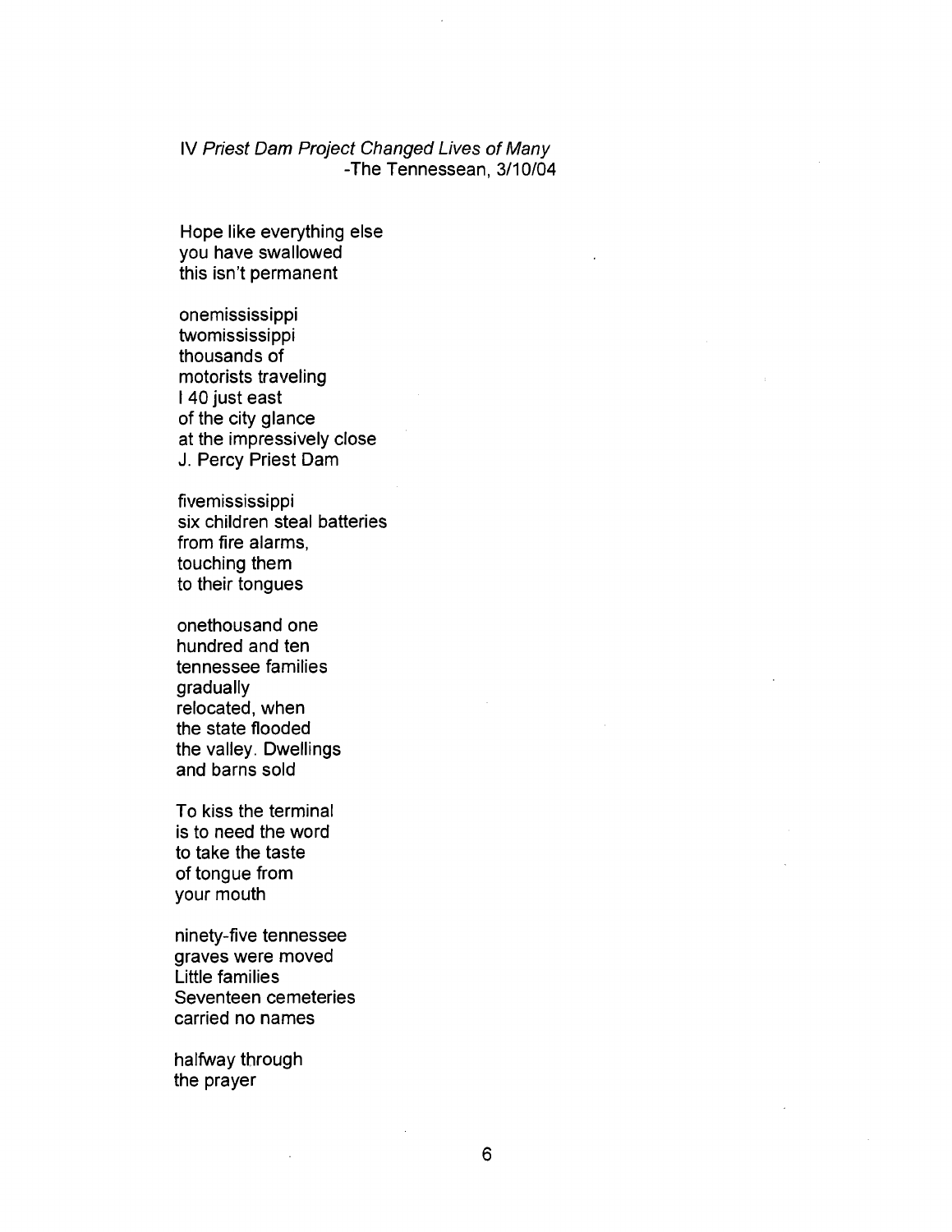IV *Priest Dam Project Changed Lives of Many*
-The Tennessean, 3/10/04

Hope like everything else
you have swallowed
this isn't permanent

onemississippi
twomississippi
thousands of
motorists traveling
I 40 just east
of the city glance
at the impressively close
J. Percy Priest Dam

fivemississippi
six children steal batteries
from fire alarms,
touching them
to their tongues

onethousand one
hundred and ten
tennessee families
gradually
relocated, when
the state flooded
the valley. Dwellings
and barns sold

To kiss the terminal
is to need the word
to take the taste
of tongue from
your mouth

ninety-five tennessee
graves were moved
Little families
Seventeen cemeteries
carried no names

halfway through
the prayer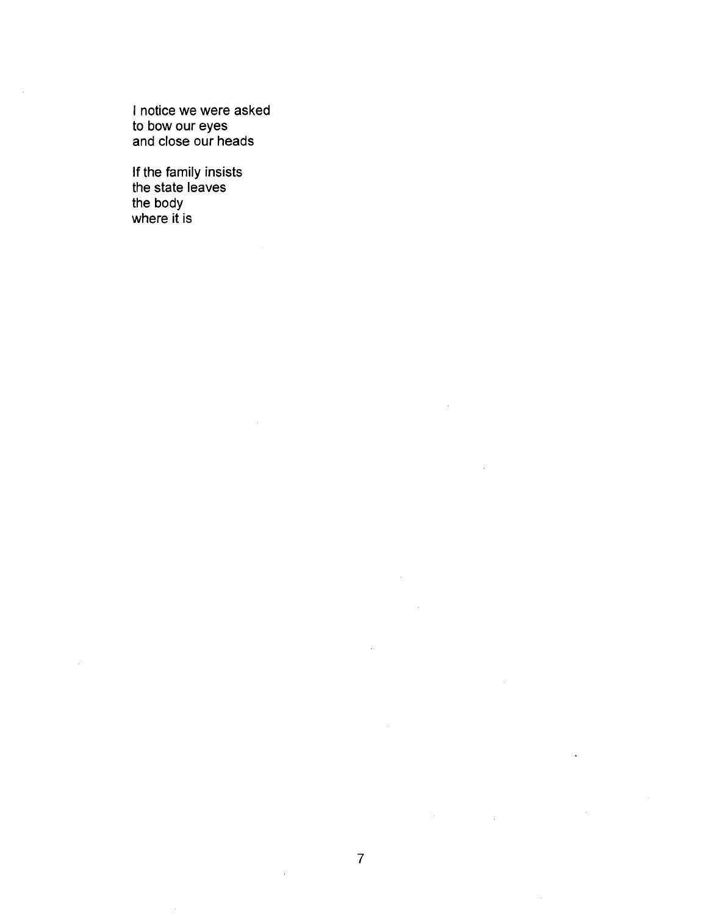I notice we were asked  
to bow our eyes  
and close our heads

If the family insists  
the state leaves  
the body  
where it is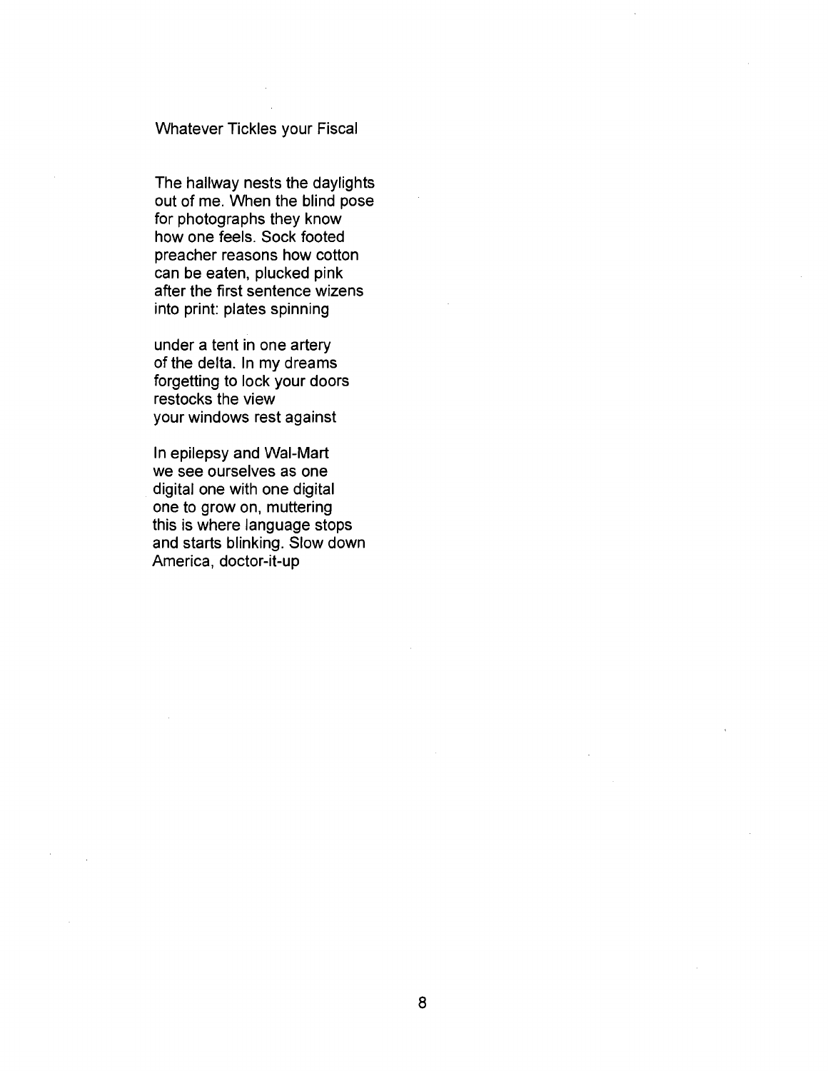## Whatever Tickles your Fiscal

The hallway nests the daylights  
out of me. When the blind pose  
for photographs they know  
how one feels. Sock footed  
preacher reasons how cotton  
can be eaten, plucked pink  
after the first sentence wizens  
into print: plates spinning

under a tent in one artery  
of the delta. In my dreams  
forgetting to lock your doors  
restocks the view  
your windows rest against

In epilepsy and Wal-Mart  
we see ourselves as one  
digital one with one digital  
one to grow on, muttering  
this is where language stops  
and starts blinking. Slow down  
America, doctor-it-up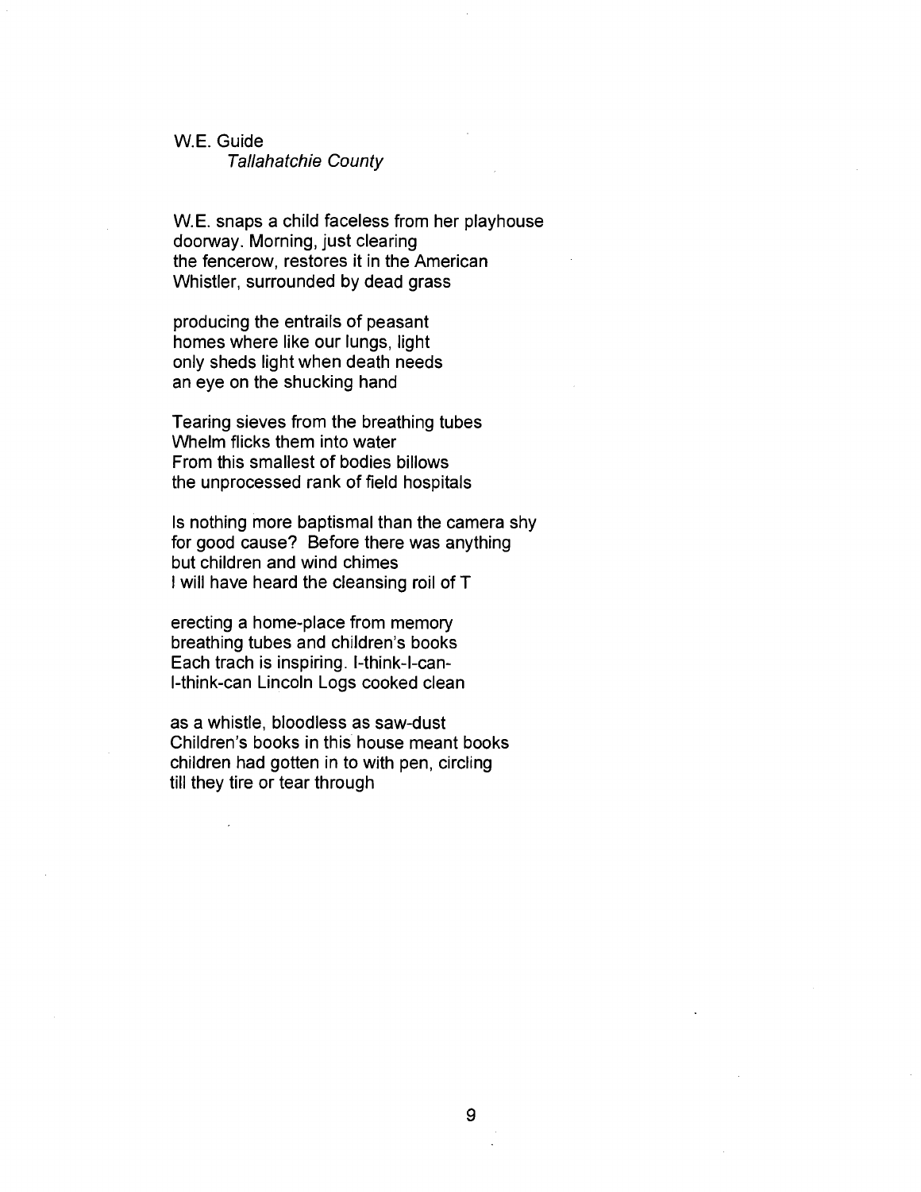W.E. Guide
*Tallahatchie County*

W.E. snaps a child faceless from her playhouse
doorway. Morning, just clearing
the fencerow, restores it in the American
Whistler, surrounded by dead grass

producing the entrails of peasant
homes where like our lungs, light
only sheds light when death needs
an eye on the shucking hand

Tearing sieves from the breathing tubes
Whelm flicks them into water
From this smallest of bodies billows
the unprocessed rank of field hospitals

Is nothing more baptismal than the camera shy
for good cause? Before there was anything
but children and wind chimes
I will have heard the cleansing roil of T

erecting a home-place from memory
breathing tubes and children's books
Each trach is inspiring. I-think-I-can-
I-think-can Lincoln Logs cooked clean

as a whistle, bloodless as saw-dust
Children's books in this house meant books
children had gotten in to with pen, circling
till they tire or tear through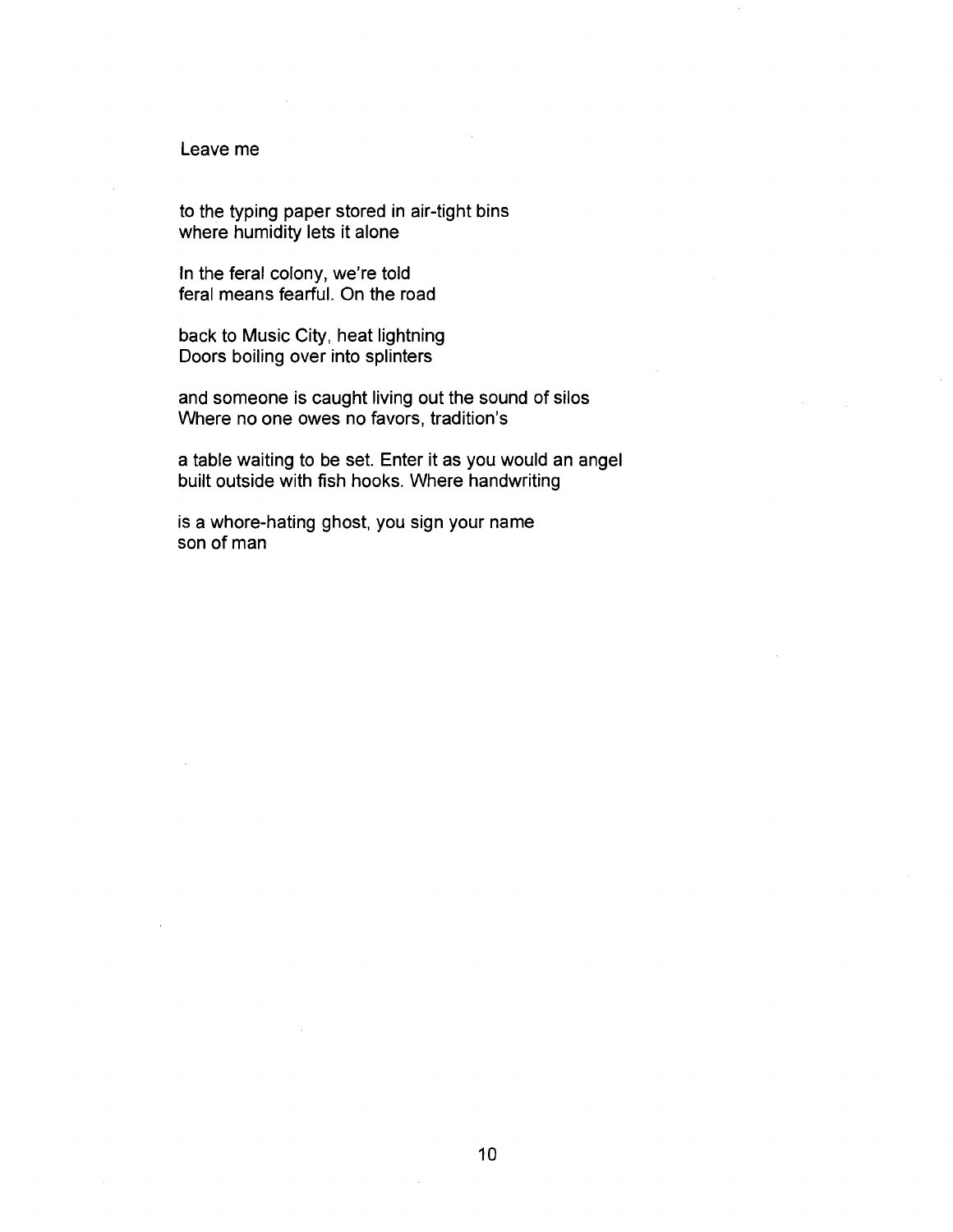Leave me

to the typing paper stored in air-tight bins
where humidity lets it alone

In the feral colony, we're told
feral means fearful. On the road

back to Music City, heat lightning
Doors boiling over into splinters

and someone is caught living out the sound of silos
Where no one owes no favors, tradition's

a table waiting to be set. Enter it as you would an angel
built outside with fish hooks. Where handwriting

is a whore-hating ghost, you sign your name
son of man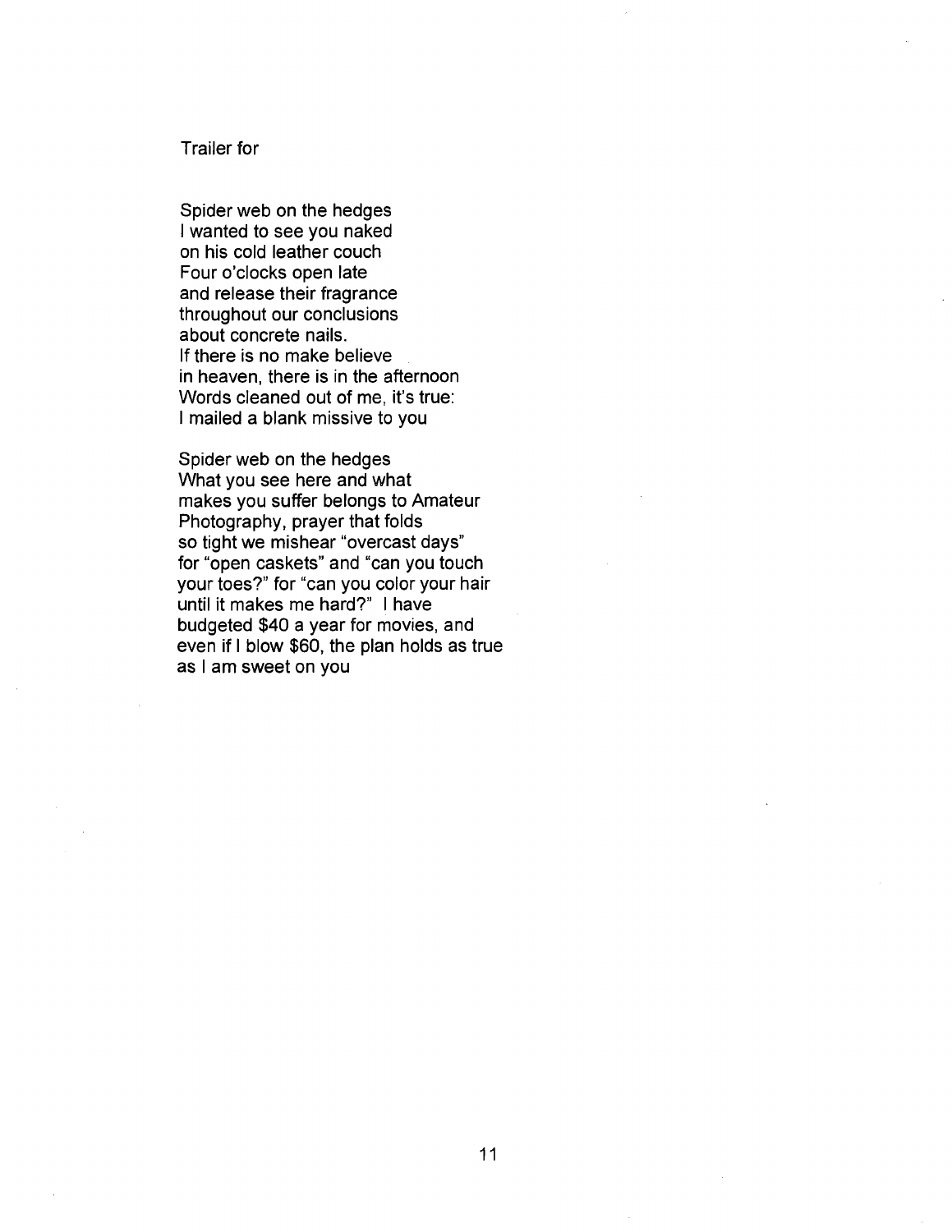Trailer for

Spider web on the hedges
I wanted to see you naked
on his cold leather couch
Four o'clocks open late
and release their fragrance
throughout our conclusions
about concrete nails.
If there is no make believe
in heaven, there is in the afternoon
Words cleaned out of me, it's true:
I mailed a blank missive to you

Spider web on the hedges
What you see here and what
makes you suffer belongs to Amateur
Photography, prayer that folds
so tight we mishear "overcast days"
for "open caskets" and "can you touch
your toes?" for "can you color your hair
until it makes me hard?"  I have
budgeted $40 a year for movies, and
even if I blow $60, the plan holds as true
as I am sweet on you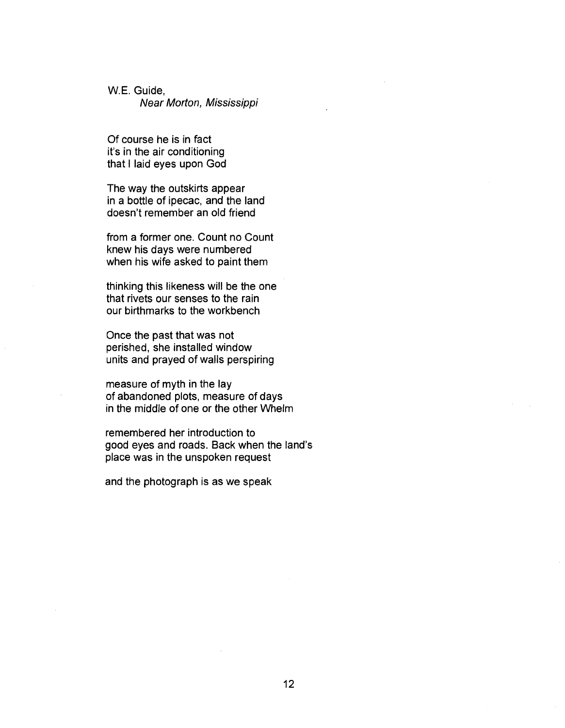W.E. Guide,
*Near Morton, Mississippi*

Of course he is in fact
it's in the air conditioning
that I laid eyes upon God

The way the outskirts appear
in a bottle of ipecac, and the land
doesn't remember an old friend

from a former one. Count no Count
knew his days were numbered
when his wife asked to paint them

thinking this likeness will be the one
that rivets our senses to the rain
our birthmarks to the workbench

Once the past that was not
perished, she installed window
units and prayed of walls perspiring

measure of myth in the lay
of abandoned plots, measure of days
in the middle of one or the other Whelm

remembered her introduction to
good eyes and roads. Back when the land's
place was in the unspoken request

and the photograph is as we speak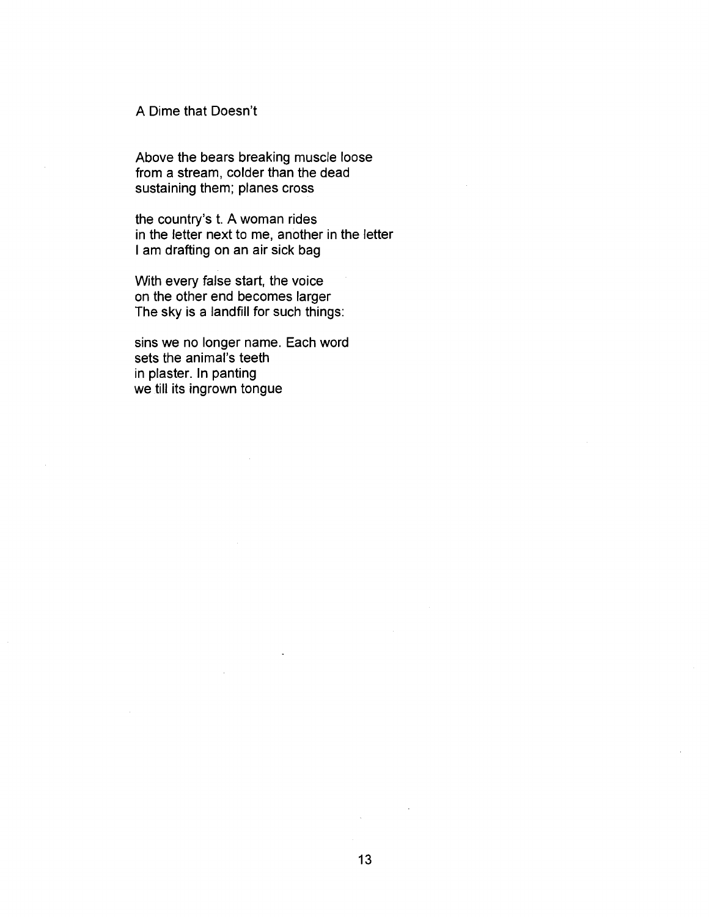## A Dime that Doesn't

Above the bears breaking muscle loose  
from a stream, colder than the dead  
sustaining them; planes cross

the country's t. A woman rides  
in the letter next to me, another in the letter  
I am drafting on an air sick bag

With every false start, the voice  
on the other end becomes larger  
The sky is a landfill for such things:

sins we no longer name. Each word  
sets the animal's teeth  
in plaster. In panting  
we till its ingrown tongue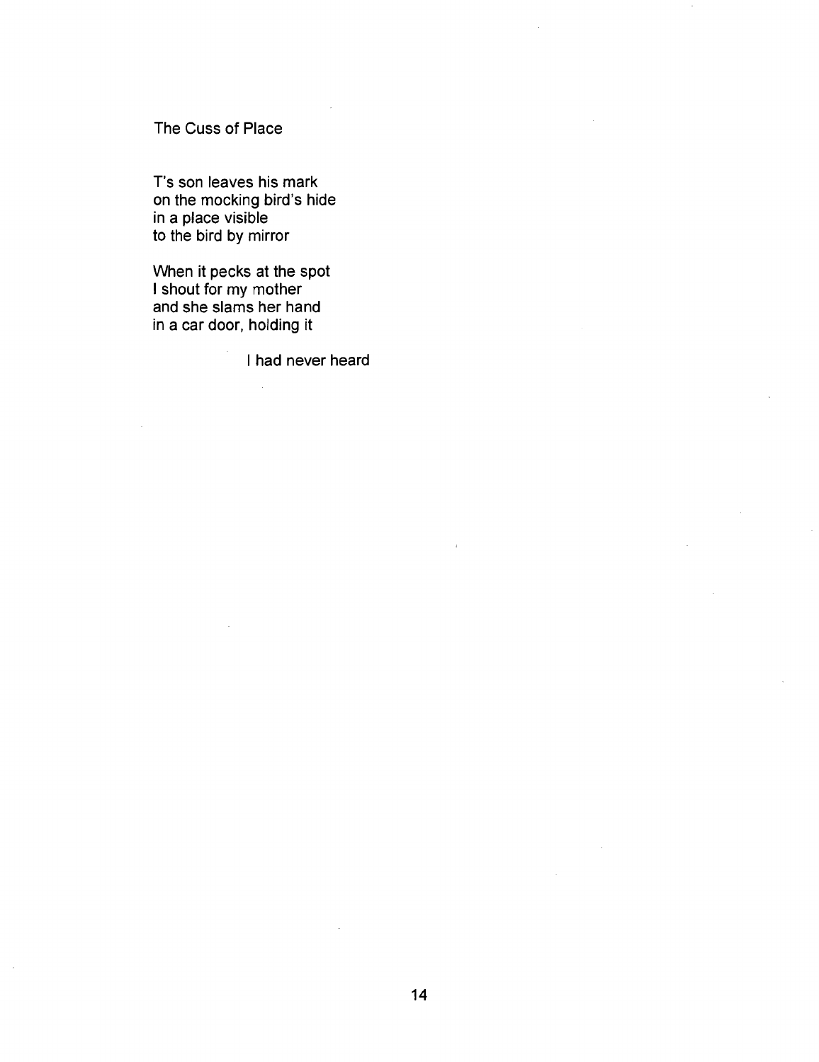# The Cuss of Place

T's son leaves his mark
on the mocking bird's hide
in a place visible
to the bird by mirror

When it pecks at the spot
I shout for my mother
and she slams her hand
in a car door, holding it

I had never heard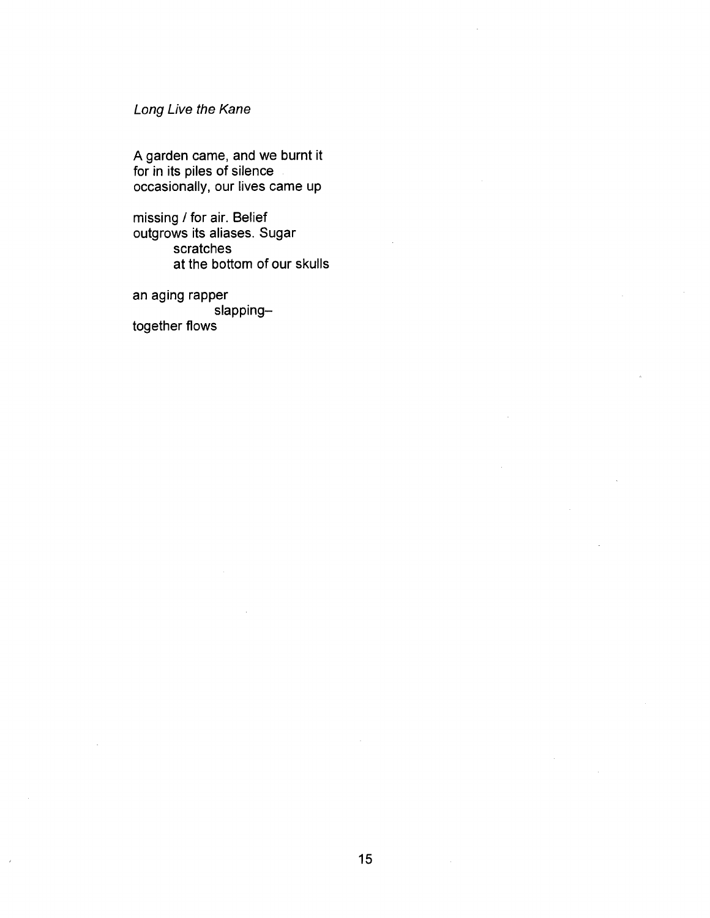*Long Live the Kane*

A garden came, and we burnt it  
for in its piles of silence  
occasionally, our lives came up

missing / for air. Belief  
outgrows its aliases. Sugar  
        scratches  
        at the bottom of our skulls

an aging rapper  
                slapping–  
together flows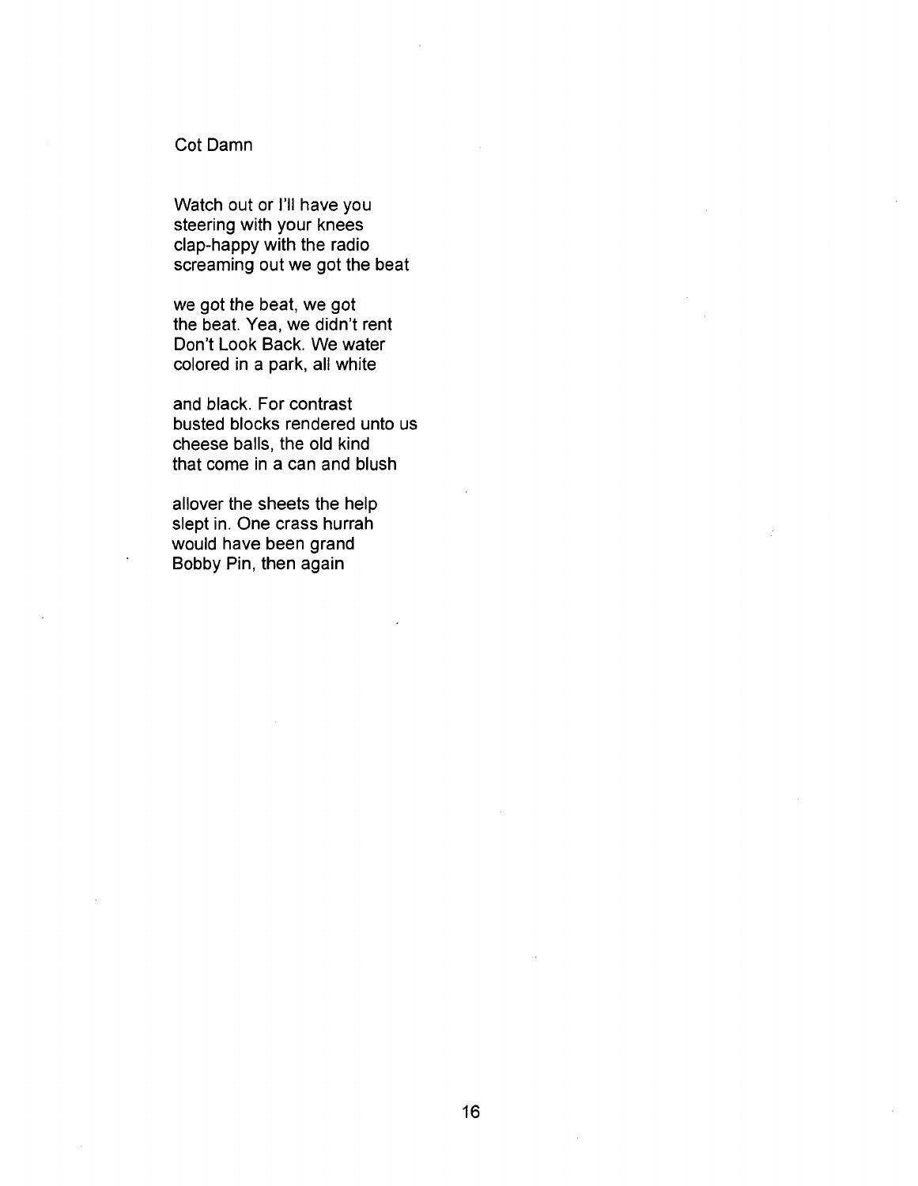## Cot Damn

Watch out or I'll have you
steering with your knees
clap-happy with the radio
screaming out we got the beat

we got the beat, we got
the beat. Yea, we didn't rent
Don't Look Back. We water
colored in a park, all white

and black. For contrast
busted blocks rendered unto us
cheese balls, the old kind
that come in a can and blush

allover the sheets the help
slept in. One crass hurrah
would have been grand
Bobby Pin, then again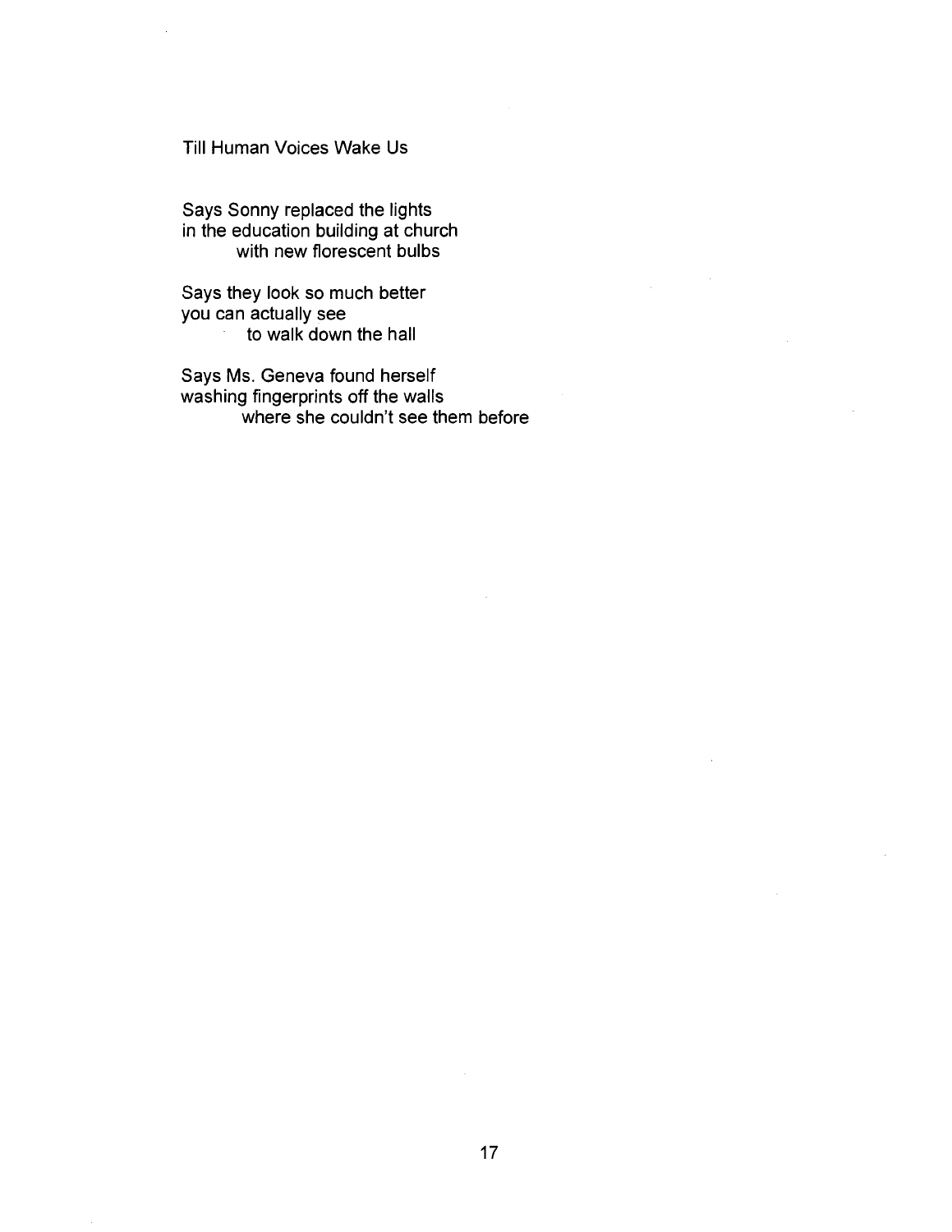## Till Human Voices Wake Us

Says Sonny replaced the lights  
in the education building at church  
        with new florescent bulbs

Says they look so much better  
you can actually see  
        to walk down the hall

Says Ms. Geneva found herself  
washing fingerprints off the walls  
        where she couldn't see them before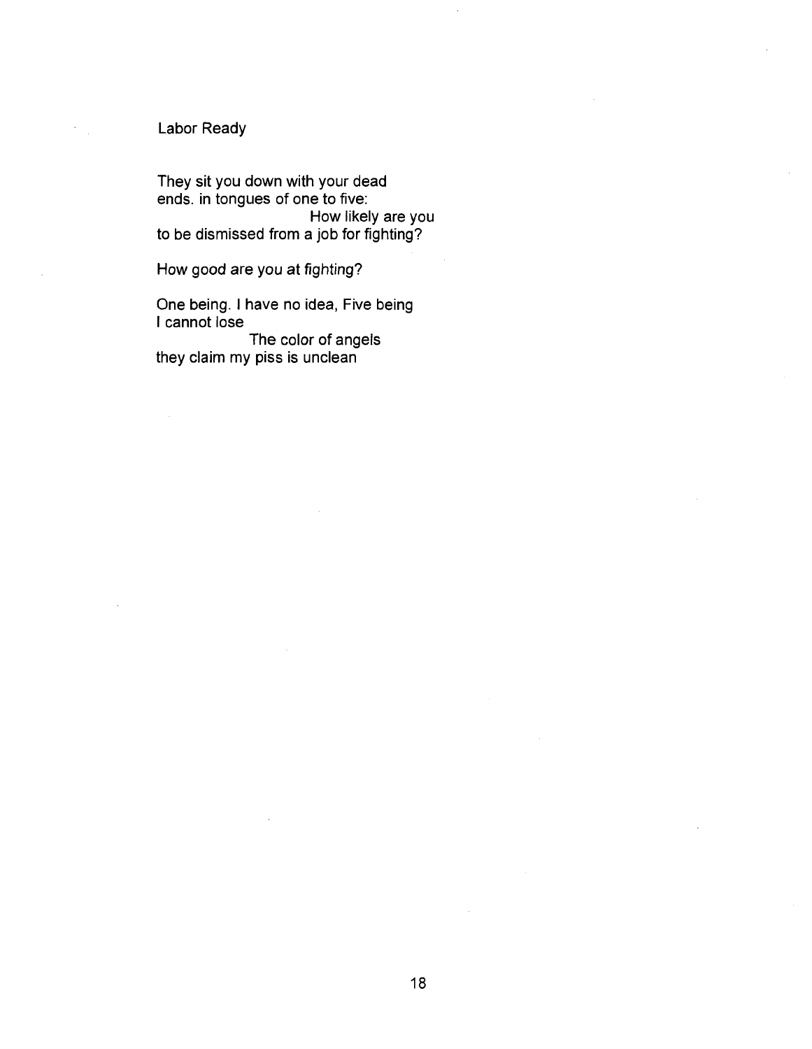## Labor Ready

They sit you down with your dead
ends. in tongues of one to five:
                                        How likely are you
to be dismissed from a job for fighting?

How good are you at fighting?

One being. I have no idea, Five being
I cannot lose
                    The color of angels
they claim my piss is unclean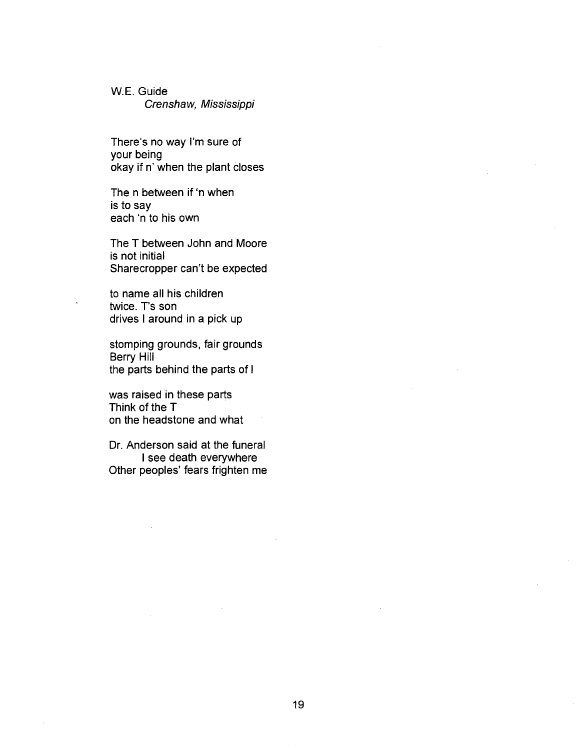W.E. Guide

*Crenshaw, Mississippi*

There's no way I'm sure of  
your being  
okay if n' when the plant closes

The n between if 'n when  
is to say  
each 'n to his own

The T between John and Moore  
is not initial  
Sharecropper can't be expected

to name all his children  
twice. T's son  
drives I around in a pick up

stomping grounds, fair grounds  
Berry Hill  
the parts behind the parts of I

was raised in these parts  
Think of the T  
on the headstone and what

Dr. Anderson said at the funeral  
&emsp;&emsp;I see death everywhere  
Other peoples' fears frighten me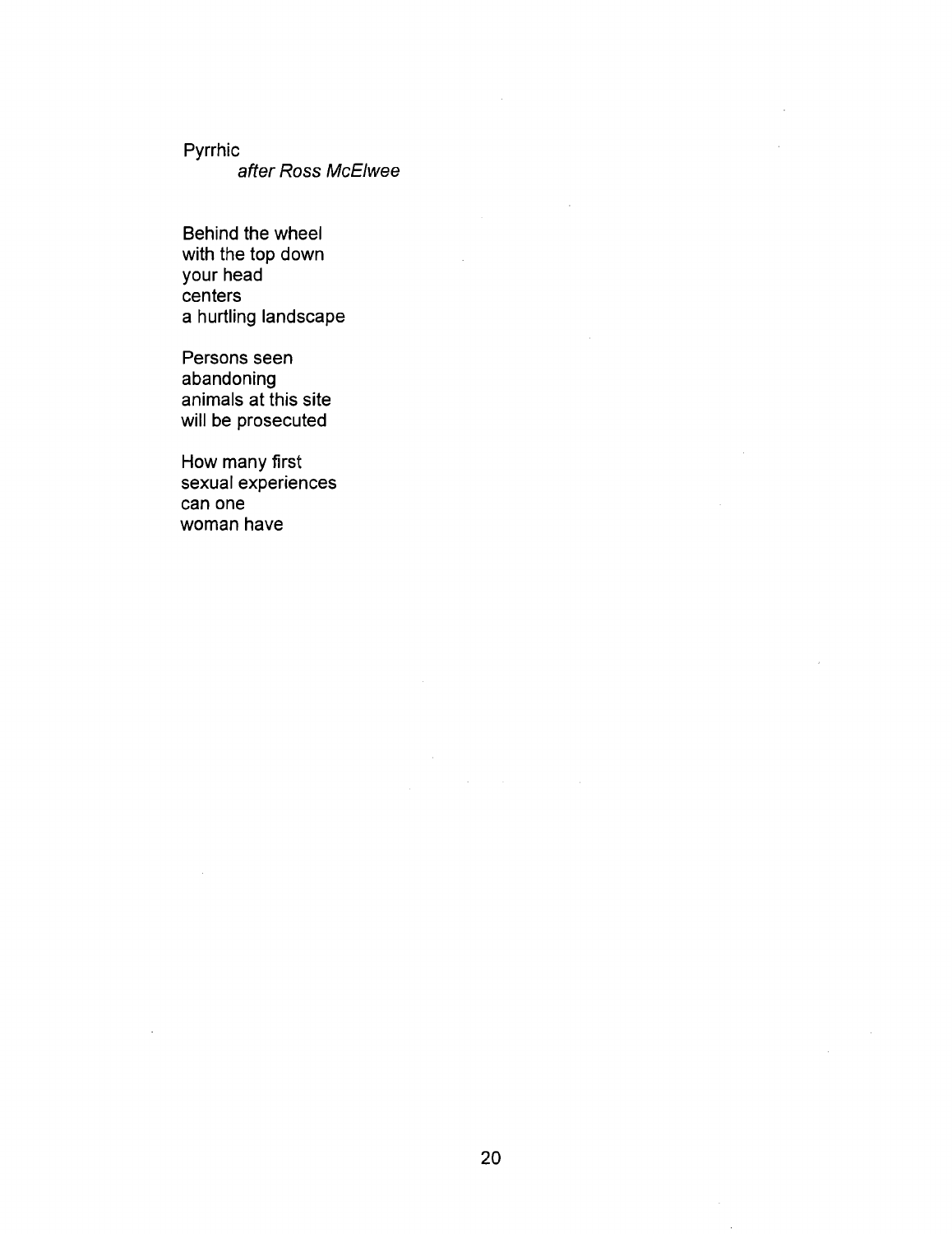Pyrrhic

*after Ross McElwee*

Behind the wheel  
with the top down  
your head  
centers  
a hurtling landscape

Persons seen  
abandoning  
animals at this site  
will be prosecuted

How many first  
sexual experiences  
can one  
woman have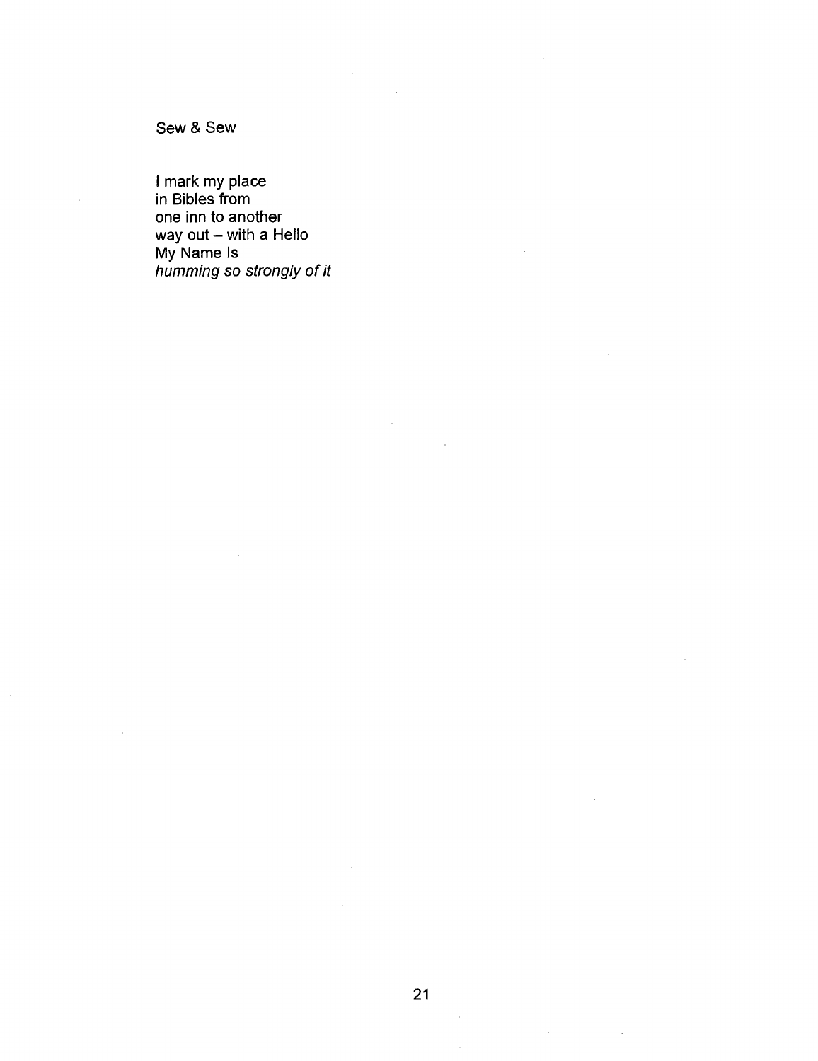## Sew & Sew

I mark my place  
in Bibles from  
one inn to another  
way out – with a Hello  
My Name Is  
*humming so strongly of it*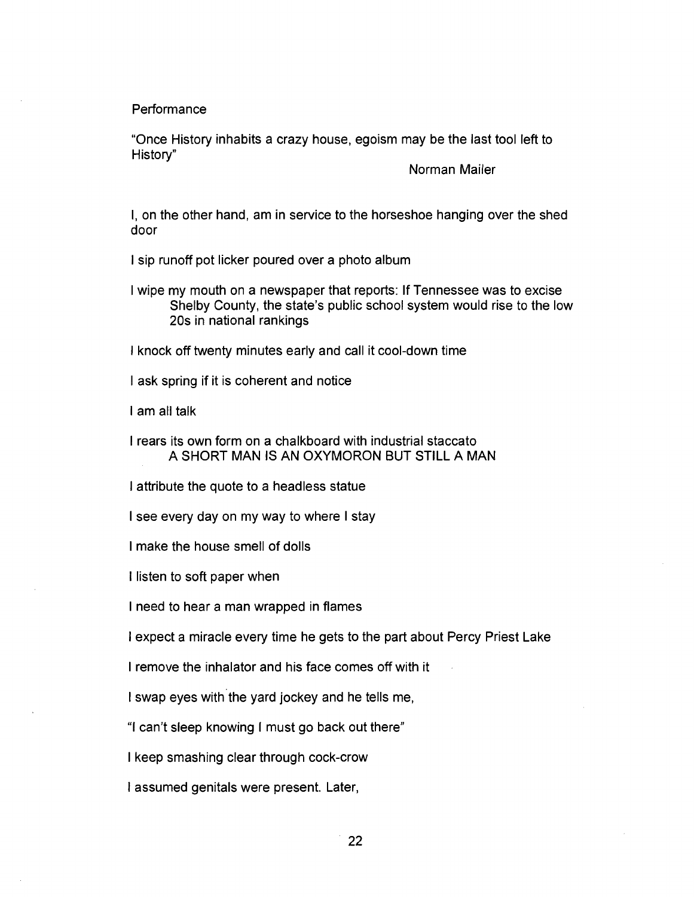## Performance

"Once History inhabits a crazy house, egoism may be the last tool left to History"

Norman Mailer

I, on the other hand, am in service to the horseshoe hanging over the shed door

I sip runoff pot licker poured over a photo album

I wipe my mouth on a newspaper that reports: If Tennessee was to excise
    Shelby County, the state's public school system would rise to the low
    20s in national rankings

I knock off twenty minutes early and call it cool-down time

I ask spring if it is coherent and notice

I am all talk

I rears its own form on a chalkboard with industrial staccato
    A SHORT MAN IS AN OXYMORON BUT STILL A MAN

I attribute the quote to a headless statue

I see every day on my way to where I stay

I make the house smell of dolls

I listen to soft paper when

I need to hear a man wrapped in flames

I expect a miracle every time he gets to the part about Percy Priest Lake

I remove the inhalator and his face comes off with it

I swap eyes with the yard jockey and he tells me,

"I can't sleep knowing I must go back out there"

I keep smashing clear through cock-crow

I assumed genitals were present. Later,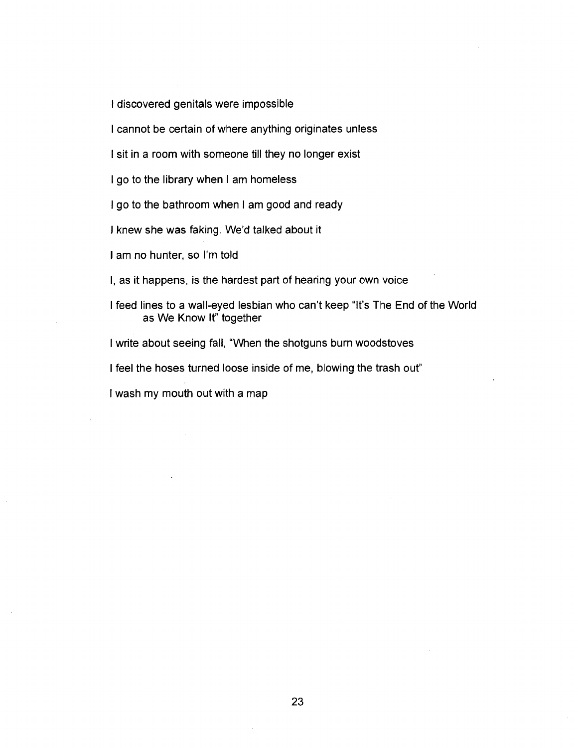I discovered genitals were impossible

I cannot be certain of where anything originates unless

I sit in a room with someone till they no longer exist

I go to the library when I am homeless

I go to the bathroom when I am good and ready

I knew she was faking. We'd talked about it

I am no hunter, so I'm told

I, as it happens, is the hardest part of hearing your own voice

I feed lines to a wall-eyed lesbian who can't keep "It's The End of the World as We Know It" together

I write about seeing fall, "When the shotguns burn woodstoves

I feel the hoses turned loose inside of me, blowing the trash out"

I wash my mouth out with a map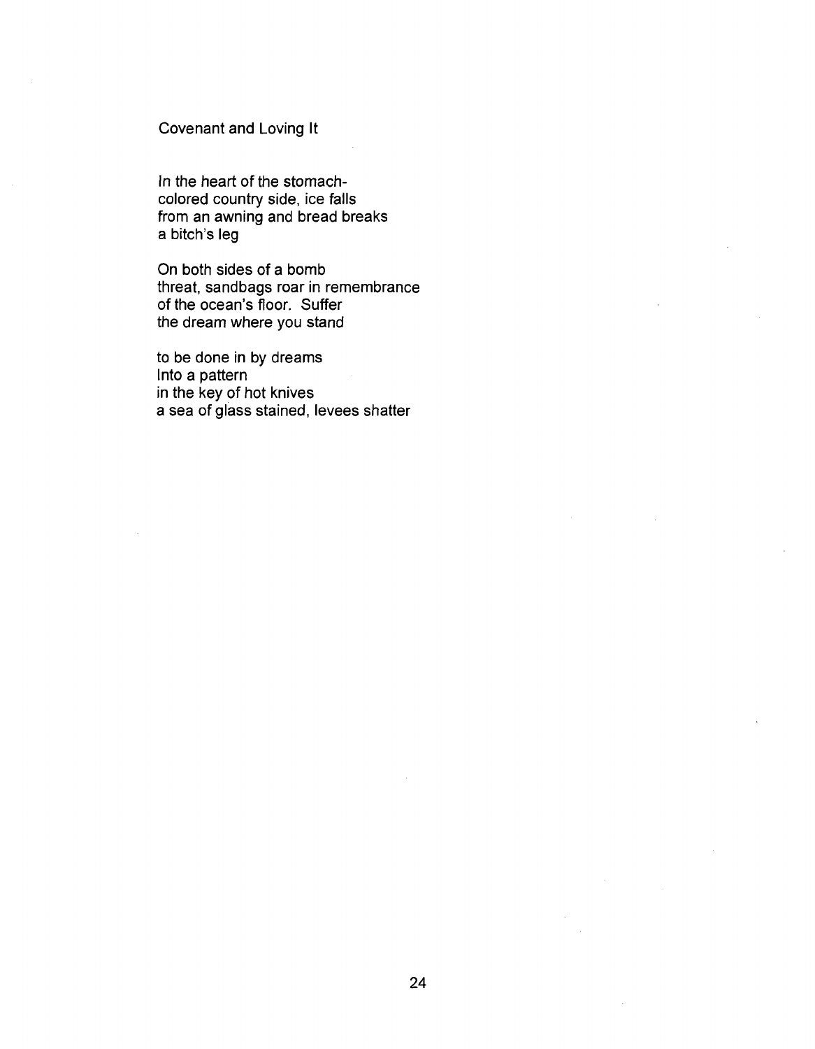## Covenant and Loving It

In the heart of the stomach-  
colored country side, ice falls  
from an awning and bread breaks  
a bitch's leg

On both sides of a bomb  
threat, sandbags roar in remembrance  
of the ocean's floor. Suffer  
the dream where you stand

to be done in by dreams  
Into a pattern  
in the key of hot knives  
a sea of glass stained, levees shatter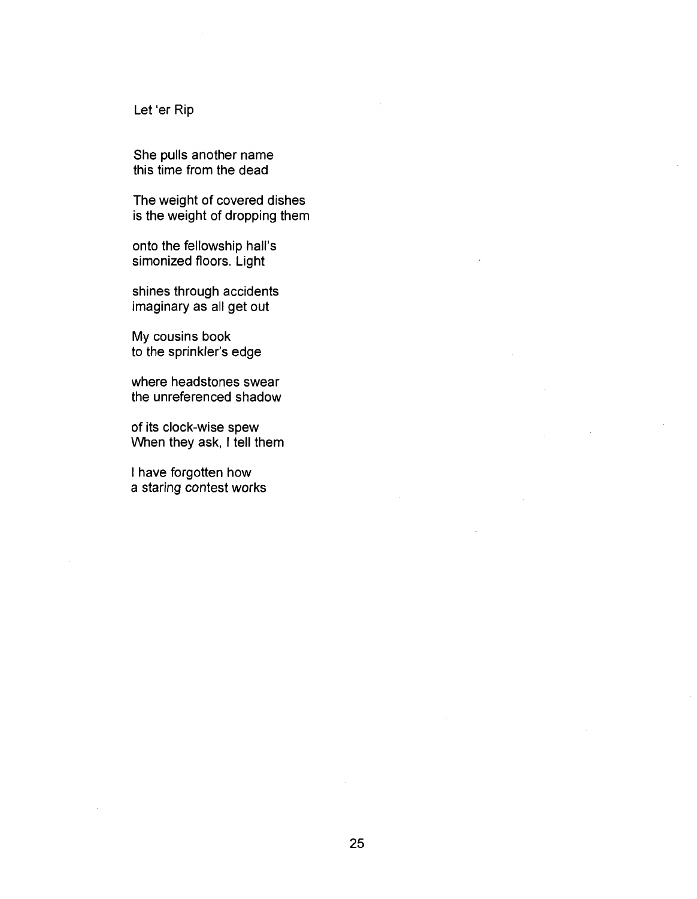## Let 'er Rip

She pulls another name  
this time from the dead

The weight of covered dishes  
is the weight of dropping them

onto the fellowship hall's  
simonized floors. Light

shines through accidents  
imaginary as all get out

My cousins book  
to the sprinkler's edge

where headstones swear  
the unreferenced shadow

of its clock-wise spew  
When they ask, I tell them

I have forgotten how  
a staring contest works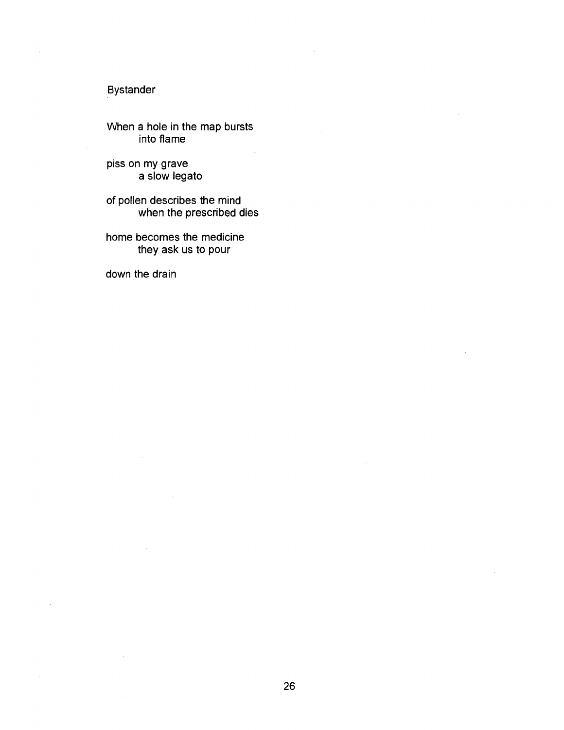## Bystander

When a hole in the map bursts
        into flame

piss on my grave
        a slow legato

of pollen describes the mind
        when the prescribed dies

home becomes the medicine
        they ask us to pour

down the drain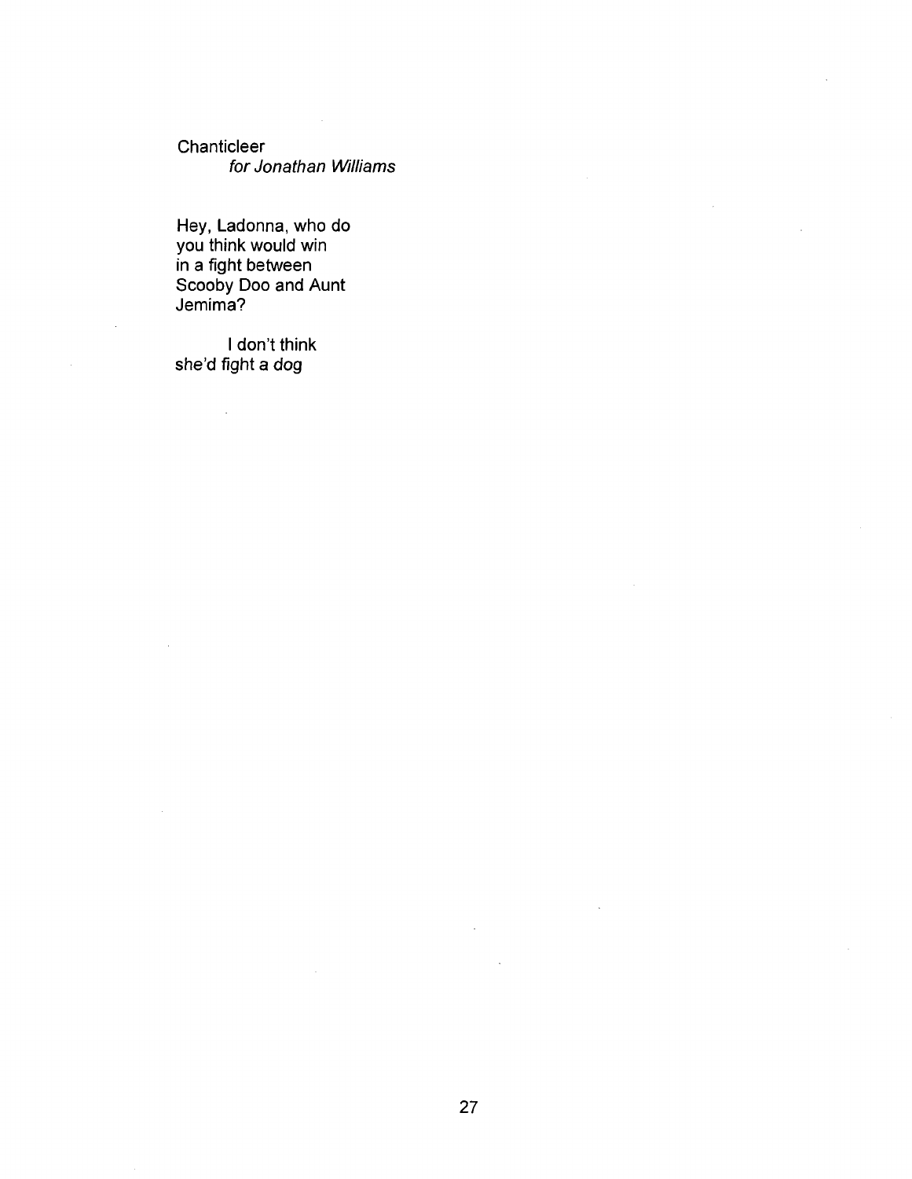## Chanticleer

*for Jonathan Williams*

Hey, Ladonna, who do  
you think would win  
in a fight between  
Scooby Doo and Aunt  
Jemima?

&nbsp;&nbsp;&nbsp;&nbsp;&nbsp;&nbsp;&nbsp;&nbsp;I don't think  
she'd fight a *dog*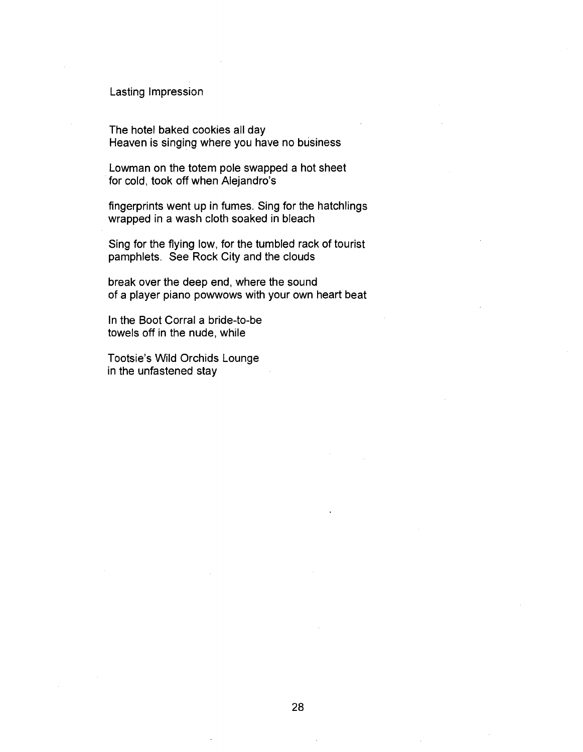## Lasting Impression

The hotel baked cookies all day  
Heaven is singing where you have no business

Lowman on the totem pole swapped a hot sheet  
for cold, took off when Alejandro's

fingerprints went up in fumes. Sing for the hatchlings  
wrapped in a wash cloth soaked in bleach

Sing for the flying low, for the tumbled rack of tourist  
pamphlets. See Rock City and the clouds

break over the deep end, where the sound  
of a player piano powwows with your own heart beat

In the Boot Corral a bride-to-be  
towels off in the nude, while

Tootsie's Wild Orchids Lounge  
in the unfastened stay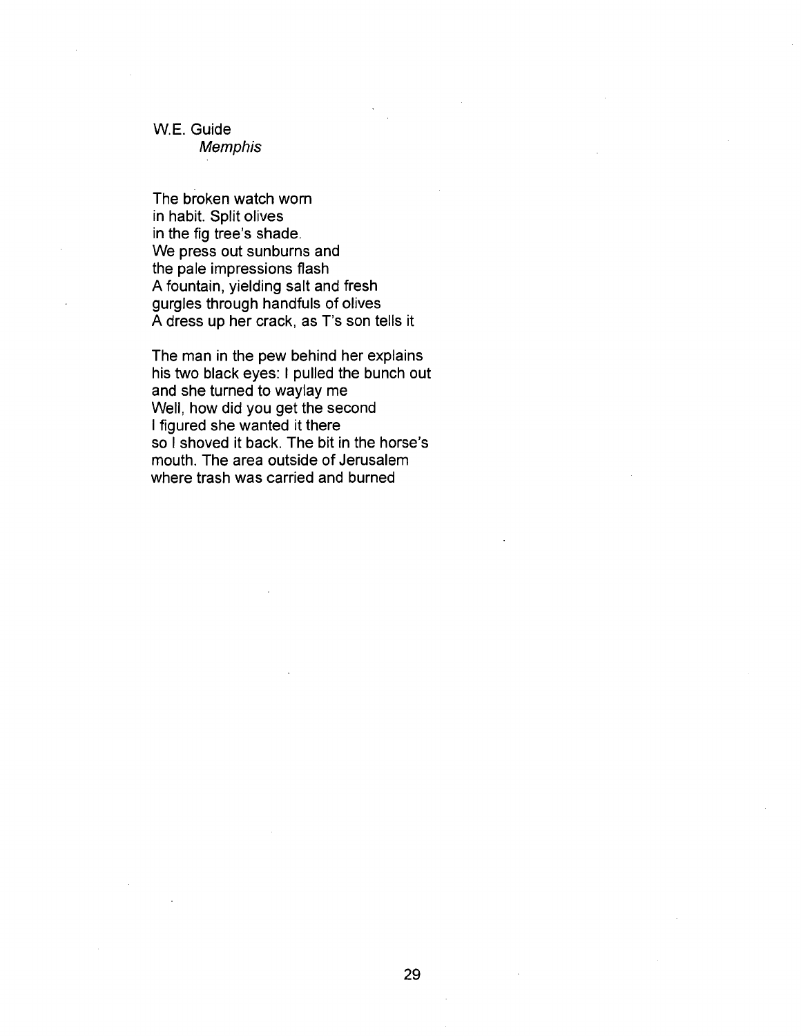W.E. Guide
*Memphis*

The broken watch worn  
in habit. Split olives  
in the fig tree's shade.  
We press out sunburns and  
the pale impressions flash  
A fountain, yielding salt and fresh  
gurgles through handfuls of olives  
A dress up her crack, as T's son tells it

The man in the pew behind her explains  
his two black eyes: I pulled the bunch out  
and she turned to waylay me  
Well, how did you get the second  
I figured she wanted it there  
so I shoved it back. The bit in the horse's  
mouth. The area outside of Jerusalem  
where trash was carried and burned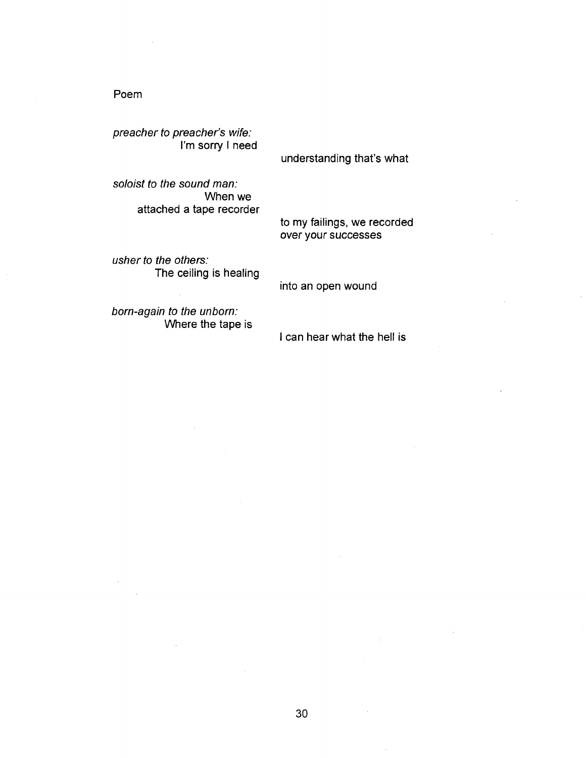Poem

*preacher to preacher's wife:*
I'm sorry I need

understanding that's what

*soloist to the sound man:*
When we
attached a tape recorder

to my failings, we recorded
over your successes

*usher to the others:*
The ceiling is healing

into an open wound

*born-again to the unborn:*
Where the tape is

I can hear what the hell is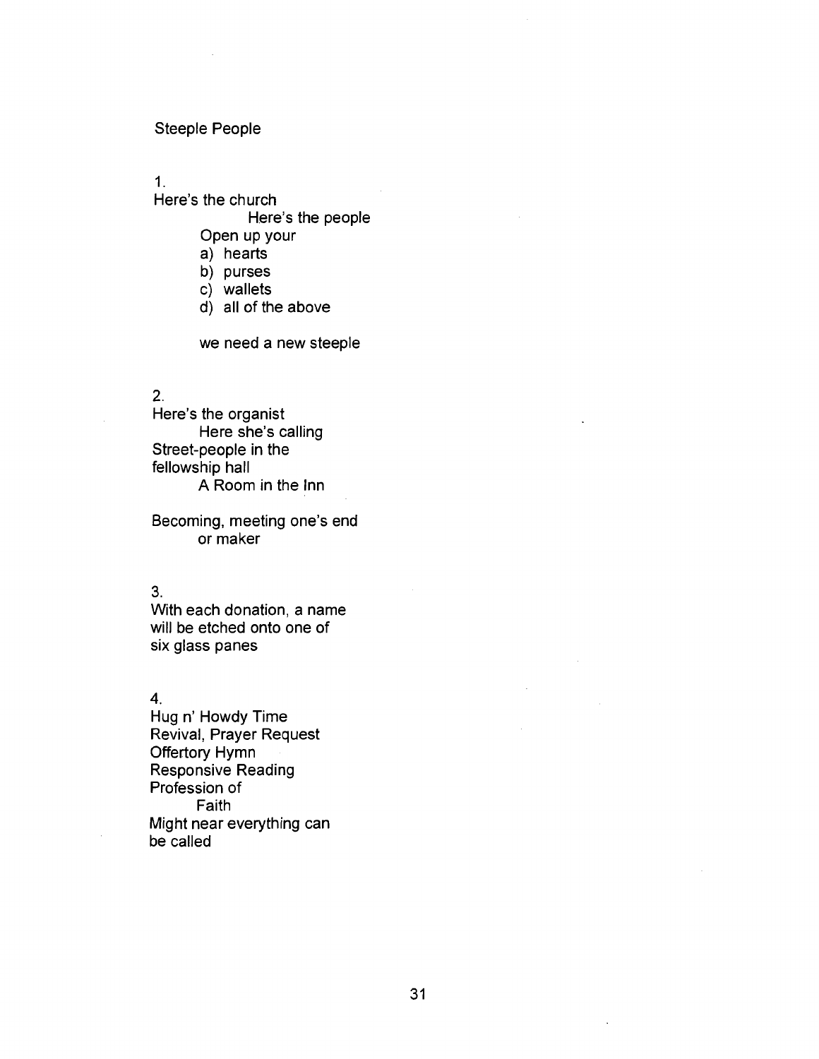## Steeple People

1.
Here's the church
Here's the people
Open up your
a) hearts
b) purses
c) wallets
d) all of the above

we need a new steeple

2.
Here's the organist
Here she's calling
Street-people in the
fellowship hall
A Room in the Inn

Becoming, meeting one's end
or maker

3.
With each donation, a name
will be etched onto one of
six glass panes

4.
Hug n' Howdy Time
Revival, Prayer Request
Offertory Hymn
Responsive Reading
Profession of
Faith
Might near everything can
be called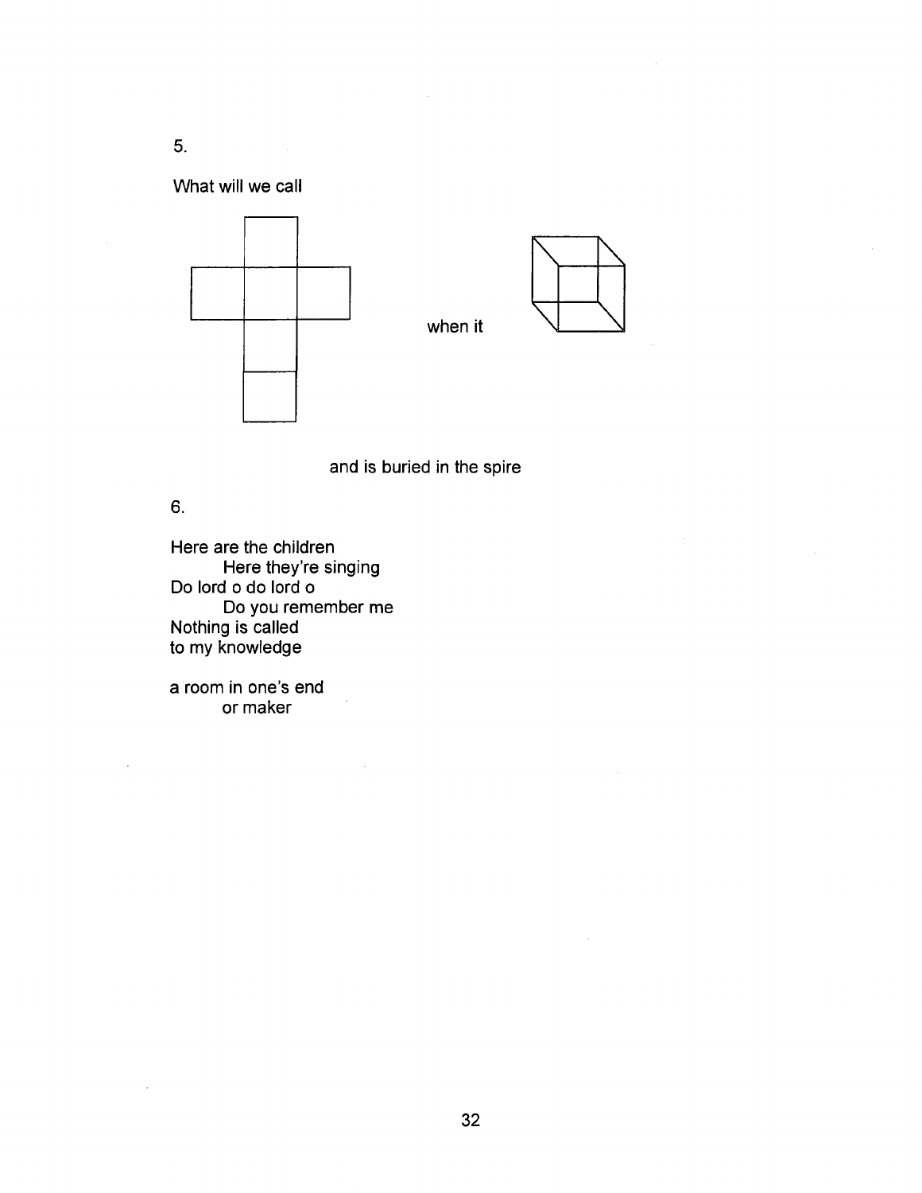5.

What will we call

when it

and is buried in the spire

6.

Here are the children  
&nbsp;&nbsp;&nbsp;&nbsp;&nbsp;&nbsp;&nbsp;&nbsp;Here they're singing  
Do lord o do lord o  
&nbsp;&nbsp;&nbsp;&nbsp;&nbsp;&nbsp;&nbsp;&nbsp;Do you remember me  
Nothing is called  
to my knowledge

a room in one's end  
&nbsp;&nbsp;&nbsp;&nbsp;&nbsp;&nbsp;&nbsp;&nbsp;or maker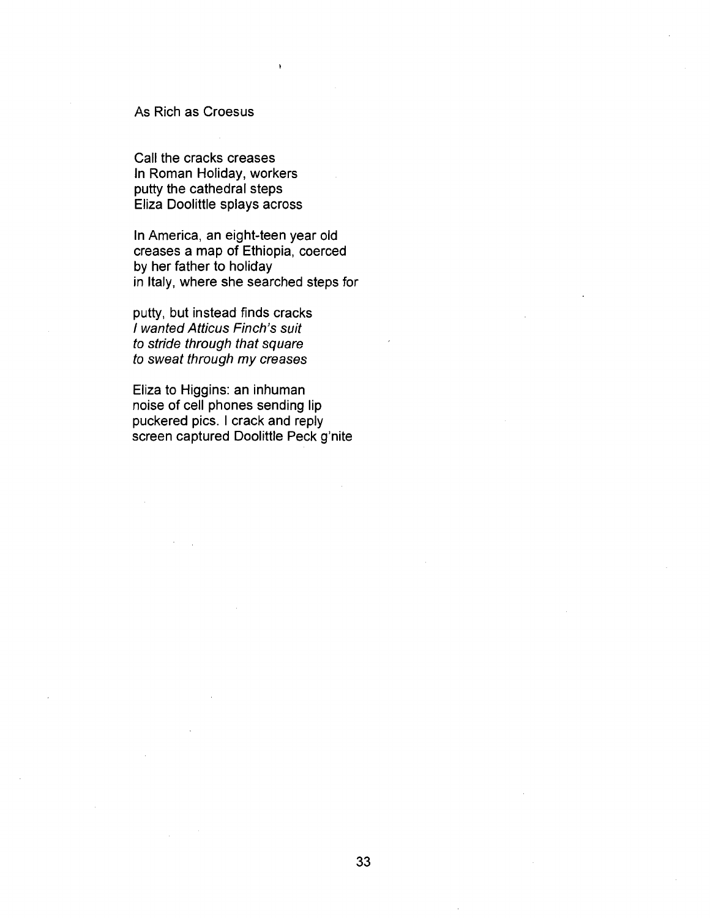## As Rich as Croesus

Call the cracks creases  
In Roman Holiday, workers  
putty the cathedral steps  
Eliza Doolittle splays across

In America, an eight-teen year old  
creases a map of Ethiopia, coerced  
by her father to holiday  
in Italy, where she searched steps for

putty, but instead finds cracks  
*I wanted Atticus Finch's suit*  
*to stride through that square*  
*to sweat through my creases*

Eliza to Higgins: an inhuman  
noise of cell phones sending lip  
puckered pics. I crack and reply  
screen captured Doolittle Peck g'nite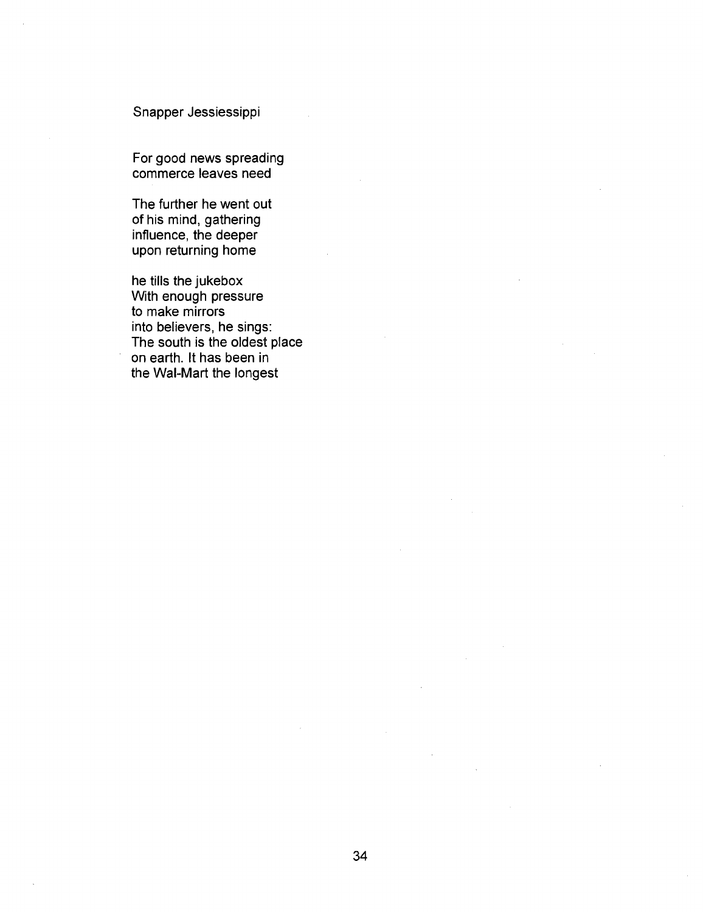## Snapper Jessiessippi

For good news spreading  
commerce leaves need

The further he went out  
of his mind, gathering  
influence, the deeper  
upon returning home

he tills the jukebox  
With enough pressure  
to make mirrors  
into believers, he sings:  
The south is the oldest place  
on earth. It has been in  
the Wal-Mart the longest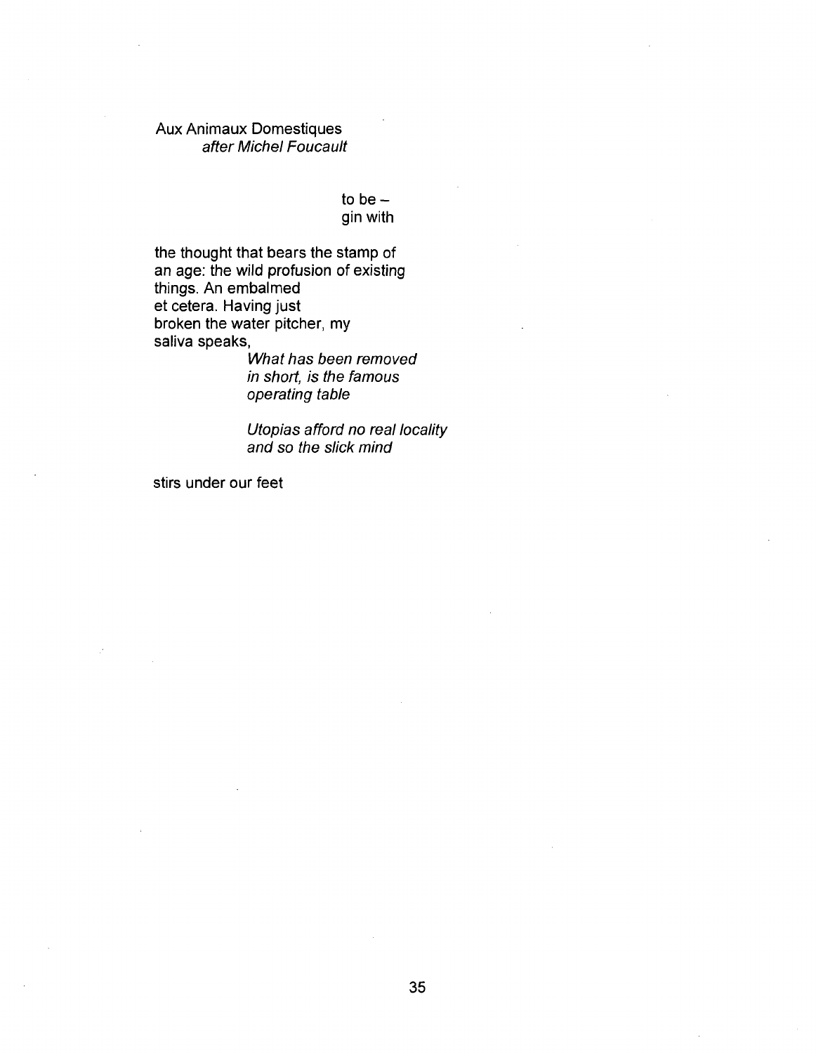Aux Animaux Domestiques

*after Michel Foucault*

to be –
gin with

the thought that bears the stamp of
an age: the wild profusion of existing
things. An embalmed
et cetera. Having just
broken the water pitcher, my
saliva speaks,

*What has been removed*
*in short, is the famous*
*operating table*

*Utopias afford no real locality*
*and so the slick mind*

stirs under our feet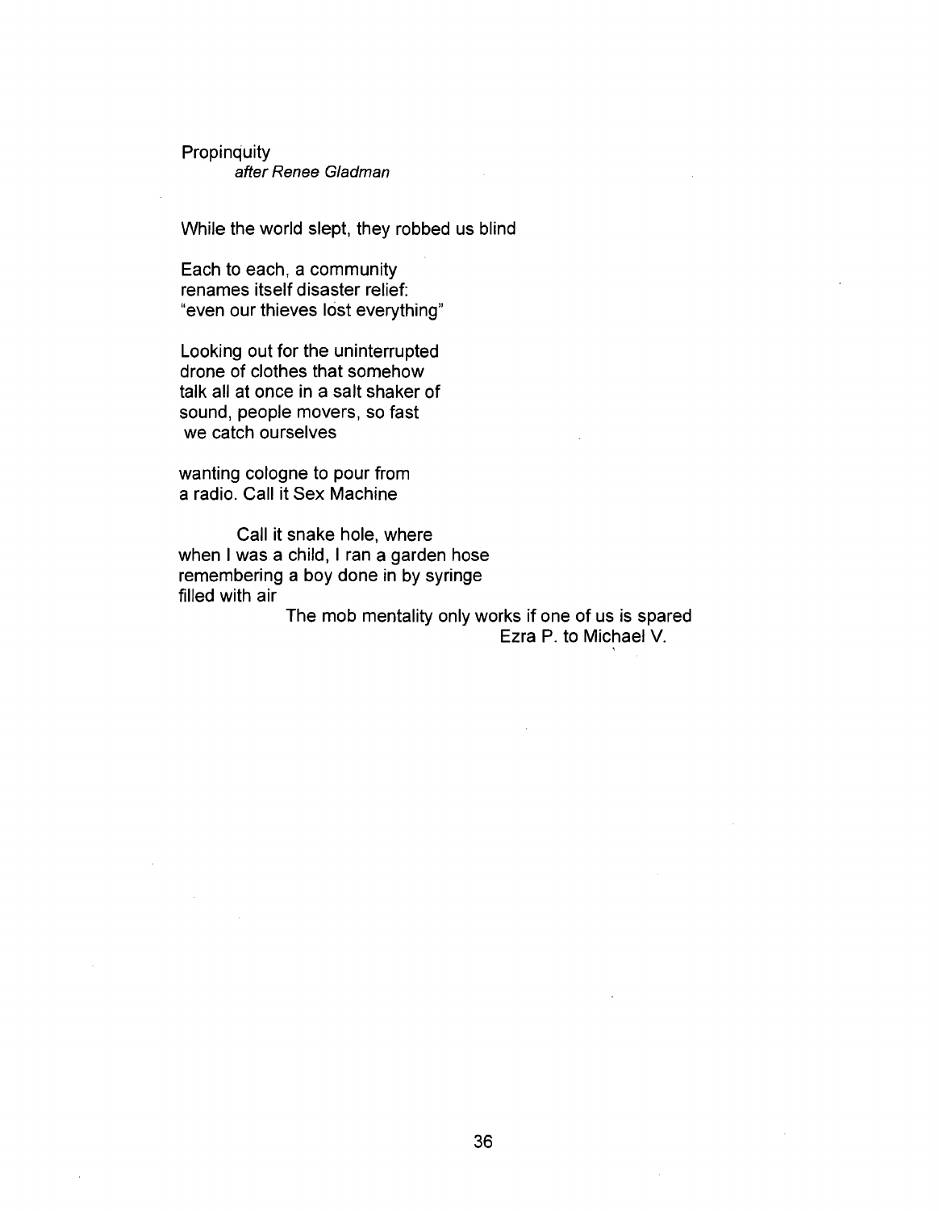Propinquity

*after Renee Gladman*

While the world slept, they robbed us blind

Each to each, a community  
renames itself disaster relief:  
"even our thieves lost everything"

Looking out for the uninterrupted  
drone of clothes that somehow  
talk all at once in a salt shaker of  
sound, people movers, so fast  
we catch ourselves

wanting cologne to pour from  
a radio. Call it Sex Machine

Call it snake hole, where  
when I was a child, I ran a garden hose  
remembering a boy done in by syringe  
filled with air

The mob mentality only works if one of us is spared

Ezra P. to Michael V.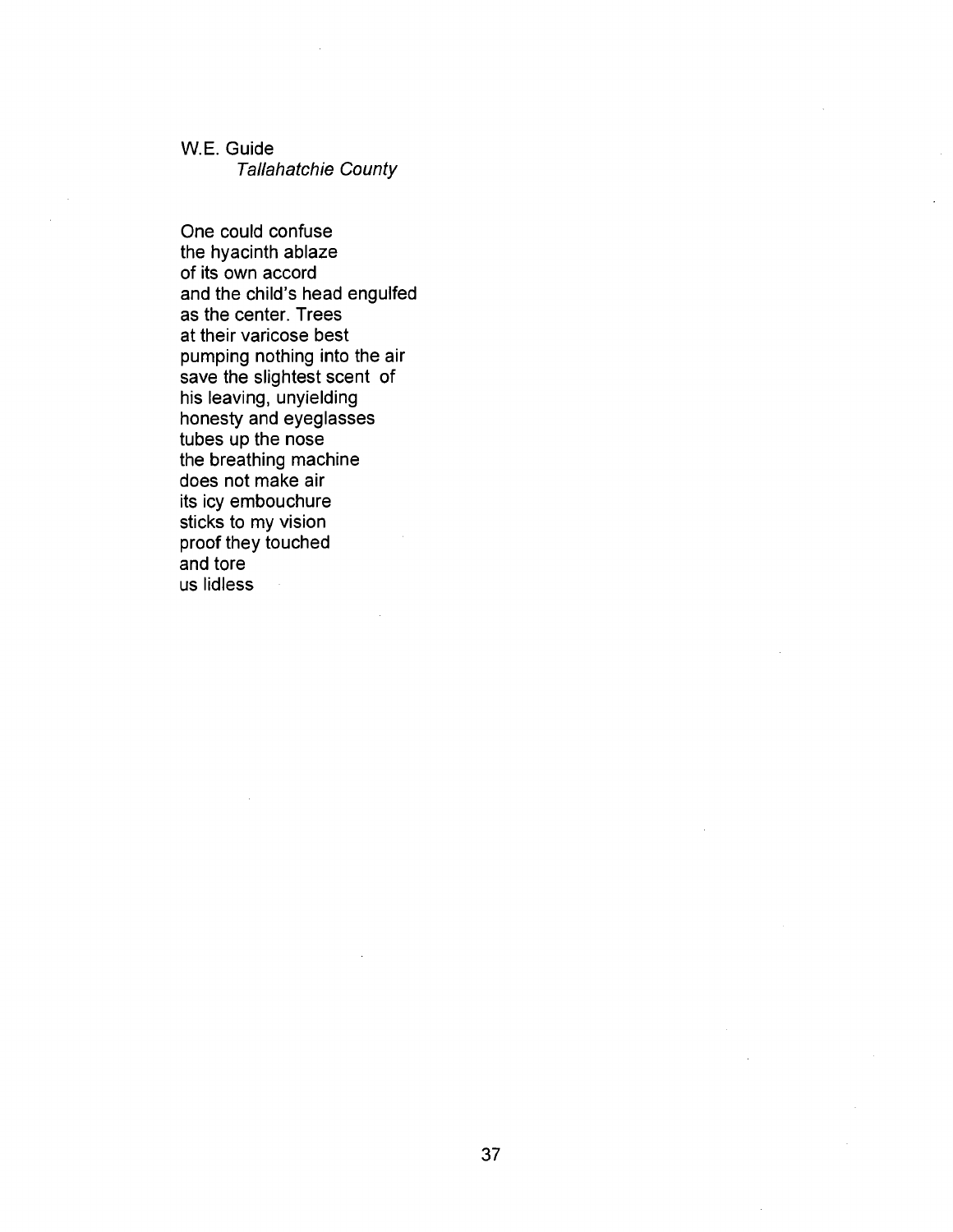W.E. Guide
*Tallahatchie County*

One could confuse
the hyacinth ablaze
of its own accord
and the child's head engulfed
as the center. Trees
at their varicose best
pumping nothing into the air
save the slightest scent of
his leaving, unyielding
honesty and eyeglasses
tubes up the nose
the breathing machine
does not make air
its icy embouchure
sticks to my vision
proof they touched
and tore
us lidless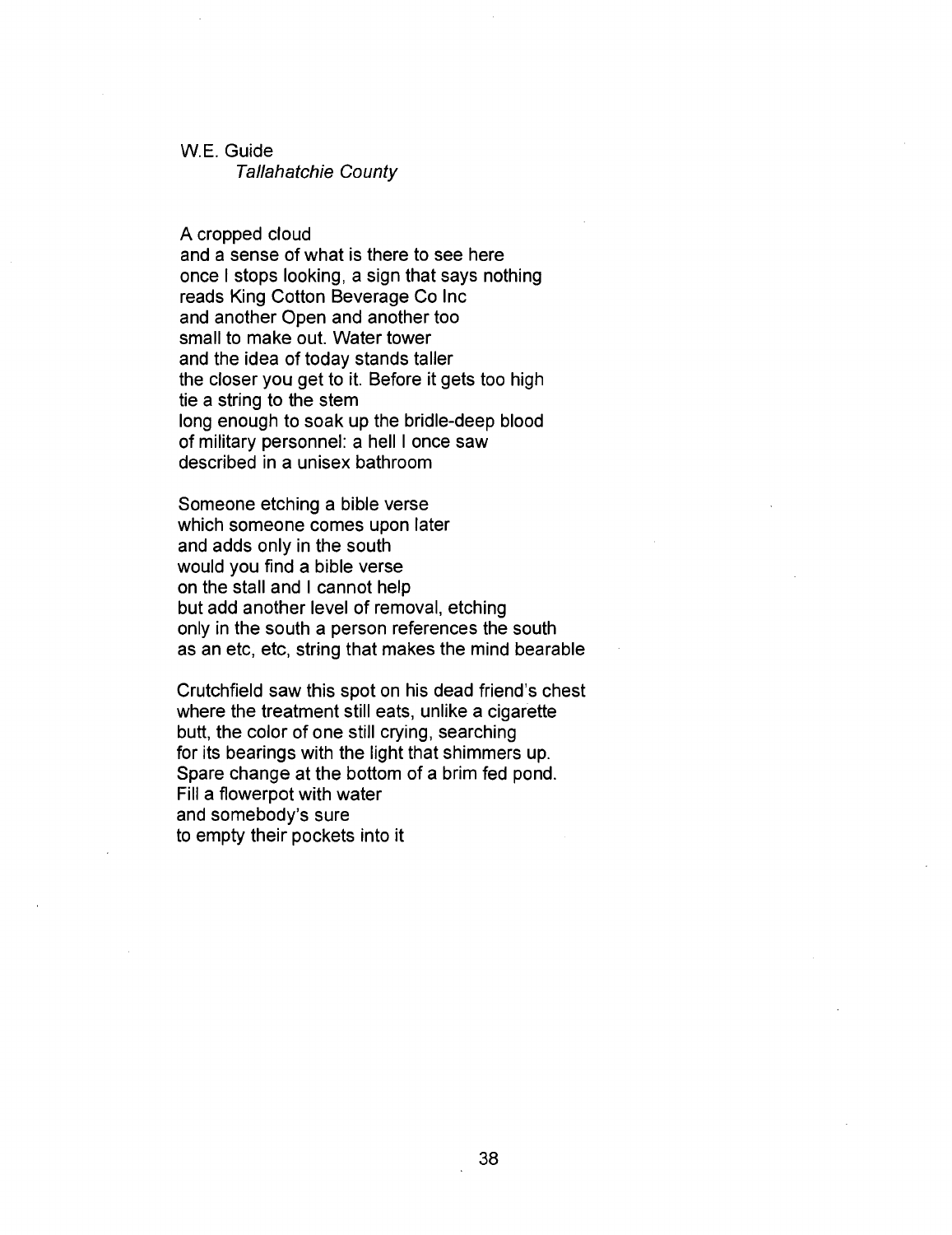W.E. Guide
*Tallahatchie County*

A cropped cloud
and a sense of what is there to see here
once I stops looking, a sign that says nothing
reads King Cotton Beverage Co Inc
and another Open and another too
small to make out. Water tower
and the idea of today stands taller
the closer you get to it. Before it gets too high
tie a string to the stem
long enough to soak up the bridle-deep blood
of military personnel: a hell I once saw
described in a unisex bathroom

Someone etching a bible verse
which someone comes upon later
and adds only in the south
would you find a bible verse
on the stall and I cannot help
but add another level of removal, etching
only in the south a person references the south
as an etc, etc, string that makes the mind bearable

Crutchfield saw this spot on his dead friend's chest
where the treatment still eats, unlike a cigarette
butt, the color of one still crying, searching
for its bearings with the light that shimmers up.
Spare change at the bottom of a brim fed pond.
Fill a flowerpot with water
and somebody's sure
to empty their pockets into it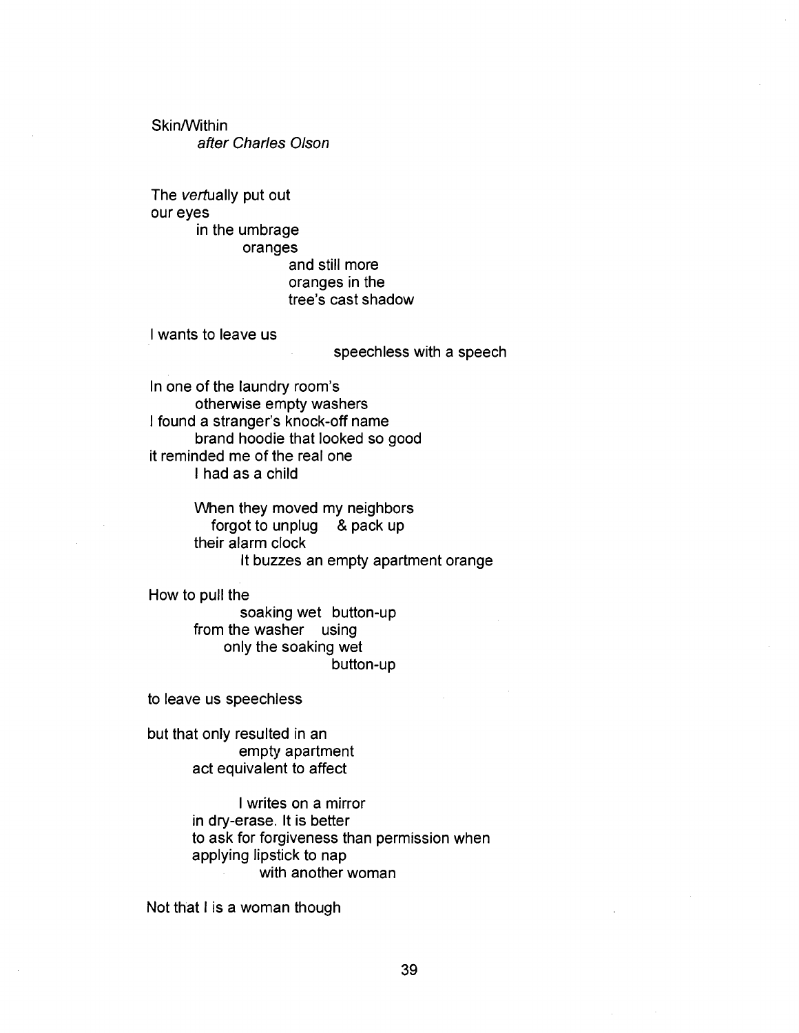Skin/Within

*after Charles Olson*

The *vert*ually put out  
our eyes  
        in the umbrage  
                oranges  
                        and still more  
                        oranges in the  
                        tree's cast shadow

I wants to leave us  
                                speechless with a speech

In one of the laundry room's  
        otherwise empty washers  
I found a stranger's knock-off name  
        brand hoodie that looked so good  
it reminded me of the real one  
        I had as a child

        When they moved my neighbors  
          forgot to unplug   & pack up  
        their alarm clock  
                It buzzes an empty apartment orange

How to pull the  
                soaking wet  button-up  
        from the washer   using  
            only the soaking wet  
                                button-up

to leave us speechless

but that only resulted in an  
                empty apartment  
        act equivalent to affect

                I writes on a mirror  
        in dry-erase. It is better  
        to ask for forgiveness than permission when  
        applying lipstick to nap  
                with another woman

Not that I is a woman though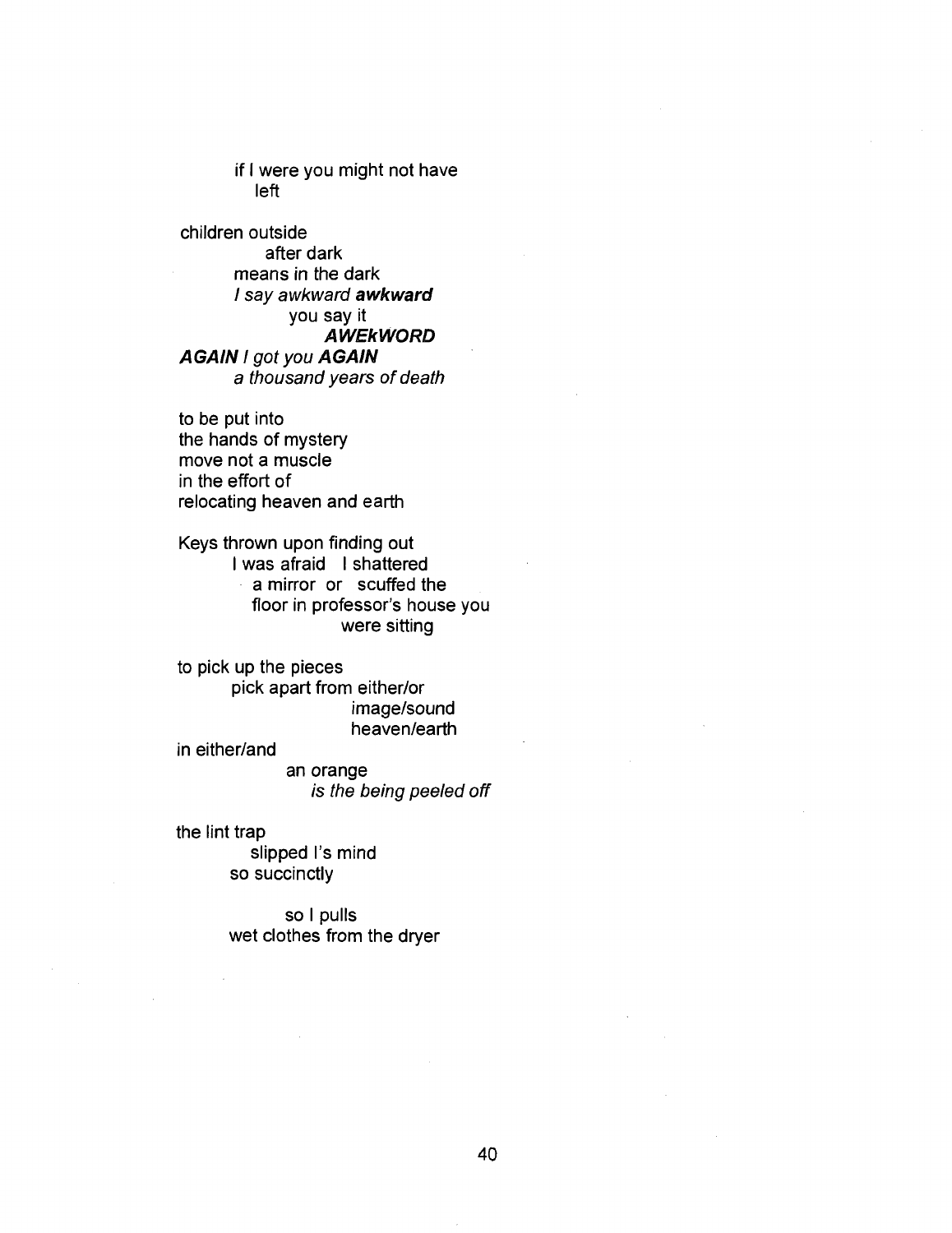if I were you might not have
left

children outside
after dark
means in the dark
*I say awkward* ***awkward***
you say it
***AWEkWORD***
***AGAIN*** *I got you* ***AGAIN***
*a thousand years of death*

to be put into
the hands of mystery
move not a muscle
in the effort of
relocating heaven and earth

Keys thrown upon finding out
I was afraid I shattered
a mirror or scuffed the
floor in professor's house you
were sitting

to pick up the pieces
pick apart from either/or
image/sound
heaven/earth
in either/and
an orange
*is the being peeled off*

the lint trap
slipped I's mind
so succinctly

so I pulls
wet clothes from the dryer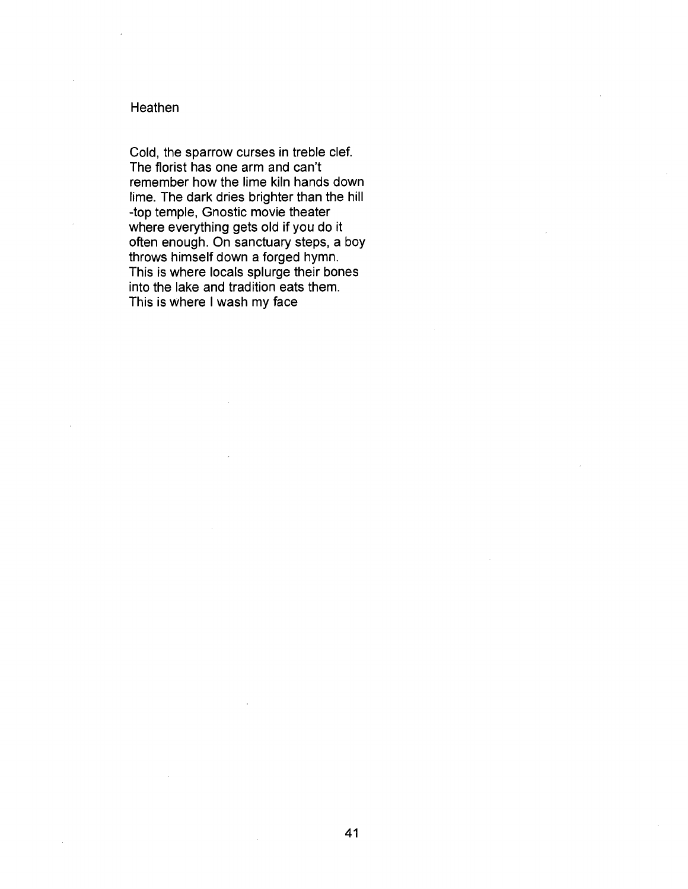## Heathen

Cold, the sparrow curses in treble clef.  
The florist has one arm and can't  
remember how the lime kiln hands down  
lime. The dark dries brighter than the hill  
-top temple, Gnostic movie theater  
where everything gets old if you do it  
often enough. On sanctuary steps, a boy  
throws himself down a forged hymn.  
This is where locals splurge their bones  
into the lake and tradition eats them.  
This is where I wash my face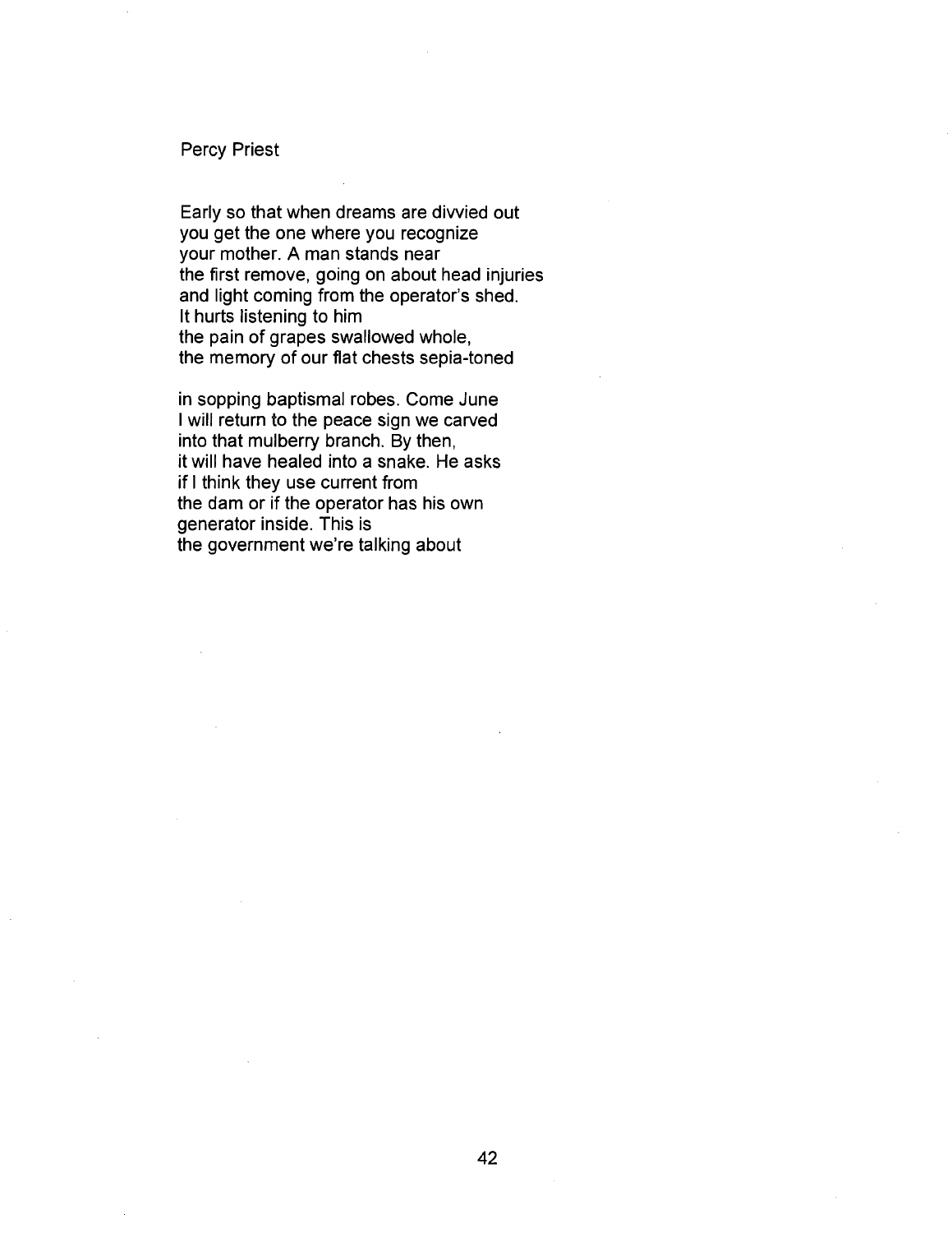# Percy Priest

Early so that when dreams are divvied out
you get the one where you recognize
your mother. A man stands near
the first remove, going on about head injuries
and light coming from the operator's shed.
It hurts listening to him
the pain of grapes swallowed whole,
the memory of our flat chests sepia-toned

in sopping baptismal robes. Come June
I will return to the peace sign we carved
into that mulberry branch. By then,
it will have healed into a snake. He asks
if I think they use current from
the dam or if the operator has his own
generator inside. This is
the government we're talking about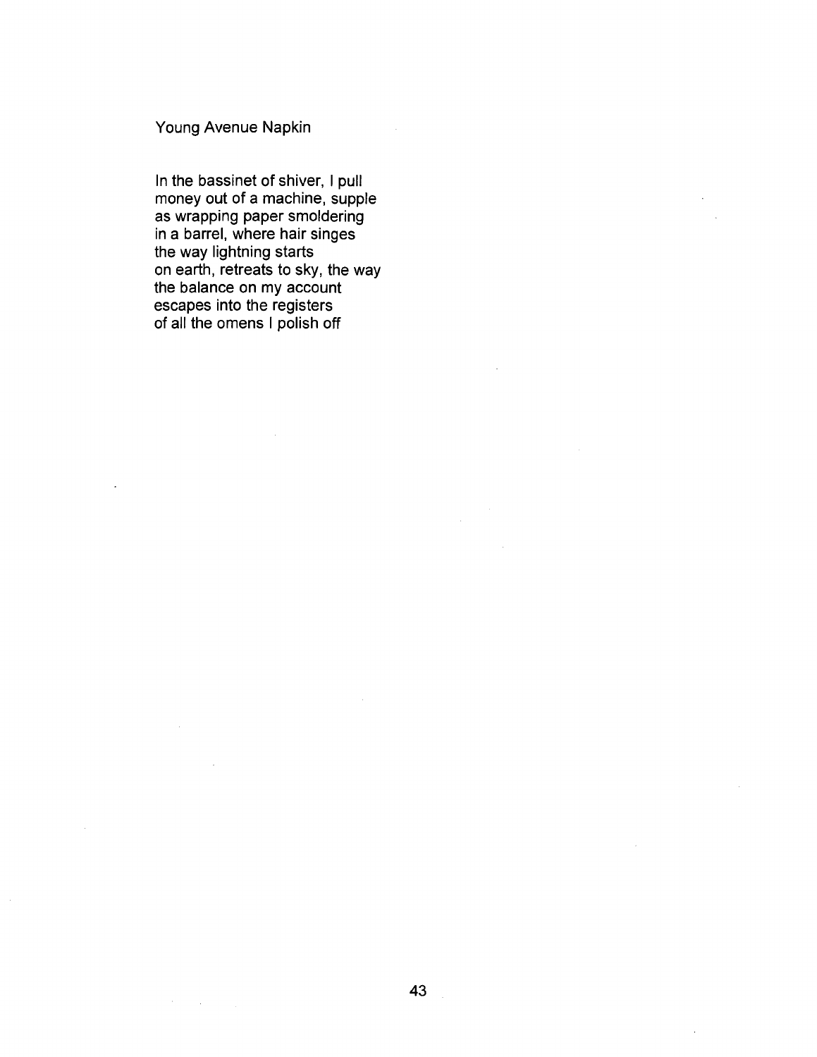## Young Avenue Napkin

In the bassinet of shiver, I pull  
money out of a machine, supple  
as wrapping paper smoldering  
in a barrel, where hair singes  
the way lightning starts  
on earth, retreats to sky, the way  
the balance on my account  
escapes into the registers  
of all the omens I polish off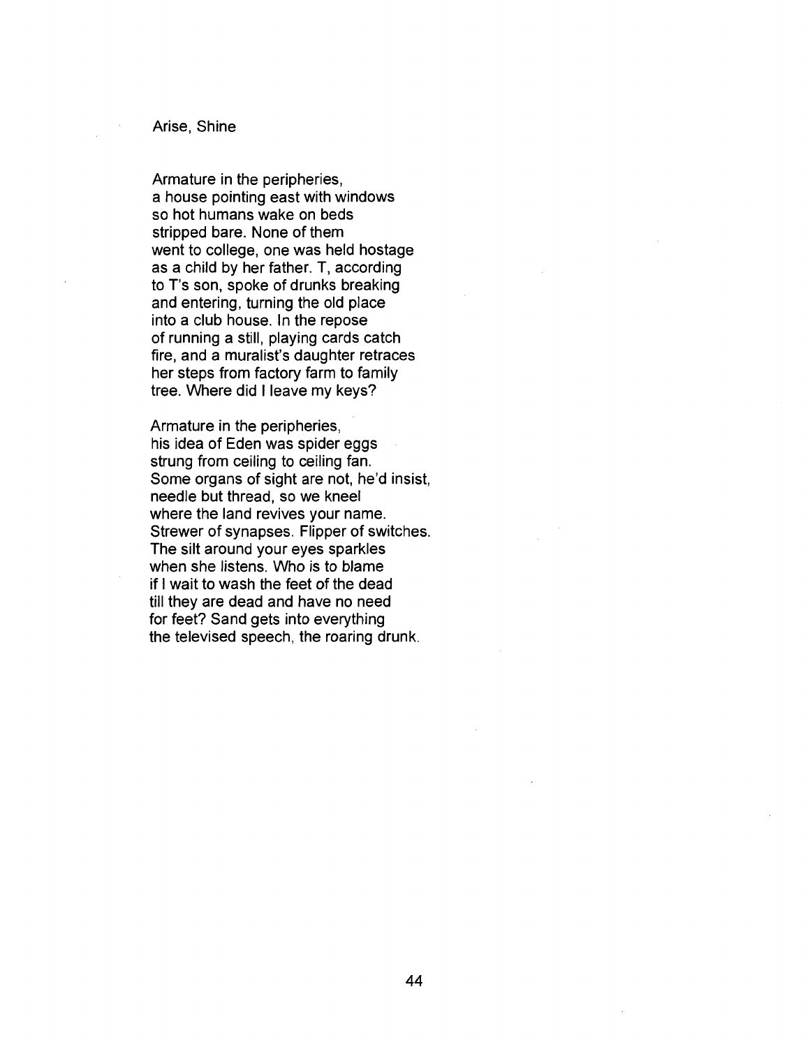## Arise, Shine

Armature in the peripheries,
a house pointing east with windows
so hot humans wake on beds
stripped bare. None of them
went to college, one was held hostage
as a child by her father. T, according
to T's son, spoke of drunks breaking
and entering, turning the old place
into a club house. In the repose
of running a still, playing cards catch
fire, and a muralist's daughter retraces
her steps from factory farm to family
tree. Where did I leave my keys?

Armature in the peripheries,
his idea of Eden was spider eggs
strung from ceiling to ceiling fan.
Some organs of sight are not, he'd insist,
needle but thread, so we kneel
where the land revives your name.
Strewer of synapses. Flipper of switches.
The silt around your eyes sparkles
when she listens. Who is to blame
if I wait to wash the feet of the dead
till they are dead and have no need
for feet? Sand gets into everything
the televised speech, the roaring drunk.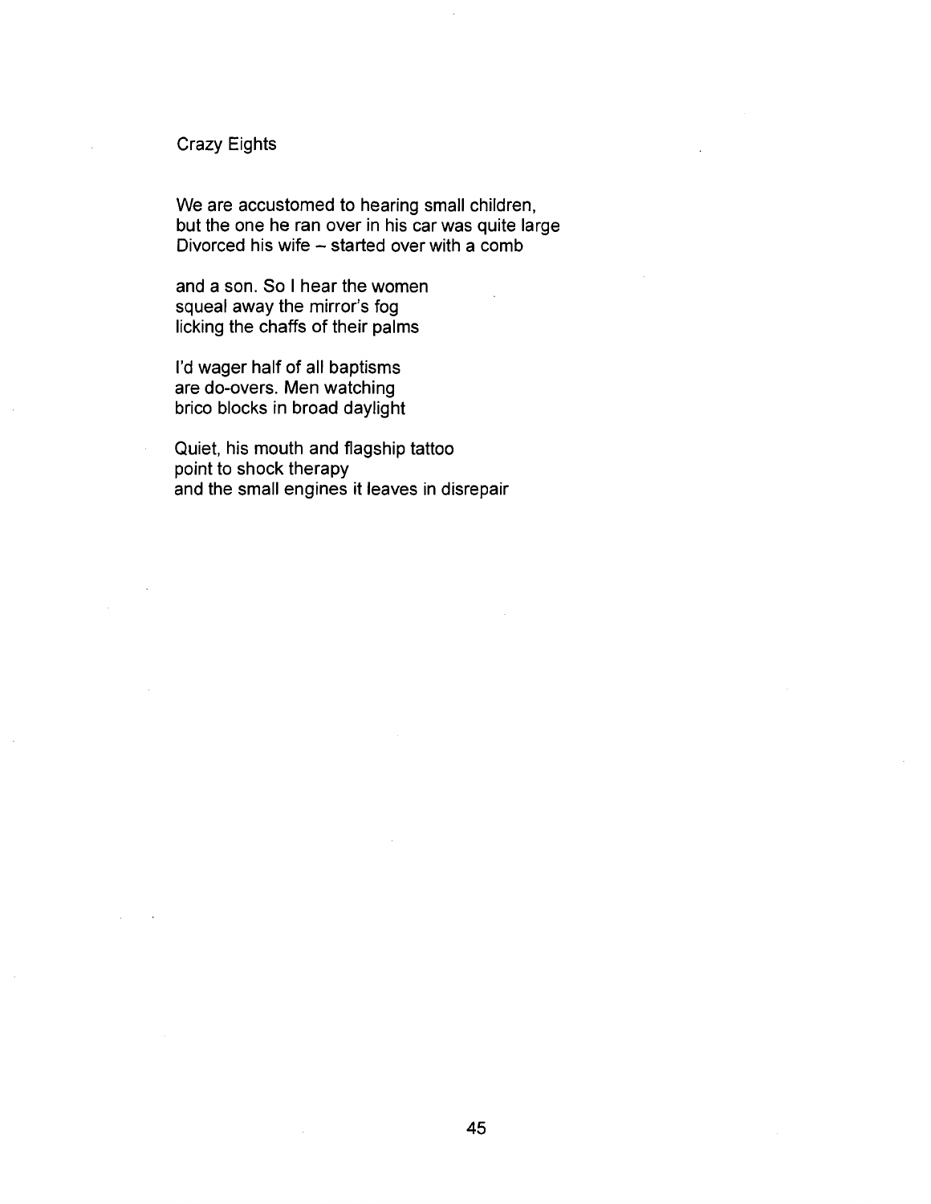# Crazy Eights

We are accustomed to hearing small children,  
but the one he ran over in his car was quite large  
Divorced his wife – started over with a comb

and a son. So I hear the women  
squeal away the mirror's fog  
licking the chaffs of their palms

I'd wager half of all baptisms  
are do-overs. Men watching  
brico blocks in broad daylight

Quiet, his mouth and flagship tattoo  
point to shock therapy  
and the small engines it leaves in disrepair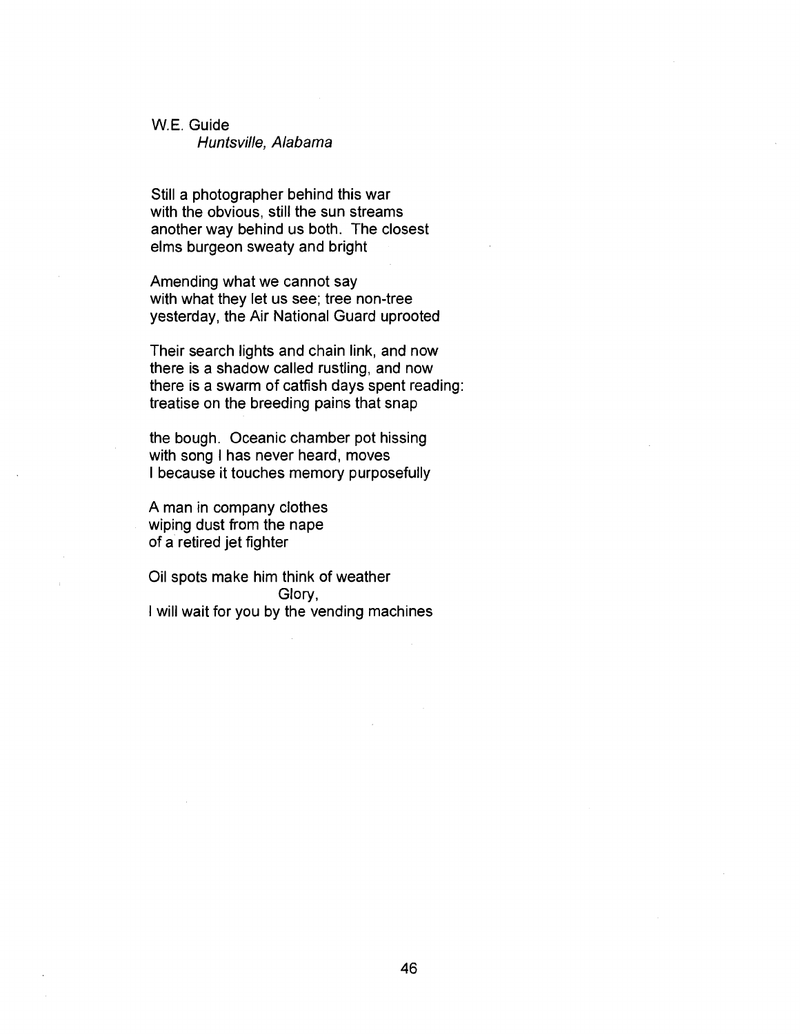W.E. Guide
*Huntsville, Alabama*

Still a photographer behind this war
with the obvious, still the sun streams
another way behind us both. The closest
elms burgeon sweaty and bright

Amending what we cannot say
with what they let us see; tree non-tree
yesterday, the Air National Guard uprooted

Their search lights and chain link, and now
there is a shadow called rustling, and now
there is a swarm of catfish days spent reading:
treatise on the breeding pains that snap

the bough. Oceanic chamber pot hissing
with song I has never heard, moves
I because it touches memory purposefully

A man in company clothes
wiping dust from the nape
of a retired jet fighter

Oil spots make him think of weather
Glory,
I will wait for you by the vending machines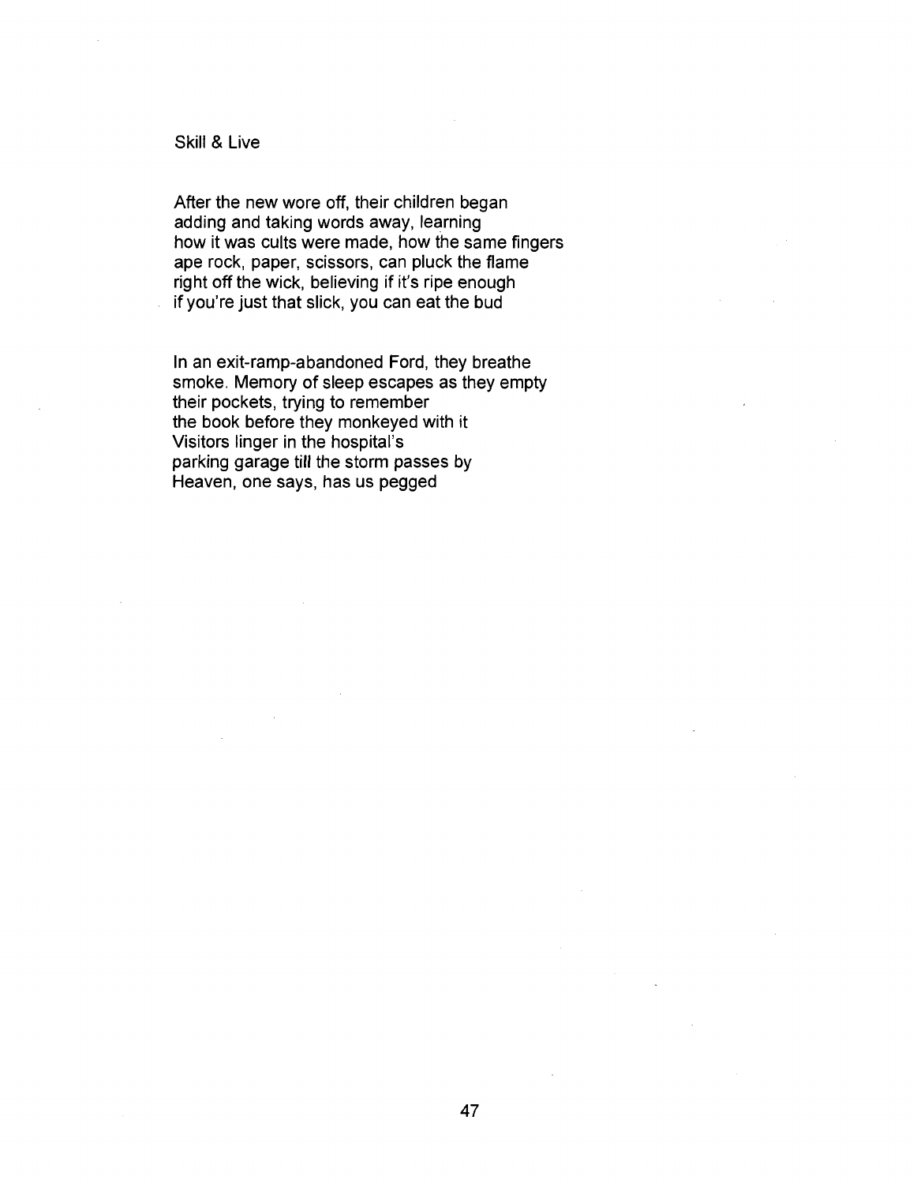## Skill & Live

After the new wore off, their children began  
adding and taking words away, learning  
how it was cults were made, how the same fingers  
ape rock, paper, scissors, can pluck the flame  
right off the wick, believing if it's ripe enough  
if you're just that slick, you can eat the bud

In an exit-ramp-abandoned Ford, they breathe  
smoke. Memory of sleep escapes as they empty  
their pockets, trying to remember  
the book before they monkeyed with it  
Visitors linger in the hospital's  
parking garage till the storm passes by  
Heaven, one says, has us pegged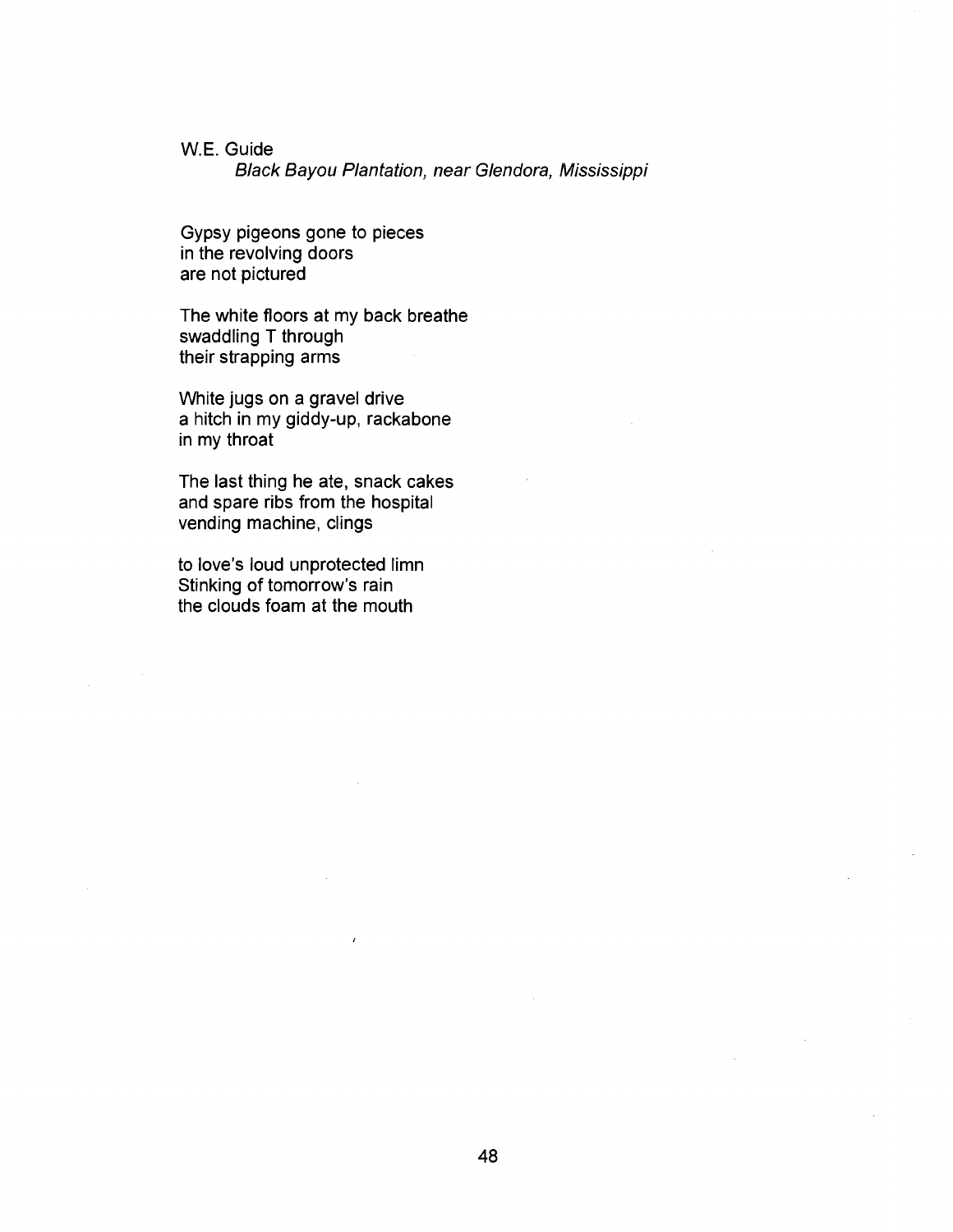## W.E. Guide

*Black Bayou Plantation, near Glendora, Mississippi*

Gypsy pigeons gone to pieces  
in the revolving doors  
are not pictured

The white floors at my back breathe  
swaddling T through  
their strapping arms

White jugs on a gravel drive  
a hitch in my giddy-up, rackabone  
in my throat

The last thing he ate, snack cakes  
and spare ribs from the hospital  
vending machine, clings

to love's loud unprotected limn  
Stinking of tomorrow's rain  
the clouds foam at the mouth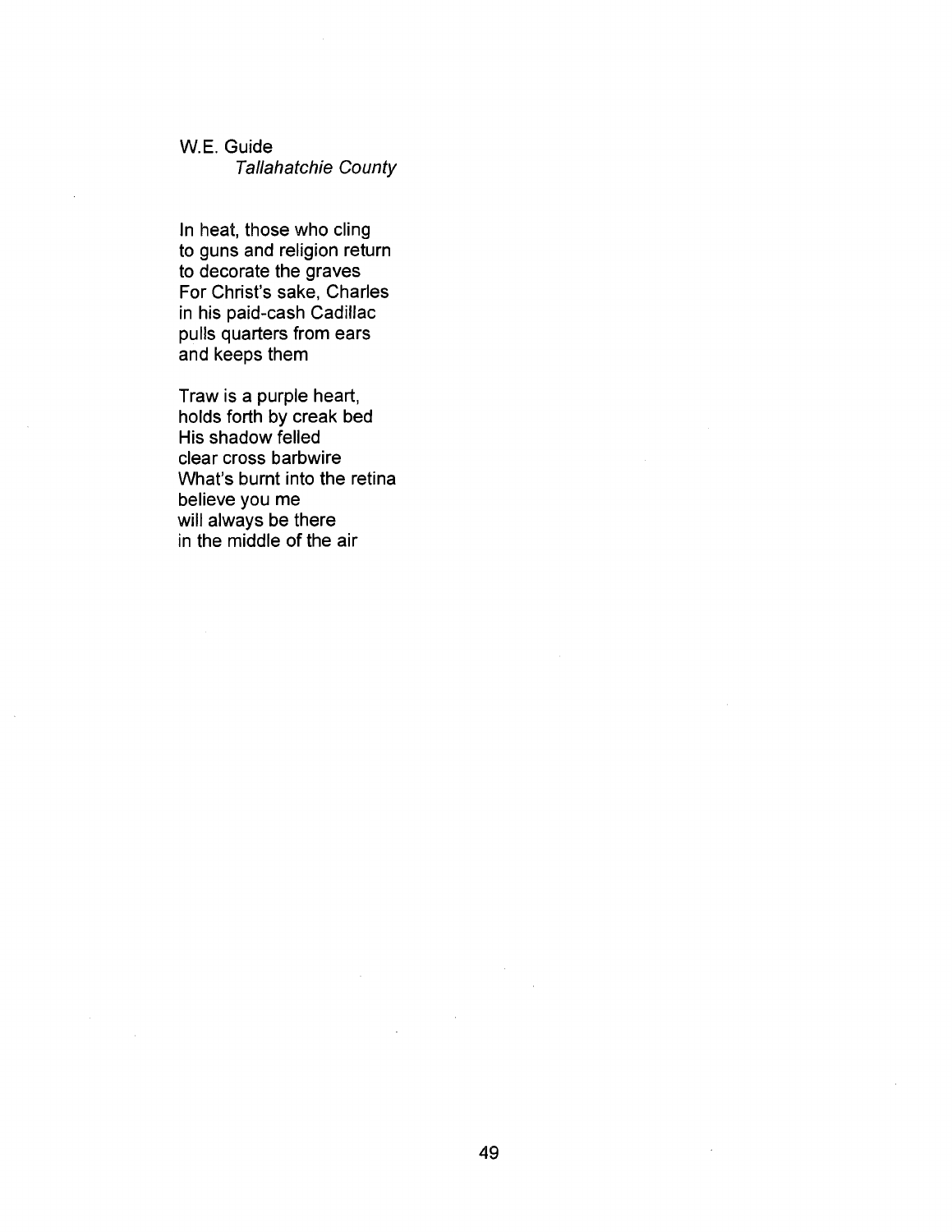W.E. Guide
*Tallahatchie County*

In heat, those who cling
to guns and religion return
to decorate the graves
For Christ's sake, Charles
in his paid-cash Cadillac
pulls quarters from ears
and keeps them

Traw is a purple heart,
holds forth by creak bed
His shadow felled
clear cross barbwire
What's burnt into the retina
believe you me
will always be there
in the middle of the air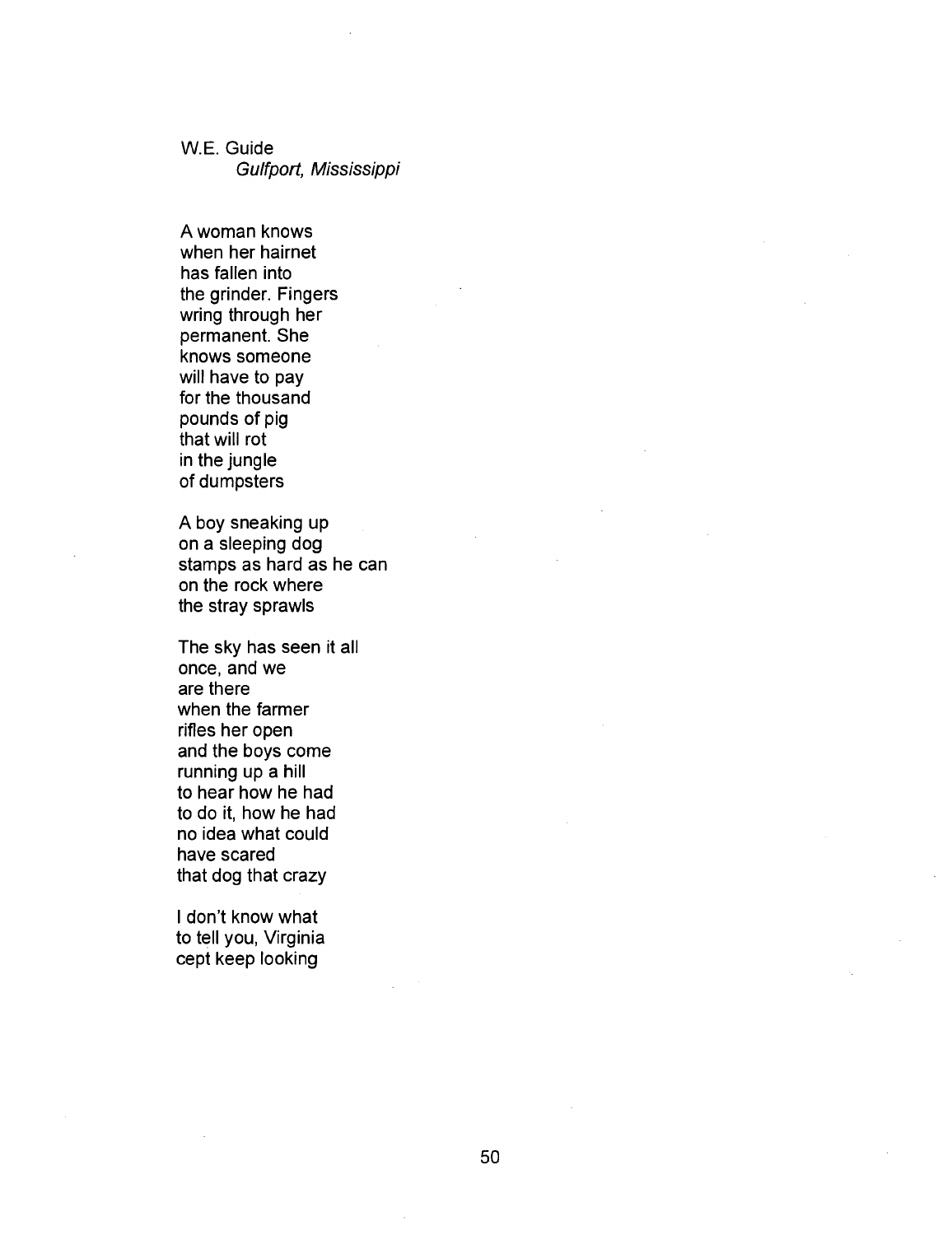W.E. Guide
*Gulfport, Mississippi*

A woman knows
when her hairnet
has fallen into
the grinder. Fingers
wring through her
permanent. She
knows someone
will have to pay
for the thousand
pounds of pig
that will rot
in the jungle
of dumpsters

A boy sneaking up
on a sleeping dog
stamps as hard as he can
on the rock where
the stray sprawls

The sky has seen it all
once, and we
are there
when the farmer
rifles her open
and the boys come
running up a hill
to hear how he had
to do it, how he had
no idea what could
have scared
that dog that crazy

I don't know what
to tell you, Virginia
cept keep looking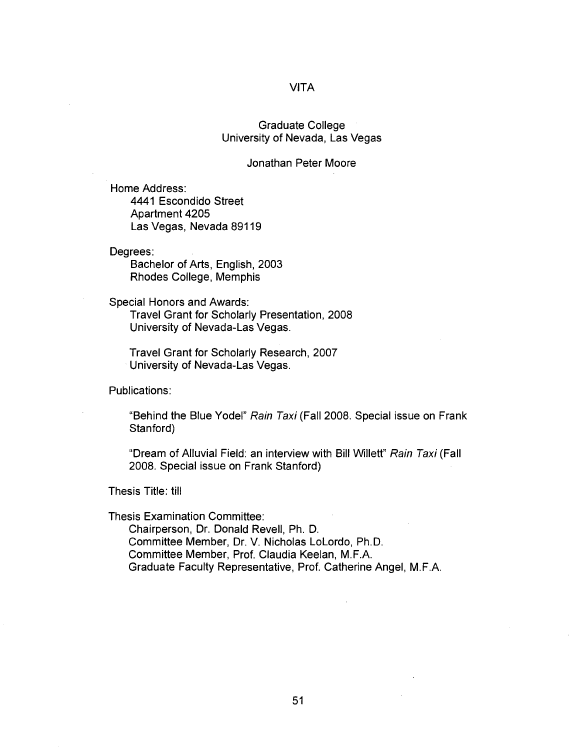# VITA

Graduate College
University of Nevada, Las Vegas

Jonathan Peter Moore

Home Address:
4441 Escondido Street
Apartment 4205
Las Vegas, Nevada 89119

Degrees:
Bachelor of Arts, English, 2003
Rhodes College, Memphis

Special Honors and Awards:
Travel Grant for Scholarly Presentation, 2008
University of Nevada-Las Vegas.

Travel Grant for Scholarly Research, 2007
University of Nevada-Las Vegas.

Publications:

"Behind the Blue Yodel" *Rain Taxi* (Fall 2008. Special issue on Frank Stanford)

"Dream of Alluvial Field: an interview with Bill Willett" *Rain Taxi* (Fall 2008. Special issue on Frank Stanford)

Thesis Title: till

Thesis Examination Committee:
Chairperson, Dr. Donald Revell, Ph. D.
Committee Member, Dr. V. Nicholas LoLordo, Ph.D.
Committee Member, Prof. Claudia Keelan, M.F.A.
Graduate Faculty Representative, Prof. Catherine Angel, M.F.A.